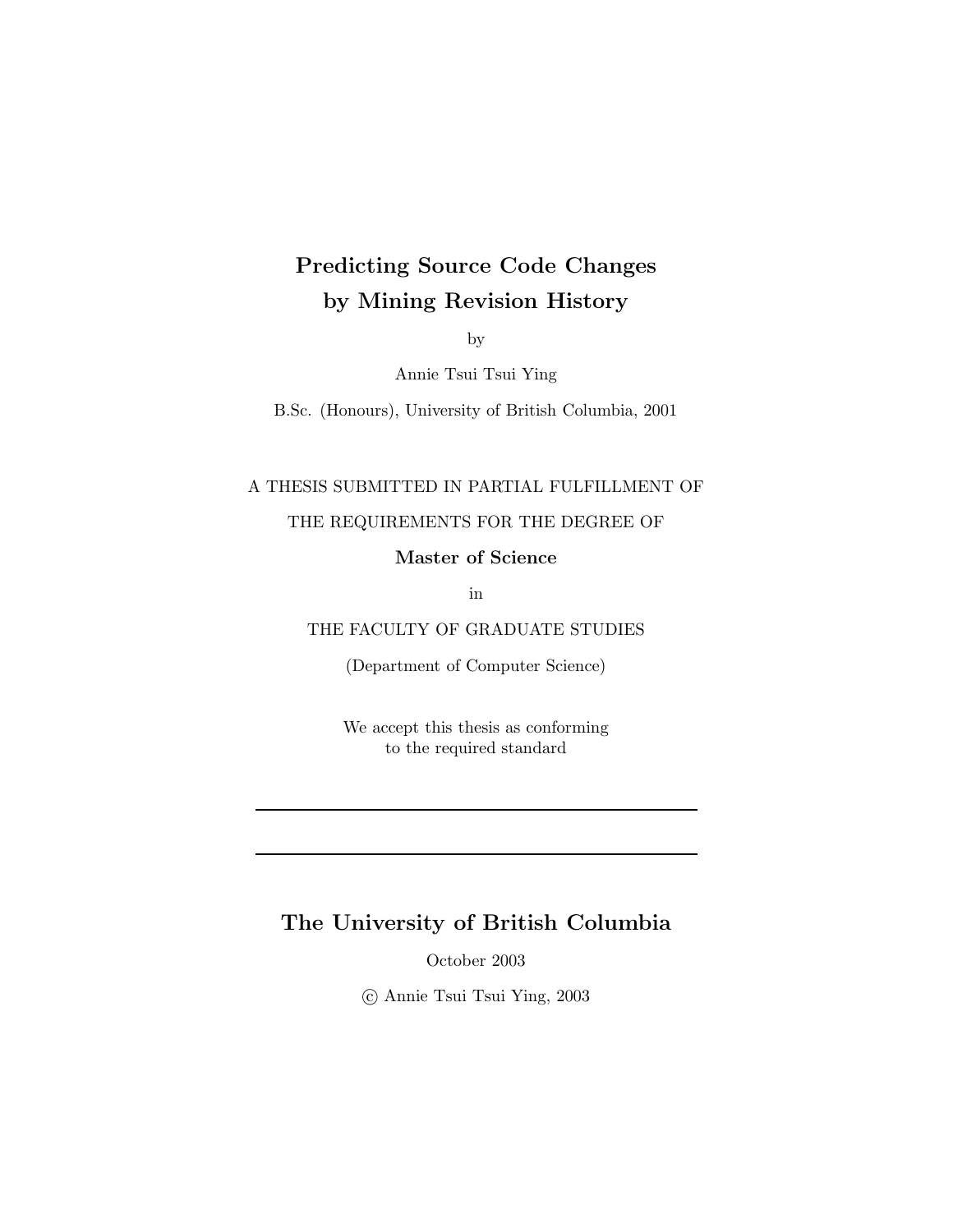# Predicting Source Code Changes by Mining Revision History

by

Annie Tsui Tsui Ying

B.Sc. (Honours), University of British Columbia, 2001

A THESIS SUBMITTED IN PARTIAL FULFILLMENT OF

THE REQUIREMENTS FOR THE DEGREE OF

**Master of Science**

in

THE FACULTY OF GRADUATE STUDIES

(Department of Computer Science)

We accept this thesis as conforming
to the required standard

---

---

## The University of British Columbia

October 2003

© Annie Tsui Tsui Ying, 2003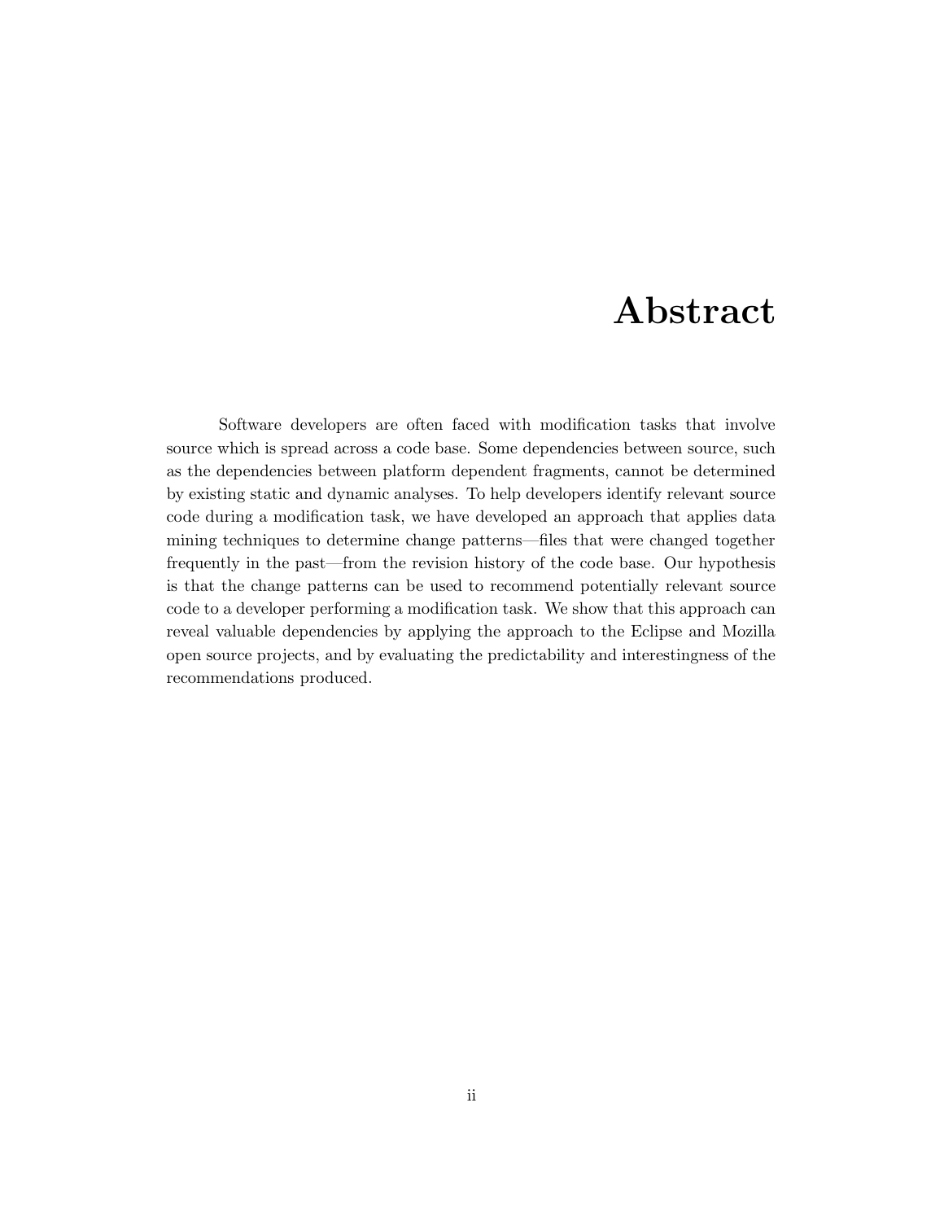# Abstract

Software developers are often faced with modification tasks that involve source which is spread across a code base. Some dependencies between source, such as the dependencies between platform dependent fragments, cannot be determined by existing static and dynamic analyses. To help developers identify relevant source code during a modification task, we have developed an approach that applies data mining techniques to determine change patterns—files that were changed together frequently in the past—from the revision history of the code base. Our hypothesis is that the change patterns can be used to recommend potentially relevant source code to a developer performing a modification task. We show that this approach can reveal valuable dependencies by applying the approach to the Eclipse and Mozilla open source projects, and by evaluating the predictability and interestingness of the recommendations produced.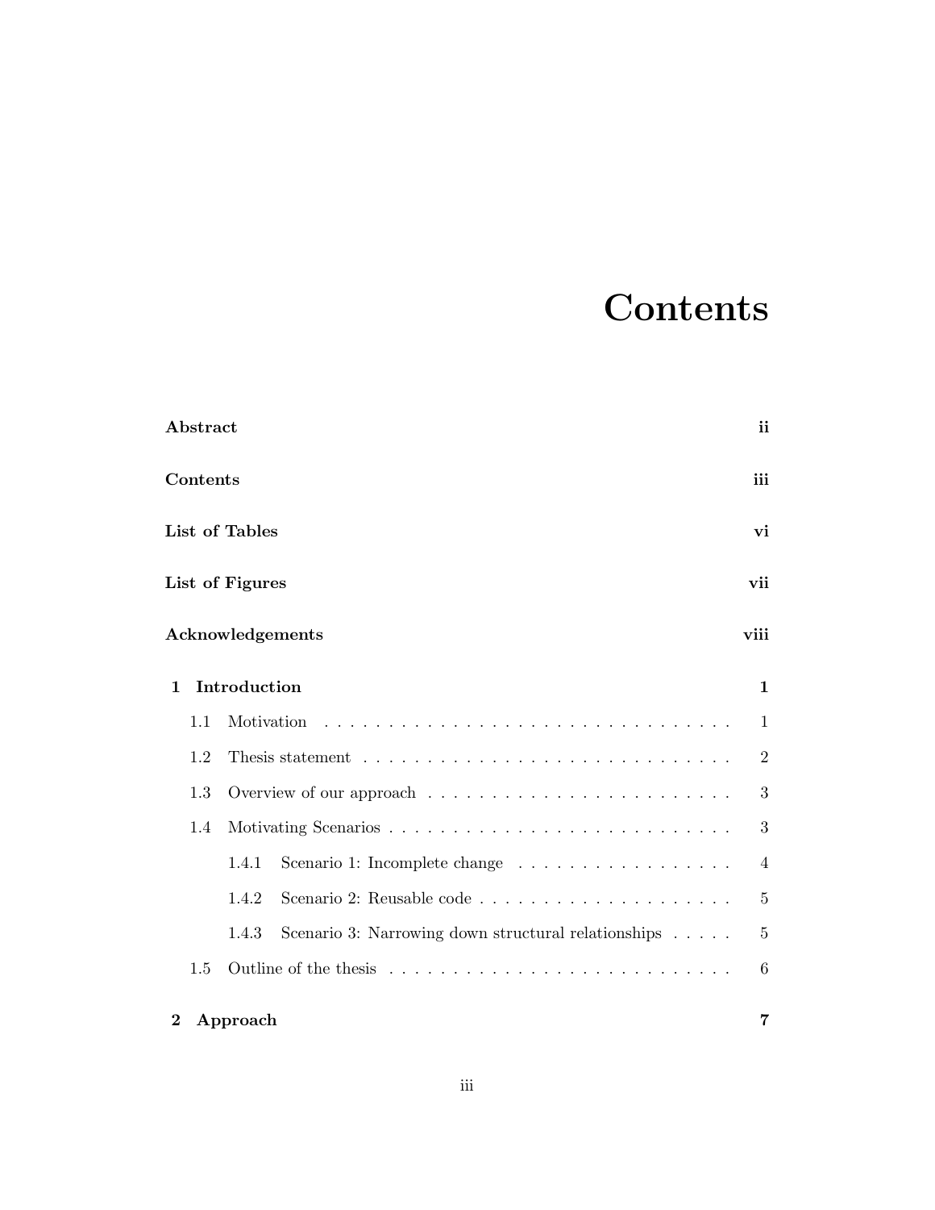# Contents

**Abstract** ii

**Contents** iii

**List of Tables** vi

**List of Figures** vii

**Acknowledgements** viii

**1 Introduction** 1

- 1.1 Motivation . . . 1
- 1.2 Thesis statement . . . 2
- 1.3 Overview of our approach . . . 3
- 1.4 Motivating Scenarios . . . 3
  - 1.4.1 Scenario 1: Incomplete change . . . 4
  - 1.4.2 Scenario 2: Reusable code . . . 5
  - 1.4.3 Scenario 3: Narrowing down structural relationships . . . 5
- 1.5 Outline of the thesis . . . 6

**2 Approach** 7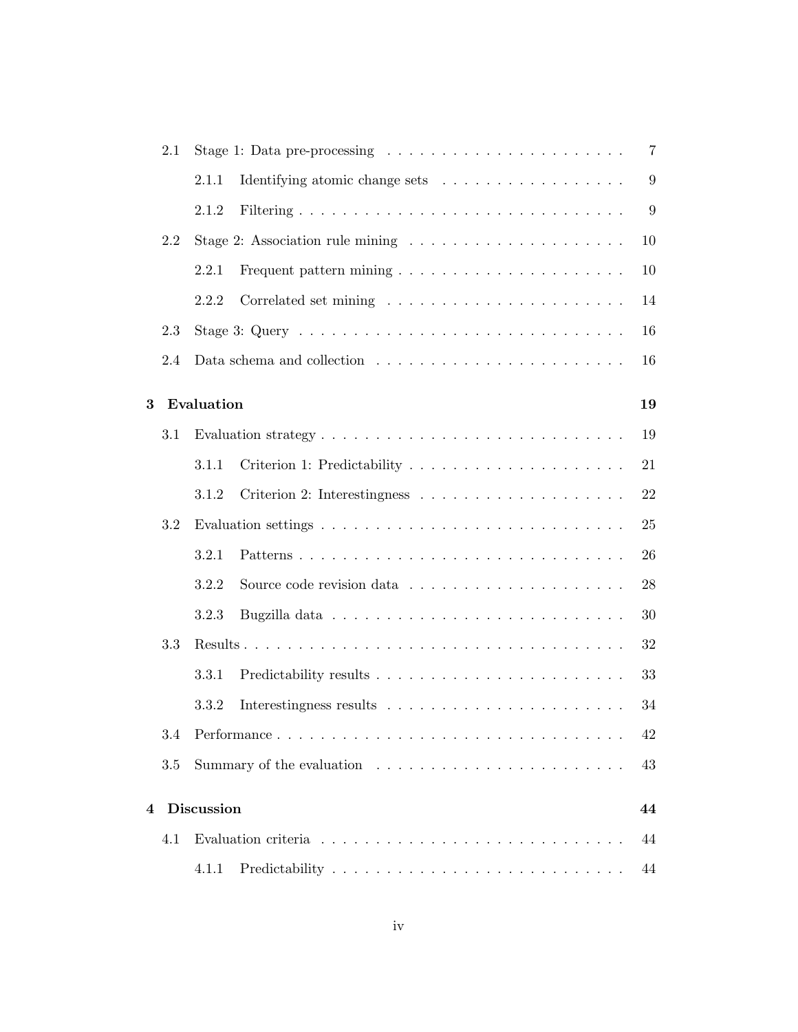2.1 Stage 1: Data pre-processing . . . . . . . . . . . . . . . . . . . . . . . 7

2.1.1 Identifying atomic change sets . . . . . . . . . . . . . . . . . 9

2.1.2 Filtering . . . . . . . . . . . . . . . . . . . . . . . . . . . . . . 9

2.2 Stage 2: Association rule mining . . . . . . . . . . . . . . . . . . . . 10

2.2.1 Frequent pattern mining . . . . . . . . . . . . . . . . . . . . . 10

2.2.2 Correlated set mining . . . . . . . . . . . . . . . . . . . . . . 14

2.3 Stage 3: Query . . . . . . . . . . . . . . . . . . . . . . . . . . . . . . 16

2.4 Data schema and collection . . . . . . . . . . . . . . . . . . . . . . . 16

**3 Evaluation** **19**

3.1 Evaluation strategy . . . . . . . . . . . . . . . . . . . . . . . . . . . . 19

3.1.1 Criterion 1: Predictability . . . . . . . . . . . . . . . . . . . . 21

3.1.2 Criterion 2: Interestingness . . . . . . . . . . . . . . . . . . . 22

3.2 Evaluation settings . . . . . . . . . . . . . . . . . . . . . . . . . . . . 25

3.2.1 Patterns . . . . . . . . . . . . . . . . . . . . . . . . . . . . . . 26

3.2.2 Source code revision data . . . . . . . . . . . . . . . . . . . . 28

3.2.3 Bugzilla data . . . . . . . . . . . . . . . . . . . . . . . . . . . 30

3.3 Results . . . . . . . . . . . . . . . . . . . . . . . . . . . . . . . . . . . 32

3.3.1 Predictability results . . . . . . . . . . . . . . . . . . . . . . . 33

3.3.2 Interestingness results . . . . . . . . . . . . . . . . . . . . . . 34

3.4 Performance . . . . . . . . . . . . . . . . . . . . . . . . . . . . . . . . 42

3.5 Summary of the evaluation . . . . . . . . . . . . . . . . . . . . . . . 43

**4 Discussion** **44**

4.1 Evaluation criteria . . . . . . . . . . . . . . . . . . . . . . . . . . . . 44

4.1.1 Predictability . . . . . . . . . . . . . . . . . . . . . . . . . . . 44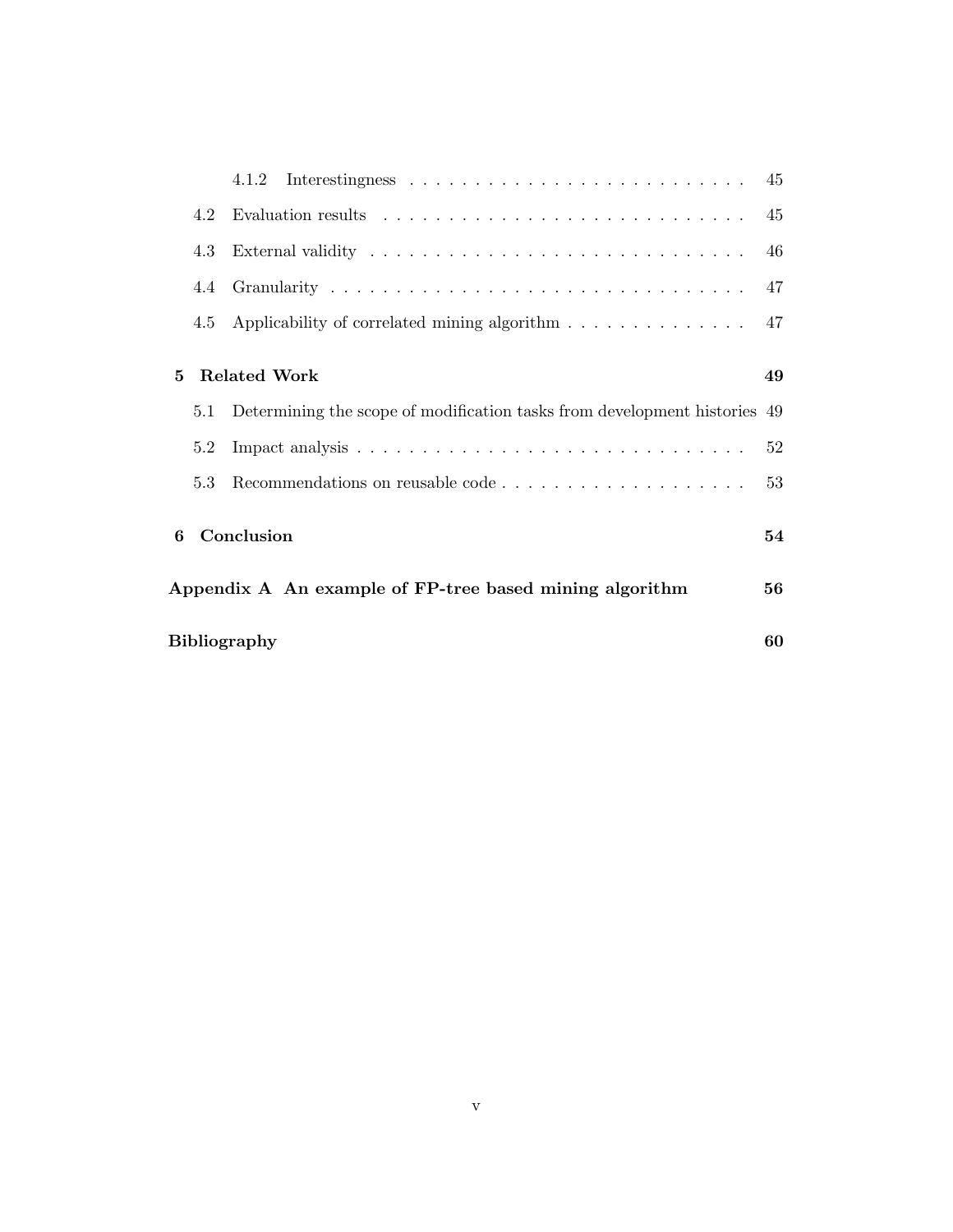4.1.2 Interestingness . . . . . . . . . . . . . . . . . . . . . . . . . . . 45

4.2 Evaluation results . . . . . . . . . . . . . . . . . . . . . . . . . . . . . 45

4.3 External validity . . . . . . . . . . . . . . . . . . . . . . . . . . . . . . 46

4.4 Granularity . . . . . . . . . . . . . . . . . . . . . . . . . . . . . . . . . 47

4.5 Applicability of correlated mining algorithm . . . . . . . . . . . . . . 47

**5 Related Work 49**

5.1 Determining the scope of modification tasks from development histories 49

5.2 Impact analysis . . . . . . . . . . . . . . . . . . . . . . . . . . . . . . . 52

5.3 Recommendations on reusable code . . . . . . . . . . . . . . . . . . . 53

**6 Conclusion 54**

**Appendix A An example of FP-tree based mining algorithm 56**

**Bibliography 60**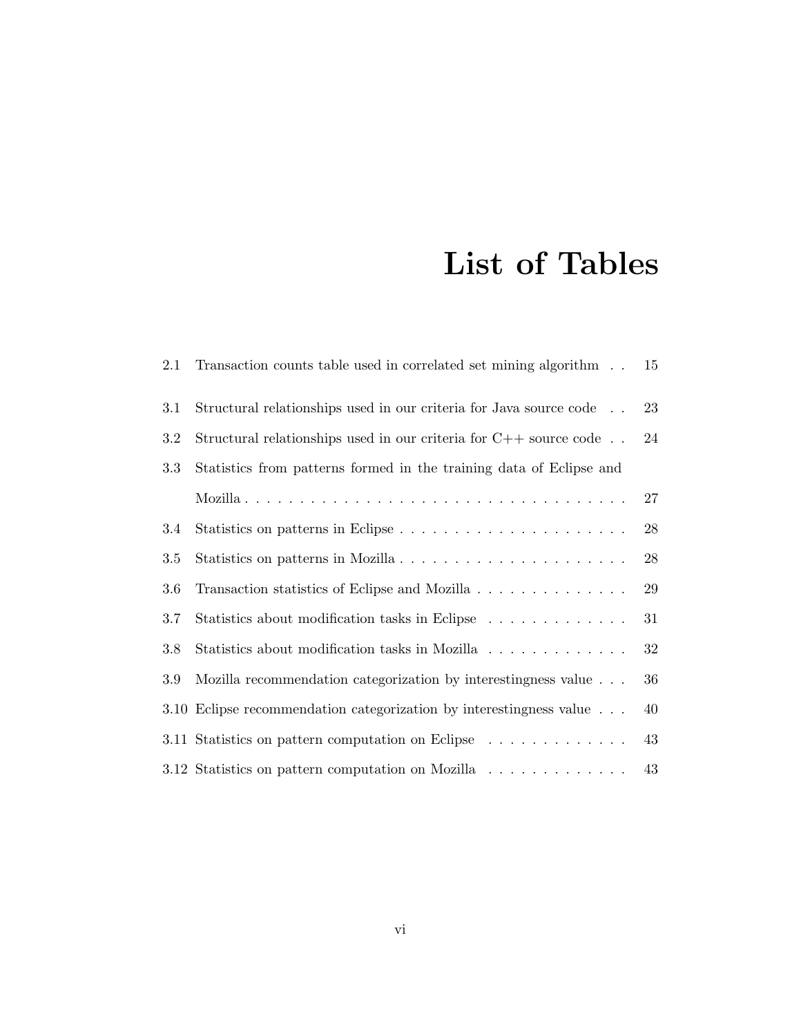# List of Tables

2.1 Transaction counts table used in correlated set mining algorithm . . 15

3.1 Structural relationships used in our criteria for Java source code . . 23

3.2 Structural relationships used in our criteria for C++ source code . . 24

3.3 Statistics from patterns formed in the training data of Eclipse and Mozilla . . . . . . . . . . . . . . . . . . . . . . . . . . . . . . . . . . . . 27

3.4 Statistics on patterns in Eclipse . . . . . . . . . . . . . . . . . . . . . . 28

3.5 Statistics on patterns in Mozilla . . . . . . . . . . . . . . . . . . . . . . 28

3.6 Transaction statistics of Eclipse and Mozilla . . . . . . . . . . . . . . . 29

3.7 Statistics about modification tasks in Eclipse . . . . . . . . . . . . . . 31

3.8 Statistics about modification tasks in Mozilla . . . . . . . . . . . . . . 32

3.9 Mozilla recommendation categorization by interestingness value . . . 36

3.10 Eclipse recommendation categorization by interestingness value . . . 40

3.11 Statistics on pattern computation on Eclipse . . . . . . . . . . . . . . 43

3.12 Statistics on pattern computation on Mozilla . . . . . . . . . . . . . . 43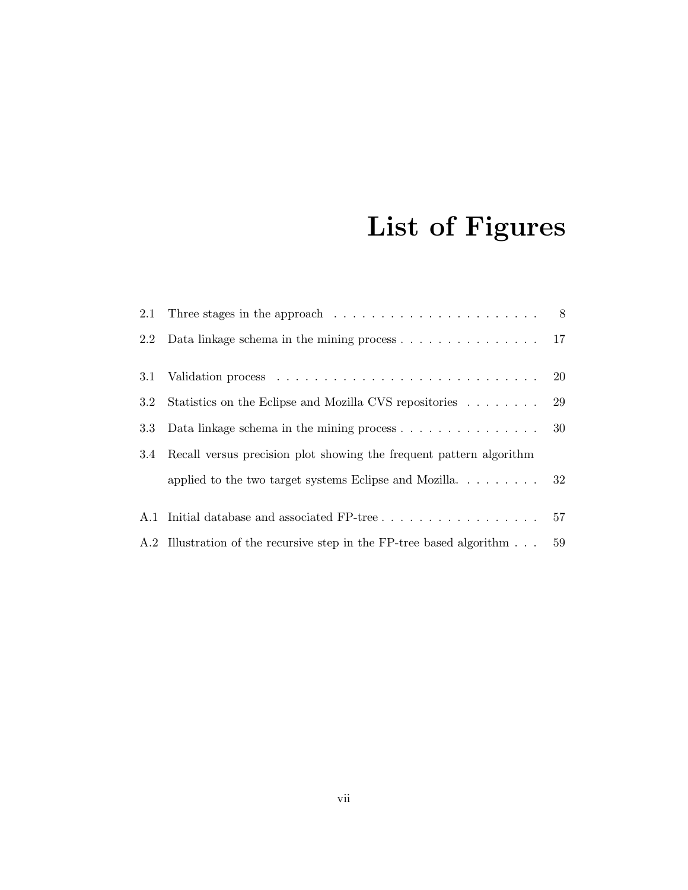# List of Figures

| | | |
|---|---|---|
| 2.1 | Three stages in the approach | 8 |
| 2.2 | Data linkage schema in the mining process | 17 |
| 3.1 | Validation process | 20 |
| 3.2 | Statistics on the Eclipse and Mozilla CVS repositories | 29 |
| 3.3 | Data linkage schema in the mining process | 30 |
| 3.4 | Recall versus precision plot showing the frequent pattern algorithm applied to the two target systems Eclipse and Mozilla. | 32 |
| A.1 | Initial database and associated FP-tree | 57 |
| A.2 | Illustration of the recursive step in the FP-tree based algorithm | 59 |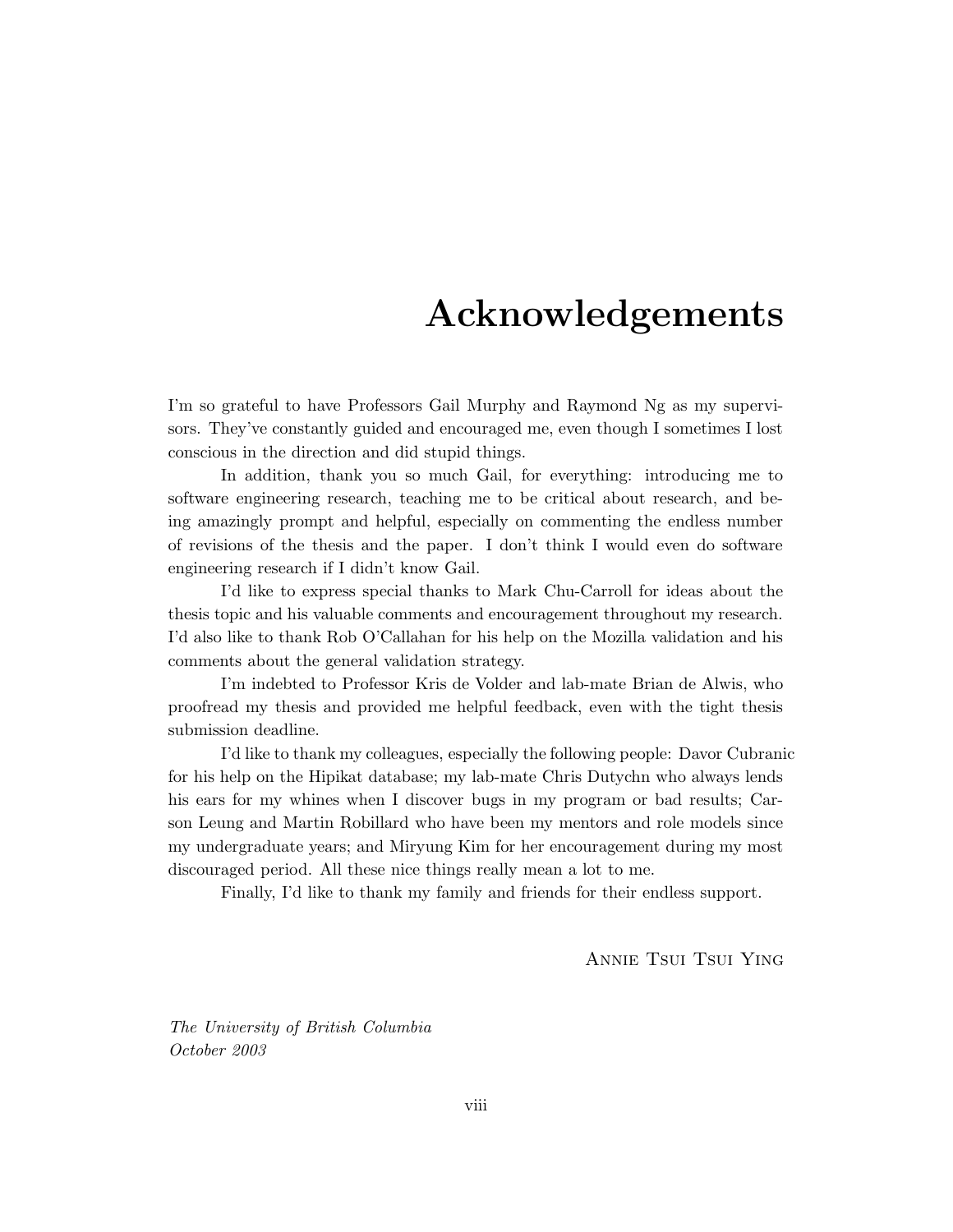# Acknowledgements

I'm so grateful to have Professors Gail Murphy and Raymond Ng as my supervisors. They've constantly guided and encouraged me, even though I sometimes I lost conscious in the direction and did stupid things.

In addition, thank you so much Gail, for everything: introducing me to software engineering research, teaching me to be critical about research, and being amazingly prompt and helpful, especially on commenting the endless number of revisions of the thesis and the paper. I don't think I would even do software engineering research if I didn't know Gail.

I'd like to express special thanks to Mark Chu-Carroll for ideas about the thesis topic and his valuable comments and encouragement throughout my research. I'd also like to thank Rob O'Callahan for his help on the Mozilla validation and his comments about the general validation strategy.

I'm indebted to Professor Kris de Volder and lab-mate Brian de Alwis, who proofread my thesis and provided me helpful feedback, even with the tight thesis submission deadline.

I'd like to thank my colleagues, especially the following people: Davor Cubranic for his help on the Hipikat database; my lab-mate Chris Dutychn who always lends his ears for my whines when I discover bugs in my program or bad results; Carson Leung and Martin Robillard who have been my mentors and role models since my undergraduate years; and Miryung Kim for her encouragement during my most discouraged period. All these nice things really mean a lot to me.

Finally, I'd like to thank my family and friends for their endless support.

Annie Tsui Tsui Ying

*The University of British Columbia*
*October 2003*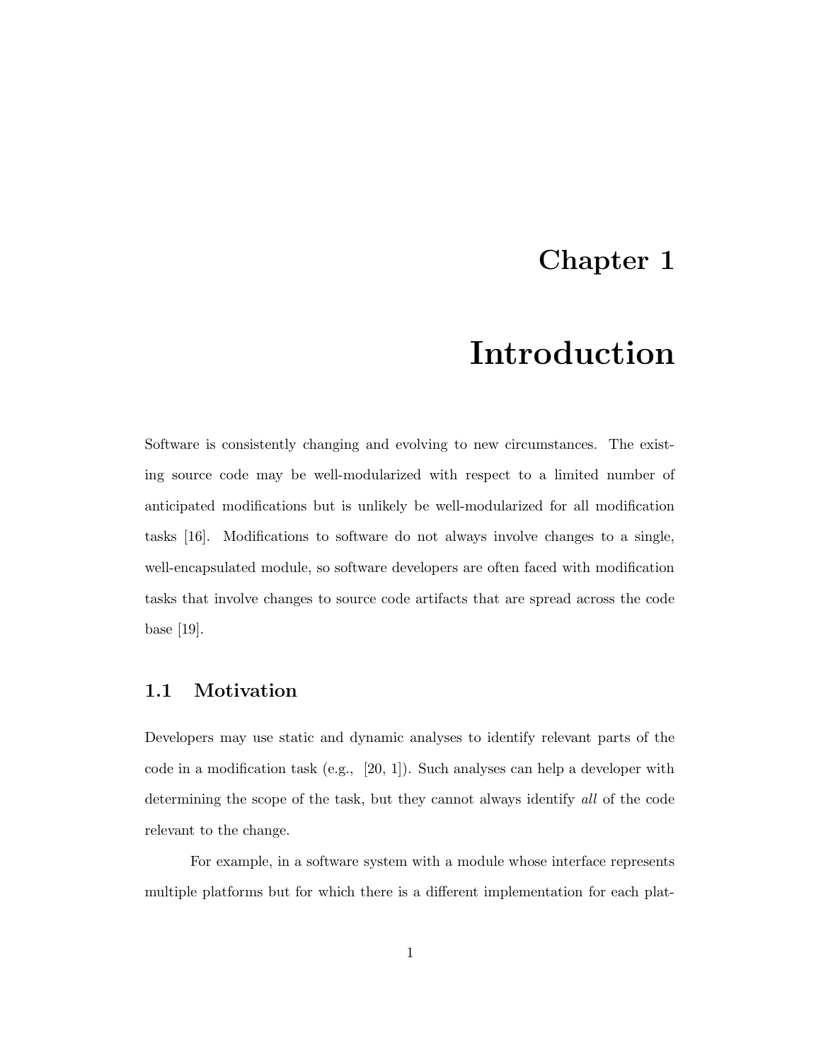# Chapter 1

# Introduction

Software is consistently changing and evolving to new circumstances. The existing source code may be well-modularized with respect to a limited number of anticipated modifications but is unlikely be well-modularized for all modification tasks [16]. Modifications to software do not always involve changes to a single, well-encapsulated module, so software developers are often faced with modification tasks that involve changes to source code artifacts that are spread across the code base [19].

## 1.1 Motivation

Developers may use static and dynamic analyses to identify relevant parts of the code in a modification task (e.g., [20, 1]). Such analyses can help a developer with determining the scope of the task, but they cannot always identify *all* of the code relevant to the change.

For example, in a software system with a module whose interface represents multiple platforms but for which there is a different implementation for each plat-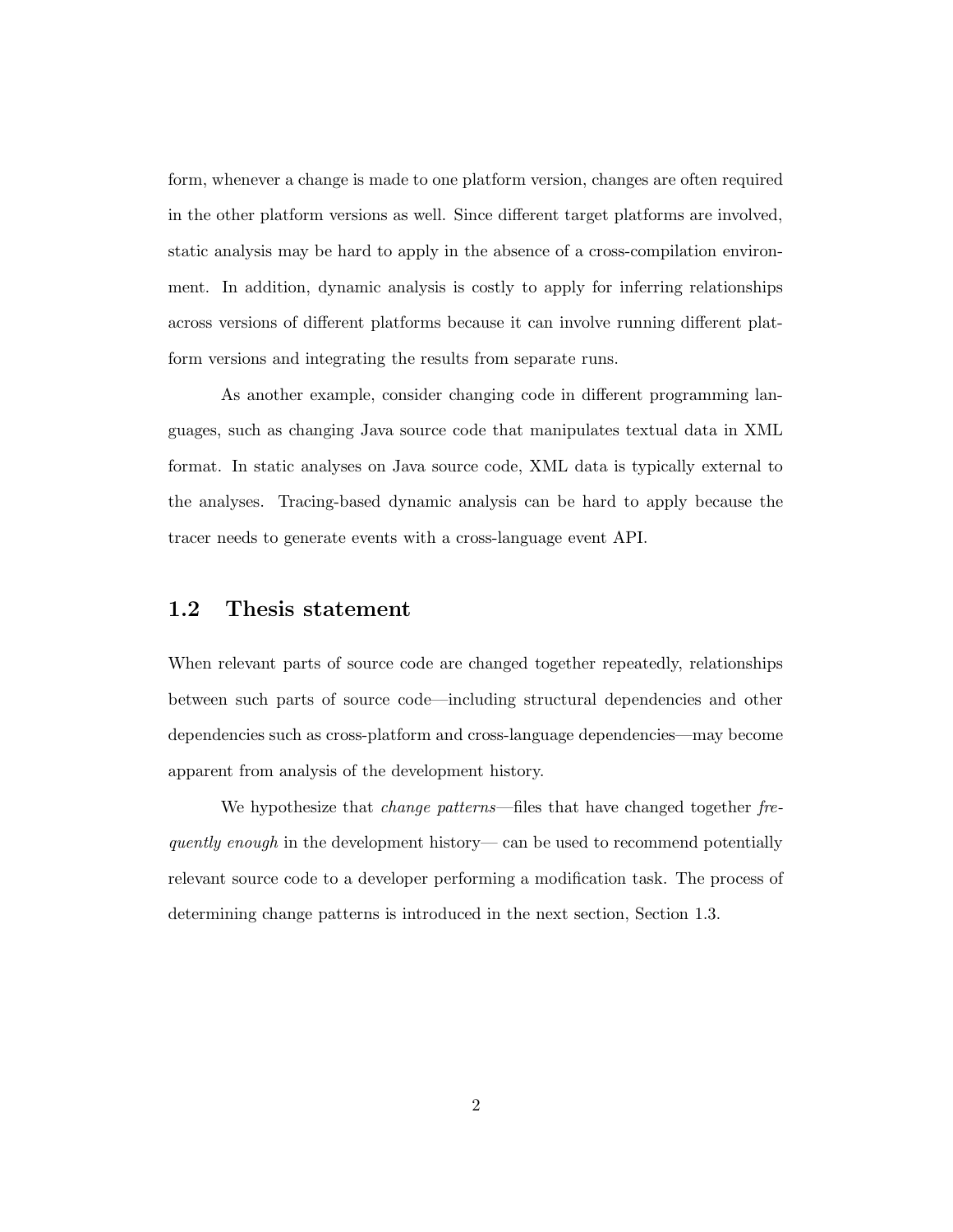form, whenever a change is made to one platform version, changes are often required in the other platform versions as well. Since different target platforms are involved, static analysis may be hard to apply in the absence of a cross-compilation environment. In addition, dynamic analysis is costly to apply for inferring relationships across versions of different platforms because it can involve running different platform versions and integrating the results from separate runs.

As another example, consider changing code in different programming languages, such as changing Java source code that manipulates textual data in XML format. In static analyses on Java source code, XML data is typically external to the analyses. Tracing-based dynamic analysis can be hard to apply because the tracer needs to generate events with a cross-language event API.

## 1.2 Thesis statement

When relevant parts of source code are changed together repeatedly, relationships between such parts of source code—including structural dependencies and other dependencies such as cross-platform and cross-language dependencies—may become apparent from analysis of the development history.

We hypothesize that *change patterns*—files that have changed together *frequently enough* in the development history— can be used to recommend potentially relevant source code to a developer performing a modification task. The process of determining change patterns is introduced in the next section, Section 1.3.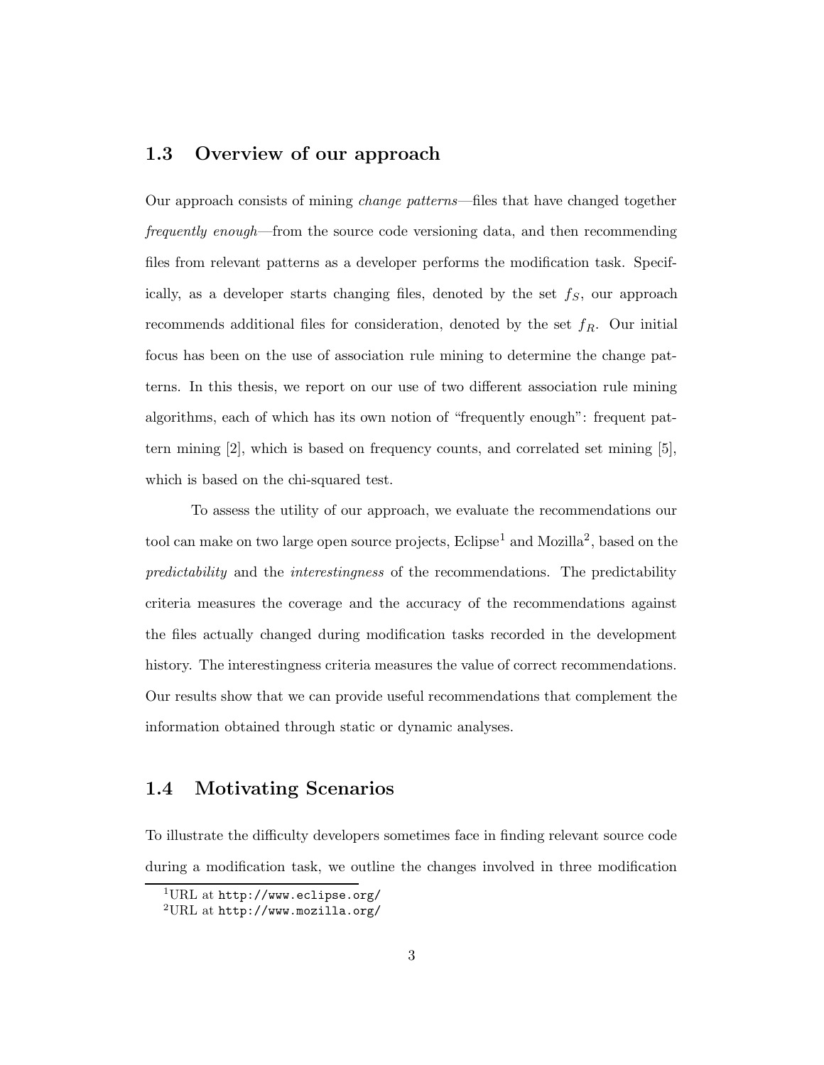## 1.3 Overview of our approach

Our approach consists of mining *change patterns*—files that have changed together *frequently enough*—from the source code versioning data, and then recommending files from relevant patterns as a developer performs the modification task. Specifically, as a developer starts changing files, denoted by the set $f_S$, our approach recommends additional files for consideration, denoted by the set $f_R$. Our initial focus has been on the use of association rule mining to determine the change patterns. In this thesis, we report on our use of two different association rule mining algorithms, each of which has its own notion of "frequently enough": frequent pattern mining [2], which is based on frequency counts, and correlated set mining [5], which is based on the chi-squared test.

To assess the utility of our approach, we evaluate the recommendations our tool can make on two large open source projects, Eclipse[1] and Mozilla[2], based on the *predictability* and the *interestingness* of the recommendations. The predictability criteria measures the coverage and the accuracy of the recommendations against the files actually changed during modification tasks recorded in the development history. The interestingness criteria measures the value of correct recommendations. Our results show that we can provide useful recommendations that complement the information obtained through static or dynamic analyses.

## 1.4 Motivating Scenarios

To illustrate the difficulty developers sometimes face in finding relevant source code during a modification task, we outline the changes involved in three modification

[1] URL at `http://www.eclipse.org/`

[2] URL at `http://www.mozilla.org/`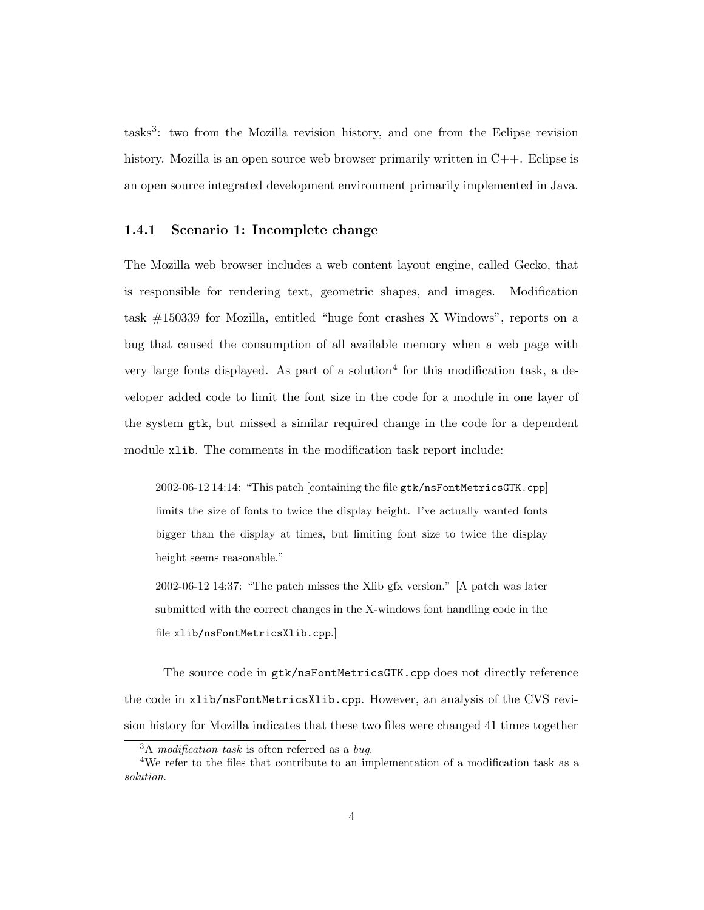tasks[3]: two from the Mozilla revision history, and one from the Eclipse revision history. Mozilla is an open source web browser primarily written in C++. Eclipse is an open source integrated development environment primarily implemented in Java.

### 1.4.1 Scenario 1: Incomplete change

The Mozilla web browser includes a web content layout engine, called Gecko, that is responsible for rendering text, geometric shapes, and images. Modification task #150339 for Mozilla, entitled "huge font crashes X Windows", reports on a bug that caused the consumption of all available memory when a web page with very large fonts displayed. As part of a solution[4] for this modification task, a developer added code to limit the font size in the code for a module in one layer of the system `gtk`, but missed a similar required change in the code for a dependent module `xlib`. The comments in the modification task report include:

> 2002-06-12 14:14: "This patch [containing the file `gtk/nsFontMetricsGTK.cpp`] limits the size of fonts to twice the display height. I've actually wanted fonts bigger than the display at times, but limiting font size to twice the display height seems reasonable."
>
> 2002-06-12 14:37: "The patch misses the Xlib gfx version." [A patch was later submitted with the correct changes in the X-windows font handling code in the file `xlib/nsFontMetricsXlib.cpp`.]

The source code in `gtk/nsFontMetricsGTK.cpp` does not directly reference the code in `xlib/nsFontMetricsXlib.cpp`. However, an analysis of the CVS revision history for Mozilla indicates that these two files were changed 41 times together

[3] A *modification task* is often referred as a *bug*.

[4] We refer to the files that contribute to an implementation of a modification task as a *solution*.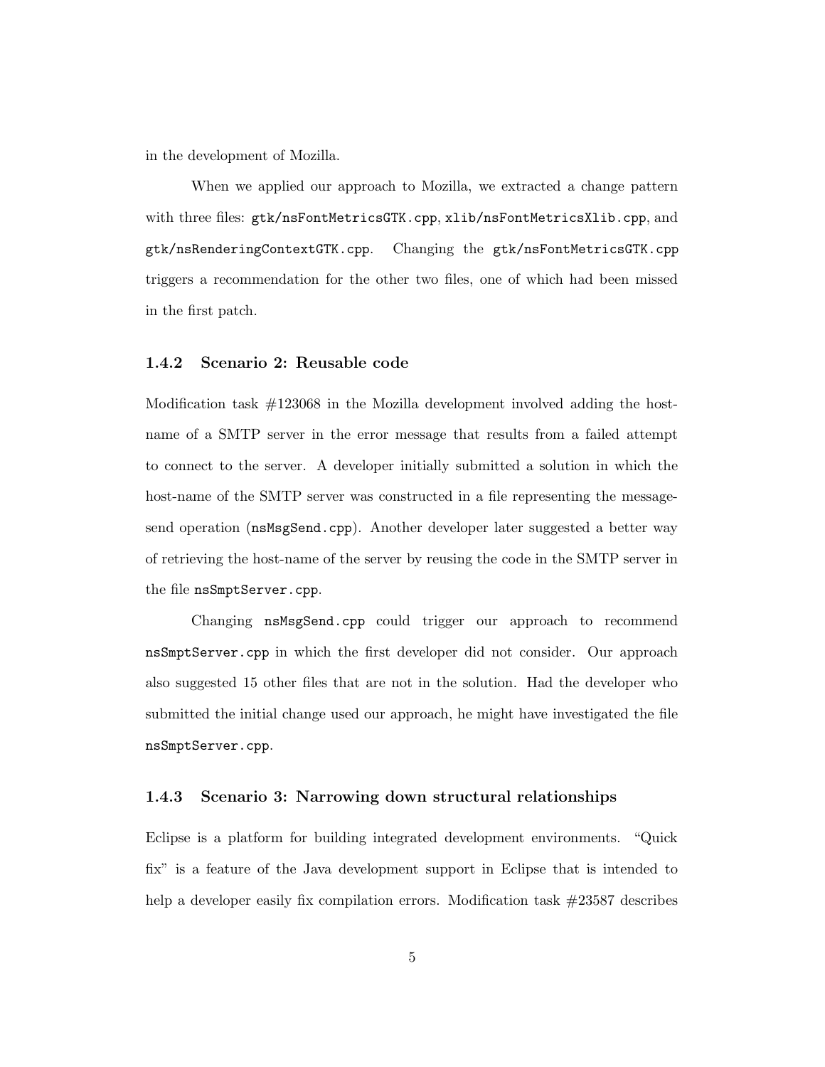in the development of Mozilla.

When we applied our approach to Mozilla, we extracted a change pattern with three files: `gtk/nsFontMetricsGTK.cpp`, `xlib/nsFontMetricsXlib.cpp`, and `gtk/nsRenderingContextGTK.cpp`. Changing the `gtk/nsFontMetricsGTK.cpp` triggers a recommendation for the other two files, one of which had been missed in the first patch.

### 1.4.2 Scenario 2: Reusable code

Modification task #123068 in the Mozilla development involved adding the host-name of a SMTP server in the error message that results from a failed attempt to connect to the server. A developer initially submitted a solution in which the host-name of the SMTP server was constructed in a file representing the message-send operation (`nsMsgSend.cpp`). Another developer later suggested a better way of retrieving the host-name of the server by reusing the code in the SMTP server in the file `nsSmptServer.cpp`.

Changing `nsMsgSend.cpp` could trigger our approach to recommend `nsSmptServer.cpp` in which the first developer did not consider. Our approach also suggested 15 other files that are not in the solution. Had the developer who submitted the initial change used our approach, he might have investigated the file `nsSmptServer.cpp`.

### 1.4.3 Scenario 3: Narrowing down structural relationships

Eclipse is a platform for building integrated development environments. "Quick fix" is a feature of the Java development support in Eclipse that is intended to help a developer easily fix compilation errors. Modification task #23587 describes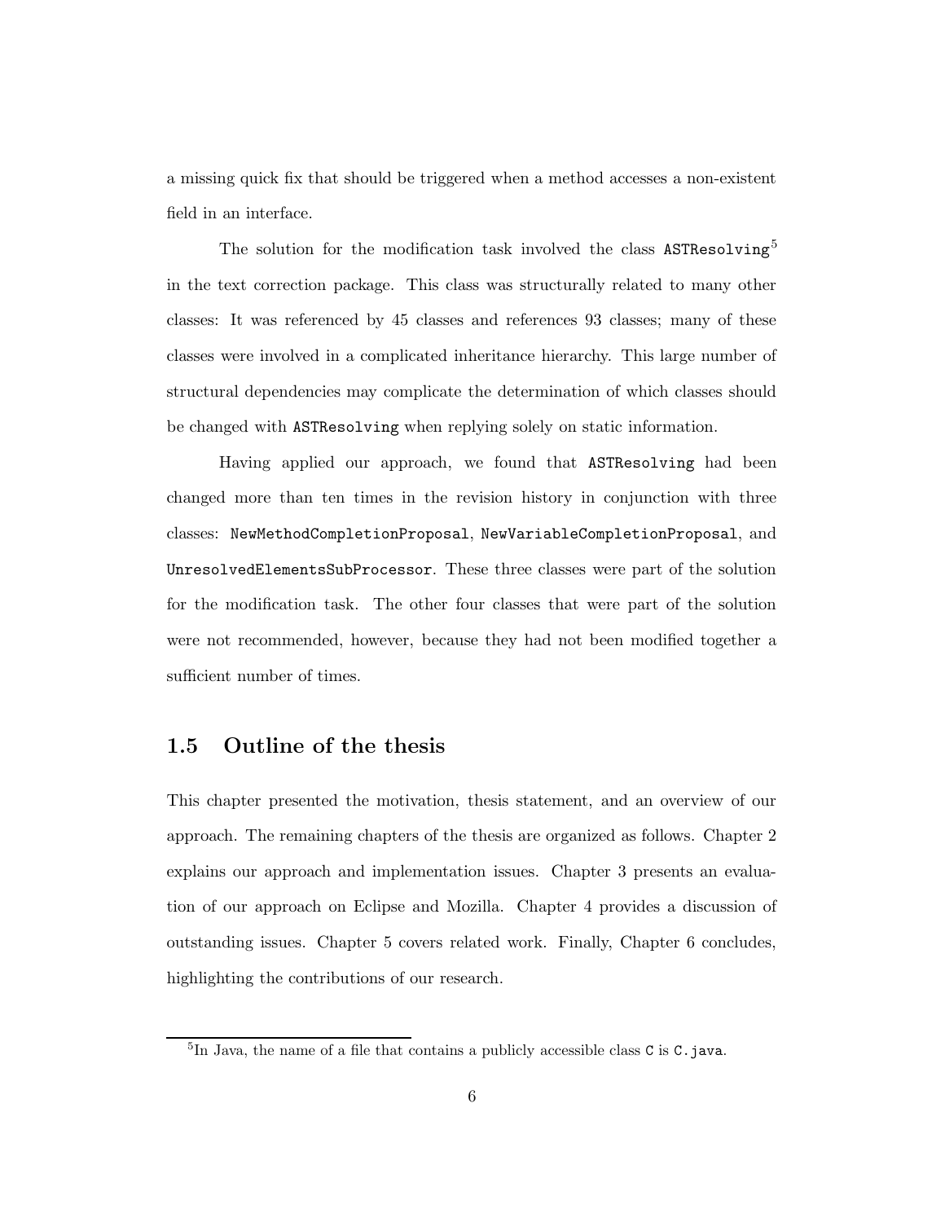a missing quick fix that should be triggered when a method accesses a non-existent field in an interface.

The solution for the modification task involved the class `ASTResolving`[5] in the text correction package. This class was structurally related to many other classes: It was referenced by 45 classes and references 93 classes; many of these classes were involved in a complicated inheritance hierarchy. This large number of structural dependencies may complicate the determination of which classes should be changed with `ASTResolving` when replying solely on static information.

Having applied our approach, we found that `ASTResolving` had been changed more than ten times in the revision history in conjunction with three classes: `NewMethodCompletionProposal`, `NewVariableCompletionProposal`, and `UnresolvedElementsSubProcessor`. These three classes were part of the solution for the modification task. The other four classes that were part of the solution were not recommended, however, because they had not been modified together a sufficient number of times.

## 1.5 Outline of the thesis

This chapter presented the motivation, thesis statement, and an overview of our approach. The remaining chapters of the thesis are organized as follows. Chapter 2 explains our approach and implementation issues. Chapter 3 presents an evaluation of our approach on Eclipse and Mozilla. Chapter 4 provides a discussion of outstanding issues. Chapter 5 covers related work. Finally, Chapter 6 concludes, highlighting the contributions of our research.

---

[5] In Java, the name of a file that contains a publicly accessible class `C` is `C.java`.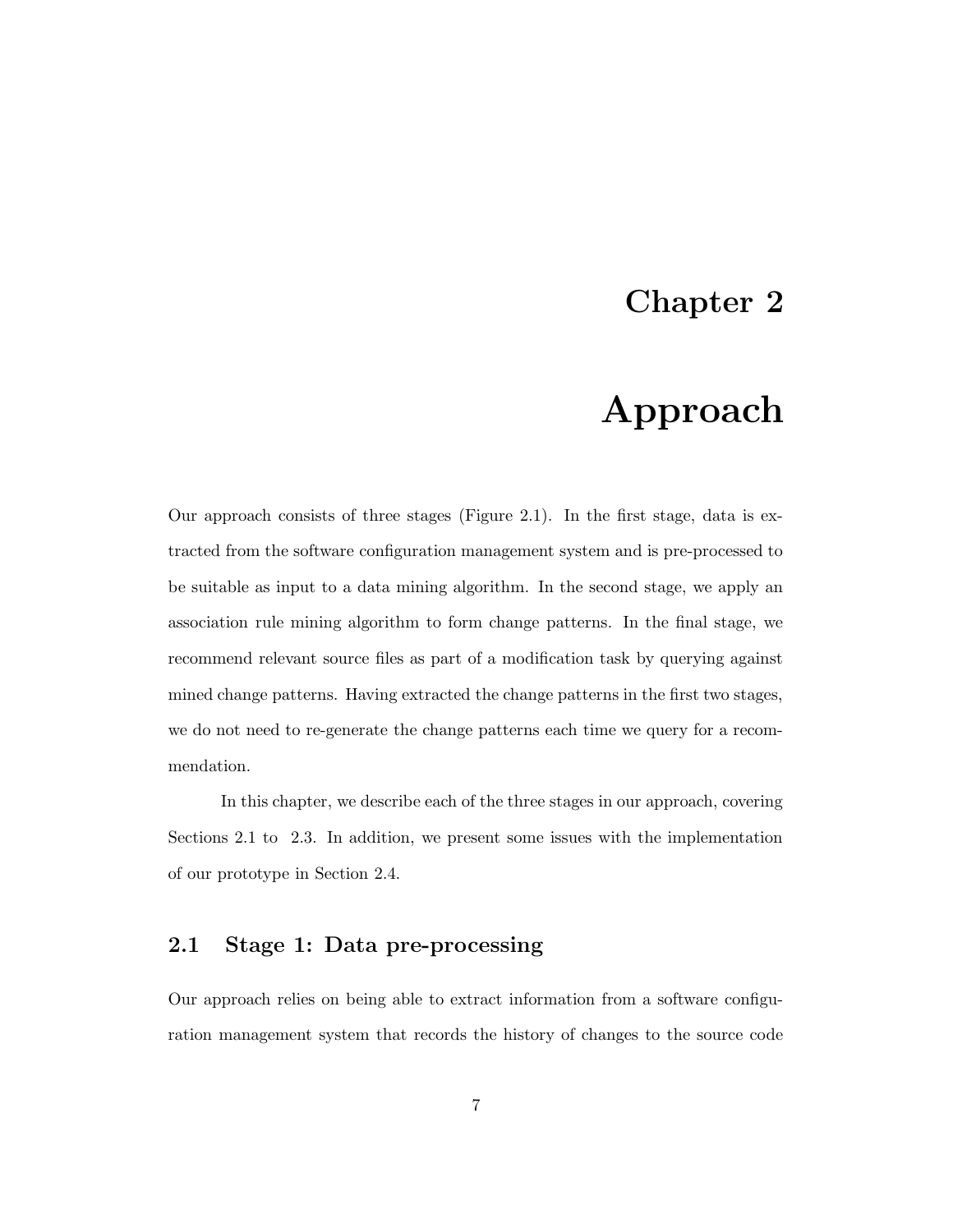# Chapter 2

# Approach

Our approach consists of three stages (Figure 2.1). In the first stage, data is extracted from the software configuration management system and is pre-processed to be suitable as input to a data mining algorithm. In the second stage, we apply an association rule mining algorithm to form change patterns. In the final stage, we recommend relevant source files as part of a modification task by querying against mined change patterns. Having extracted the change patterns in the first two stages, we do not need to re-generate the change patterns each time we query for a recommendation.

In this chapter, we describe each of the three stages in our approach, covering Sections 2.1 to 2.3. In addition, we present some issues with the implementation of our prototype in Section 2.4.

## 2.1 Stage 1: Data pre-processing

Our approach relies on being able to extract information from a software configuration management system that records the history of changes to the source code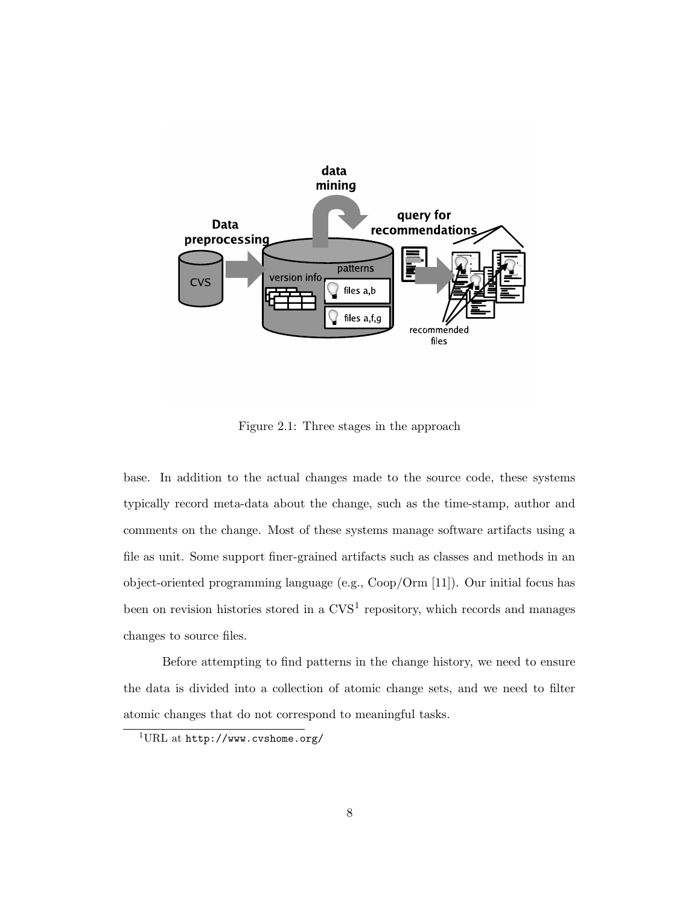Figure 2.1: Three stages in the approach

base. In addition to the actual changes made to the source code, these systems typically record meta-data about the change, such as the time-stamp, author and comments on the change. Most of these systems manage software artifacts using a file as unit. Some support finer-grained artifacts such as classes and methods in an object-oriented programming language (e.g., Coop/Orm [11]). Our initial focus has been on revision histories stored in a CVS[1] repository, which records and manages changes to source files.

Before attempting to find patterns in the change history, we need to ensure the data is divided into a collection of atomic change sets, and we need to filter atomic changes that do not correspond to meaningful tasks.

[1] URL at http://www.cvshome.org/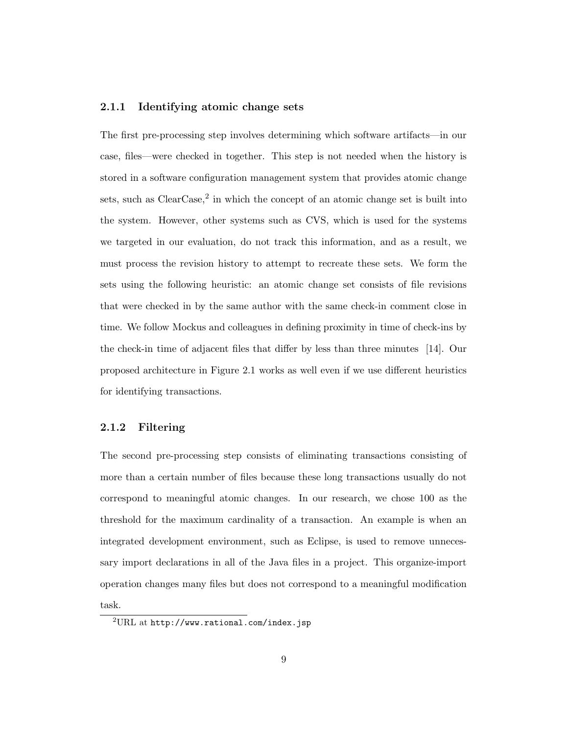### 2.1.1 Identifying atomic change sets

The first pre-processing step involves determining which software artifacts—in our case, files—were checked in together. This step is not needed when the history is stored in a software configuration management system that provides atomic change sets, such as ClearCase,[2] in which the concept of an atomic change set is built into the system. However, other systems such as CVS, which is used for the systems we targeted in our evaluation, do not track this information, and as a result, we must process the revision history to attempt to recreate these sets. We form the sets using the following heuristic: an atomic change set consists of file revisions that were checked in by the same author with the same check-in comment close in time. We follow Mockus and colleagues in defining proximity in time of check-ins by the check-in time of adjacent files that differ by less than three minutes [14]. Our proposed architecture in Figure 2.1 works as well even if we use different heuristics for identifying transactions.

### 2.1.2 Filtering

The second pre-processing step consists of eliminating transactions consisting of more than a certain number of files because these long transactions usually do not correspond to meaningful atomic changes. In our research, we chose 100 as the threshold for the maximum cardinality of a transaction. An example is when an integrated development environment, such as Eclipse, is used to remove unnecessary import declarations in all of the Java files in a project. This organize-import operation changes many files but does not correspond to a meaningful modification task.

[2] URL at `http://www.rational.com/index.jsp`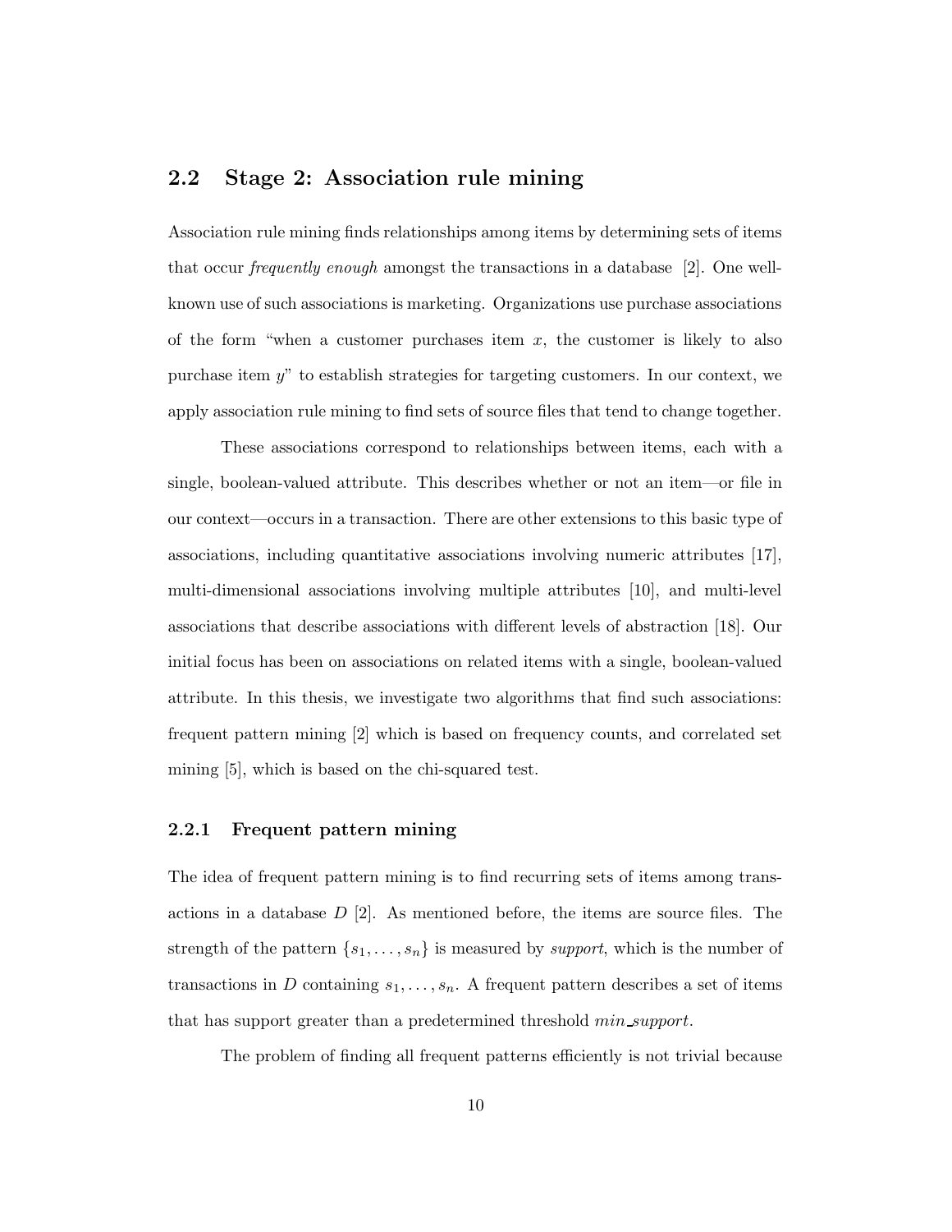## 2.2 Stage 2: Association rule mining

Association rule mining finds relationships among items by determining sets of items that occur *frequently enough* amongst the transactions in a database [2]. One well-known use of such associations is marketing. Organizations use purchase associations of the form "when a customer purchases item $x$, the customer is likely to also purchase item $y$" to establish strategies for targeting customers. In our context, we apply association rule mining to find sets of source files that tend to change together.

These associations correspond to relationships between items, each with a single, boolean-valued attribute. This describes whether or not an item—or file in our context—occurs in a transaction. There are other extensions to this basic type of associations, including quantitative associations involving numeric attributes [17], multi-dimensional associations involving multiple attributes [10], and multi-level associations that describe associations with different levels of abstraction [18]. Our initial focus has been on associations on related items with a single, boolean-valued attribute. In this thesis, we investigate two algorithms that find such associations: frequent pattern mining [2] which is based on frequency counts, and correlated set mining [5], which is based on the chi-squared test.

### 2.2.1 Frequent pattern mining

The idea of frequent pattern mining is to find recurring sets of items among transactions in a database $D$ [2]. As mentioned before, the items are source files. The strength of the pattern $\{s_1, \ldots, s_n\}$ is measured by *support*, which is the number of transactions in $D$ containing $s_1, \ldots, s_n$. A frequent pattern describes a set of items that has support greater than a predetermined threshold $min\_support$.

The problem of finding all frequent patterns efficiently is not trivial because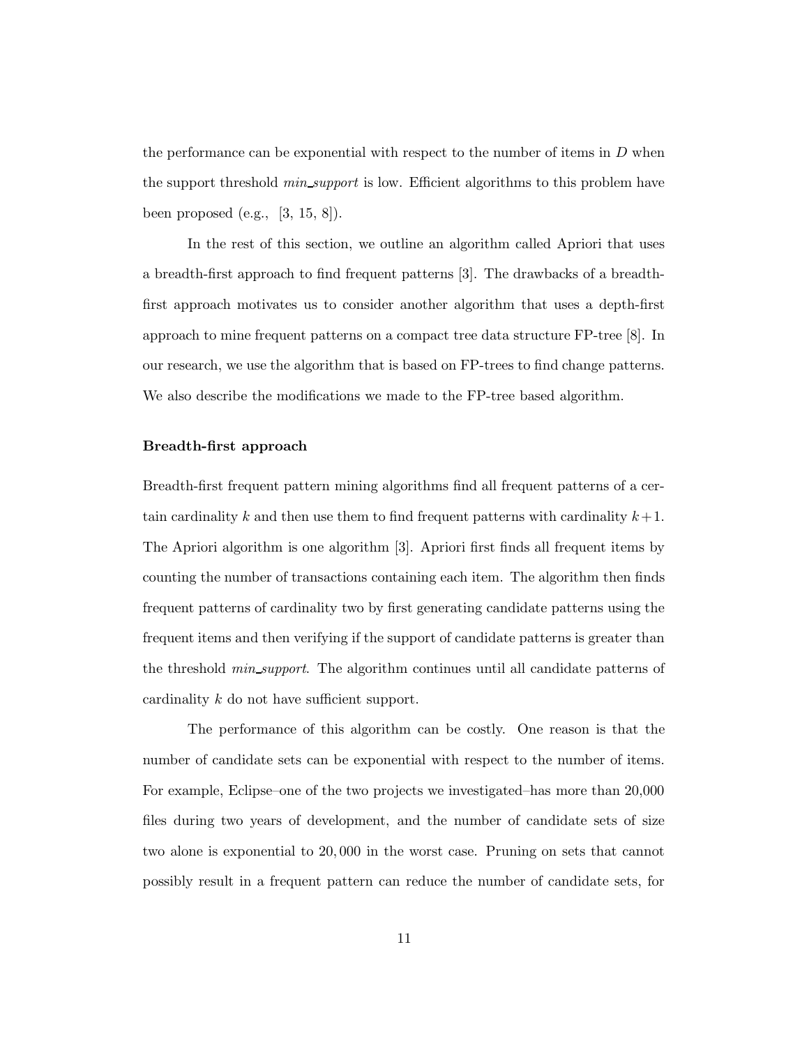the performance can be exponential with respect to the number of items in $D$ when the support threshold *min_support* is low. Efficient algorithms to this problem have been proposed (e.g., [3, 15, 8]).

In the rest of this section, we outline an algorithm called Apriori that uses a breadth-first approach to find frequent patterns [3]. The drawbacks of a breadth-first approach motivates us to consider another algorithm that uses a depth-first approach to mine frequent patterns on a compact tree data structure FP-tree [8]. In our research, we use the algorithm that is based on FP-trees to find change patterns. We also describe the modifications we made to the FP-tree based algorithm.

**Breadth-first approach**

Breadth-first frequent pattern mining algorithms find all frequent patterns of a certain cardinality $k$ and then use them to find frequent patterns with cardinality $k+1$. The Apriori algorithm is one algorithm [3]. Apriori first finds all frequent items by counting the number of transactions containing each item. The algorithm then finds frequent patterns of cardinality two by first generating candidate patterns using the frequent items and then verifying if the support of candidate patterns is greater than the threshold *min_support*. The algorithm continues until all candidate patterns of cardinality $k$ do not have sufficient support.

The performance of this algorithm can be costly. One reason is that the number of candidate sets can be exponential with respect to the number of items. For example, Eclipse–one of the two projects we investigated–has more than 20,000 files during two years of development, and the number of candidate sets of size two alone is exponential to $20,000$ in the worst case. Pruning on sets that cannot possibly result in a frequent pattern can reduce the number of candidate sets, for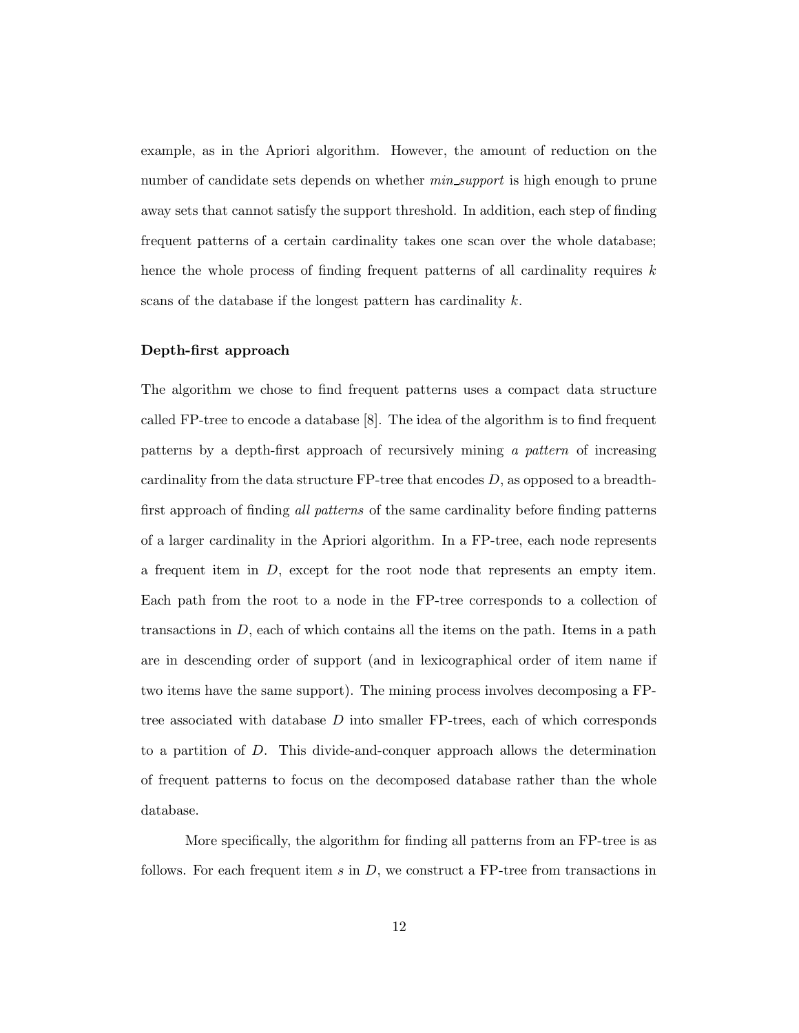example, as in the Apriori algorithm. However, the amount of reduction on the number of candidate sets depends on whether *min_support* is high enough to prune away sets that cannot satisfy the support threshold. In addition, each step of finding frequent patterns of a certain cardinality takes one scan over the whole database; hence the whole process of finding frequent patterns of all cardinality requires $k$ scans of the database if the longest pattern has cardinality $k$.

**Depth-first approach**

The algorithm we chose to find frequent patterns uses a compact data structure called FP-tree to encode a database [8]. The idea of the algorithm is to find frequent patterns by a depth-first approach of recursively mining *a pattern* of increasing cardinality from the data structure FP-tree that encodes $D$, as opposed to a breadth-first approach of finding *all patterns* of the same cardinality before finding patterns of a larger cardinality in the Apriori algorithm. In a FP-tree, each node represents a frequent item in $D$, except for the root node that represents an empty item. Each path from the root to a node in the FP-tree corresponds to a collection of transactions in $D$, each of which contains all the items on the path. Items in a path are in descending order of support (and in lexicographical order of item name if two items have the same support). The mining process involves decomposing a FP-tree associated with database $D$ into smaller FP-trees, each of which corresponds to a partition of $D$. This divide-and-conquer approach allows the determination of frequent patterns to focus on the decomposed database rather than the whole database.

More specifically, the algorithm for finding all patterns from an FP-tree is as follows. For each frequent item $s$ in $D$, we construct a FP-tree from transactions in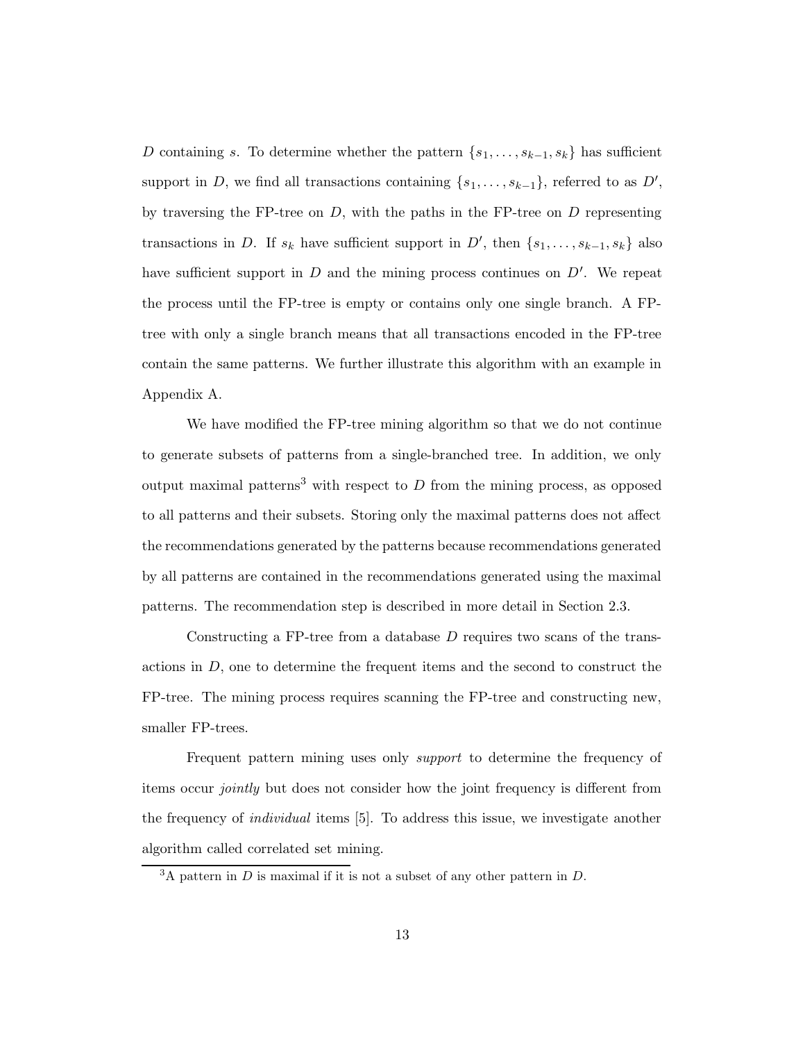$D$ containing $s$. To determine whether the pattern $\{s_1, \ldots, s_{k-1}, s_k\}$ has sufficient support in $D$, we find all transactions containing $\{s_1, \ldots, s_{k-1}\}$, referred to as $D'$, by traversing the FP-tree on $D$, with the paths in the FP-tree on $D$ representing transactions in $D$. If $s_k$ have sufficient support in $D'$, then $\{s_1, \ldots, s_{k-1}, s_k\}$ also have sufficient support in $D$ and the mining process continues on $D'$. We repeat the process until the FP-tree is empty or contains only one single branch. A FP-tree with only a single branch means that all transactions encoded in the FP-tree contain the same patterns. We further illustrate this algorithm with an example in Appendix A.

We have modified the FP-tree mining algorithm so that we do not continue to generate subsets of patterns from a single-branched tree. In addition, we only output maximal patterns[3] with respect to $D$ from the mining process, as opposed to all patterns and their subsets. Storing only the maximal patterns does not affect the recommendations generated by the patterns because recommendations generated by all patterns are contained in the recommendations generated using the maximal patterns. The recommendation step is described in more detail in Section 2.3.

Constructing a FP-tree from a database $D$ requires two scans of the transactions in $D$, one to determine the frequent items and the second to construct the FP-tree. The mining process requires scanning the FP-tree and constructing new, smaller FP-trees.

Frequent pattern mining uses only *support* to determine the frequency of items occur *jointly* but does not consider how the joint frequency is different from the frequency of *individual* items [5]. To address this issue, we investigate another algorithm called correlated set mining.

[3] A pattern in $D$ is maximal if it is not a subset of any other pattern in $D$.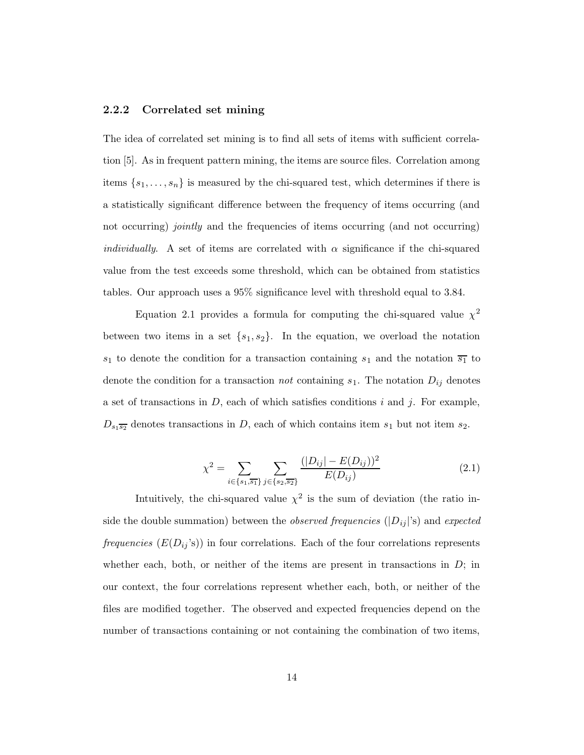### 2.2.2 Correlated set mining

The idea of correlated set mining is to find all sets of items with sufficient correlation [5]. As in frequent pattern mining, the items are source files. Correlation among items $\{s_1, \ldots, s_n\}$ is measured by the chi-squared test, which determines if there is a statistically significant difference between the frequency of items occurring (and not occurring) *jointly* and the frequencies of items occurring (and not occurring) *individually*. A set of items are correlated with $\alpha$ significance if the chi-squared value from the test exceeds some threshold, which can be obtained from statistics tables. Our approach uses a 95% significance level with threshold equal to 3.84.

Equation 2.1 provides a formula for computing the chi-squared value $\chi^2$ between two items in a set $\{s_1, s_2\}$. In the equation, we overload the notation $s_1$ to denote the condition for a transaction containing $s_1$ and the notation $\overline{s_1}$ to denote the condition for a transaction *not* containing $s_1$. The notation $D_{ij}$ denotes a set of transactions in $D$, each of which satisfies conditions $i$ and $j$. For example, $D_{s_1\overline{s_2}}$ denotes transactions in $D$, each of which contains item $s_1$ but not item $s_2$.

$$\chi^2 = \sum_{i \in \{s_1, \overline{s_1}\}} \sum_{j \in \{s_2, \overline{s_2}\}} \frac{(|D_{ij}| - E(D_{ij}))^2}{E(D_{ij})} \tag{2.1}$$

Intuitively, the chi-squared value $\chi^2$ is the sum of deviation (the ratio inside the double summation) between the *observed frequencies* ($|D_{ij}|$'s) and *expected frequencies* ($E(D_{ij}$'s)) in four correlations. Each of the four correlations represents whether each, both, or neither of the items are present in transactions in $D$; in our context, the four correlations represent whether each, both, or neither of the files are modified together. The observed and expected frequencies depend on the number of transactions containing or not containing the combination of two items,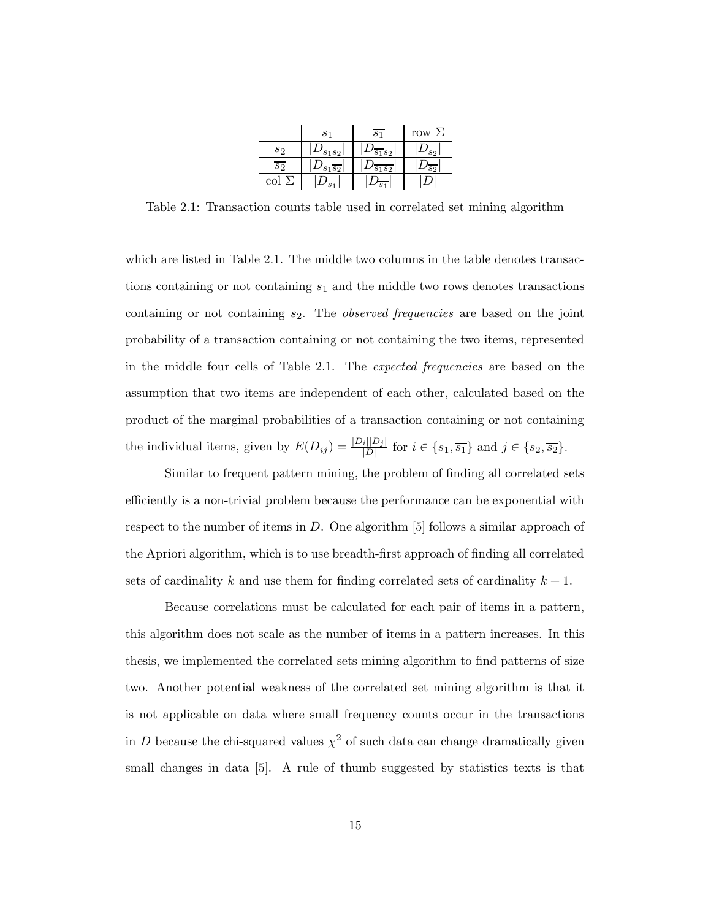| | $s_1$ | $\overline{s_1}$ | row $\Sigma$ |
|---|---|---|---|
| $s_2$ | $\lvert D_{s_1 s_2}\rvert$ | $\lvert D_{\overline{s_1} s_2}\rvert$ | $\lvert D_{s_2}\rvert$ |
| $\overline{s_2}$ | $\lvert D_{s_1 \overline{s_2}}\rvert$ | $\lvert D_{\overline{s_1 s_2}}\rvert$ | $\lvert D_{\overline{s_2}}\rvert$ |
| col $\Sigma$ | $\lvert D_{s_1}\rvert$ | $\lvert D_{\overline{s_1}}\rvert$ | $\lvert D\rvert$ |

Table 2.1: Transaction counts table used in correlated set mining algorithm

which are listed in Table 2.1. The middle two columns in the table denotes transactions containing or not containing $s_1$ and the middle two rows denotes transactions containing or not containing $s_2$. The *observed frequencies* are based on the joint probability of a transaction containing or not containing the two items, represented in the middle four cells of Table 2.1. The *expected frequencies* are based on the assumption that two items are independent of each other, calculated based on the product of the marginal probabilities of a transaction containing or not containing the individual items, given by $E(D_{ij}) = \frac{|D_i||D_j|}{|D|}$ for $i \in \{s_1, \overline{s_1}\}$ and $j \in \{s_2, \overline{s_2}\}$.

Similar to frequent pattern mining, the problem of finding all correlated sets efficiently is a non-trivial problem because the performance can be exponential with respect to the number of items in $D$. One algorithm [5] follows a similar approach of the Apriori algorithm, which is to use breadth-first approach of finding all correlated sets of cardinality $k$ and use them for finding correlated sets of cardinality $k+1$.

Because correlations must be calculated for each pair of items in a pattern, this algorithm does not scale as the number of items in a pattern increases. In this thesis, we implemented the correlated sets mining algorithm to find patterns of size two. Another potential weakness of the correlated set mining algorithm is that it is not applicable on data where small frequency counts occur in the transactions in $D$ because the chi-squared values $\chi^2$ of such data can change dramatically given small changes in data [5]. A rule of thumb suggested by statistics texts is that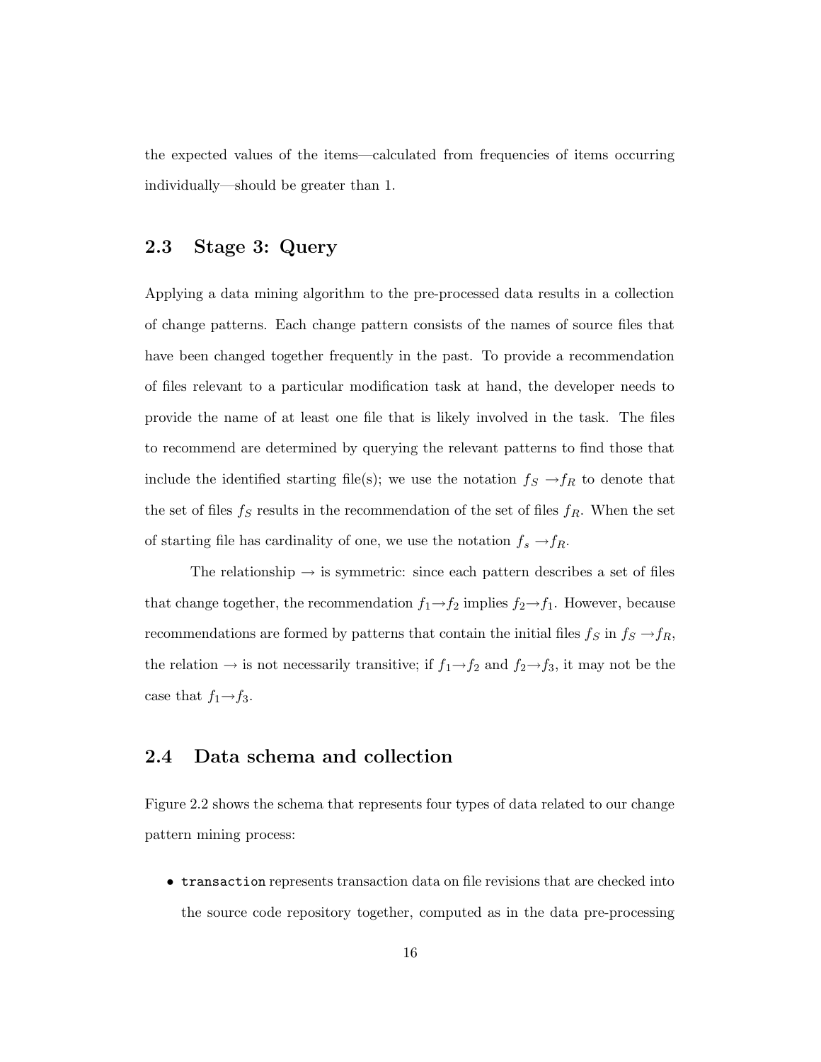the expected values of the items—calculated from frequencies of items occurring individually—should be greater than 1.

## 2.3 Stage 3: Query

Applying a data mining algorithm to the pre-processed data results in a collection of change patterns. Each change pattern consists of the names of source files that have been changed together frequently in the past. To provide a recommendation of files relevant to a particular modification task at hand, the developer needs to provide the name of at least one file that is likely involved in the task. The files to recommend are determined by querying the relevant patterns to find those that include the identified starting file(s); we use the notation $f_S \rightarrow f_R$ to denote that the set of files $f_S$ results in the recommendation of the set of files $f_R$. When the set of starting file has cardinality of one, we use the notation $f_s \rightarrow f_R$.

The relationship $\rightarrow$ is symmetric: since each pattern describes a set of files that change together, the recommendation $f_1 \rightarrow f_2$ implies $f_2 \rightarrow f_1$. However, because recommendations are formed by patterns that contain the initial files $f_S$ in $f_S \rightarrow f_R$, the relation $\rightarrow$ is not necessarily transitive; if $f_1 \rightarrow f_2$ and $f_2 \rightarrow f_3$, it may not be the case that $f_1 \rightarrow f_3$.

## 2.4 Data schema and collection

Figure 2.2 shows the schema that represents four types of data related to our change pattern mining process:

- `transaction` represents transaction data on file revisions that are checked into the source code repository together, computed as in the data pre-processing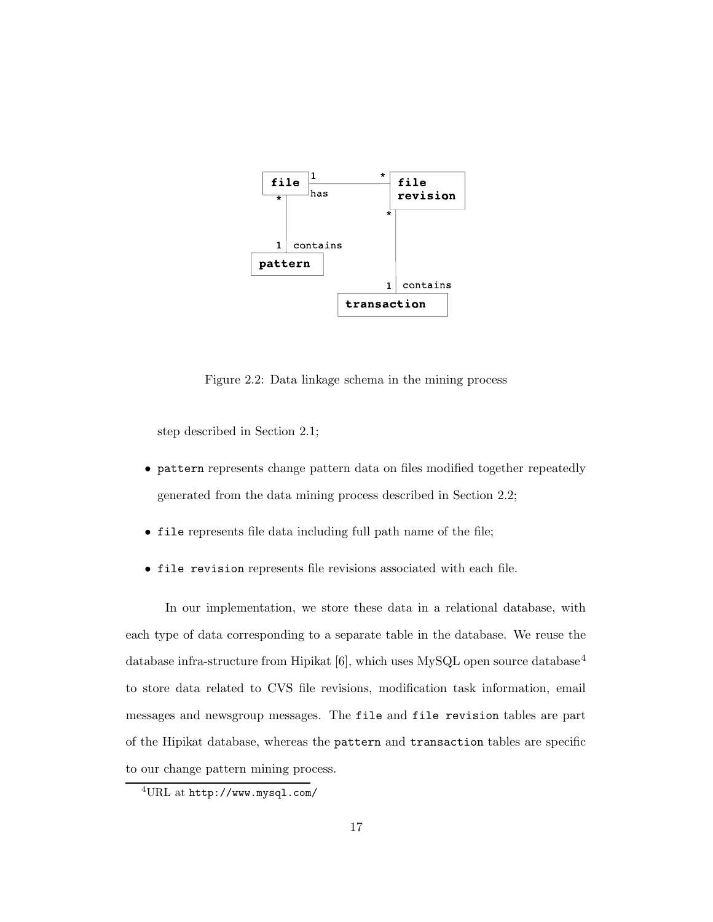Figure 2.2: Data linkage schema in the mining process

step described in Section 2.1;

- `pattern` represents change pattern data on files modified together repeatedly generated from the data mining process described in Section 2.2;
- `file` represents file data including full path name of the file;
- `file revision` represents file revisions associated with each file.

In our implementation, we store these data in a relational database, with each type of data corresponding to a separate table in the database. We reuse the database infra-structure from Hipikat [6], which uses MySQL open source database[4] to store data related to CVS file revisions, modification task information, email messages and newsgroup messages. The `file` and `file revision` tables are part of the Hipikat database, whereas the `pattern` and `transaction` tables are specific to our change pattern mining process.

[4]URL at `http://www.mysql.com/`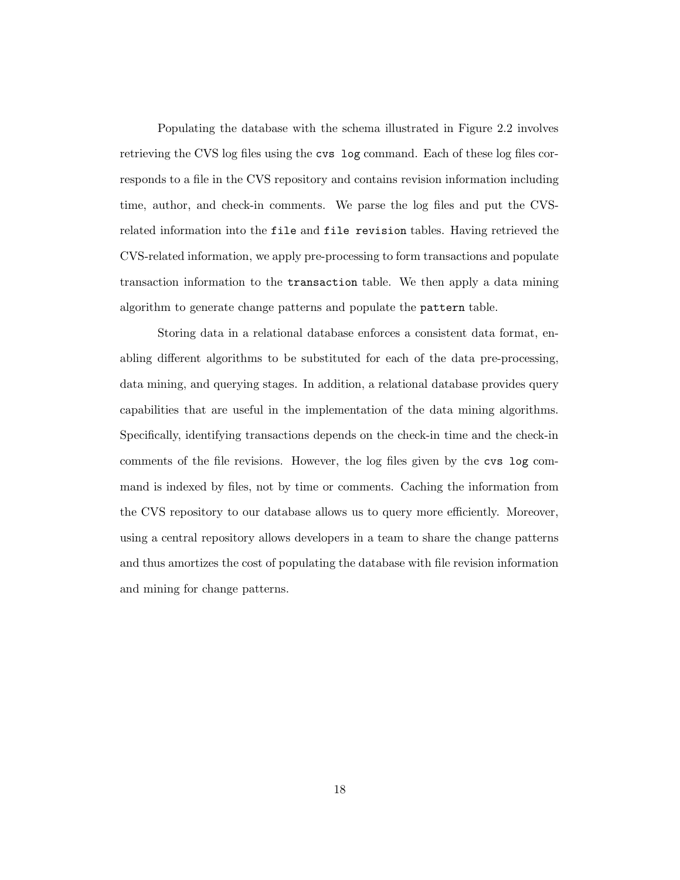Populating the database with the schema illustrated in Figure 2.2 involves retrieving the CVS log files using the `cvs log` command. Each of these log files corresponds to a file in the CVS repository and contains revision information including time, author, and check-in comments. We parse the log files and put the CVS-related information into the `file` and `file revision` tables. Having retrieved the CVS-related information, we apply pre-processing to form transactions and populate transaction information to the `transaction` table. We then apply a data mining algorithm to generate change patterns and populate the `pattern` table.

Storing data in a relational database enforces a consistent data format, enabling different algorithms to be substituted for each of the data pre-processing, data mining, and querying stages. In addition, a relational database provides query capabilities that are useful in the implementation of the data mining algorithms. Specifically, identifying transactions depends on the check-in time and the check-in comments of the file revisions. However, the log files given by the `cvs log` command is indexed by files, not by time or comments. Caching the information from the CVS repository to our database allows us to query more efficiently. Moreover, using a central repository allows developers in a team to share the change patterns and thus amortizes the cost of populating the database with file revision information and mining for change patterns.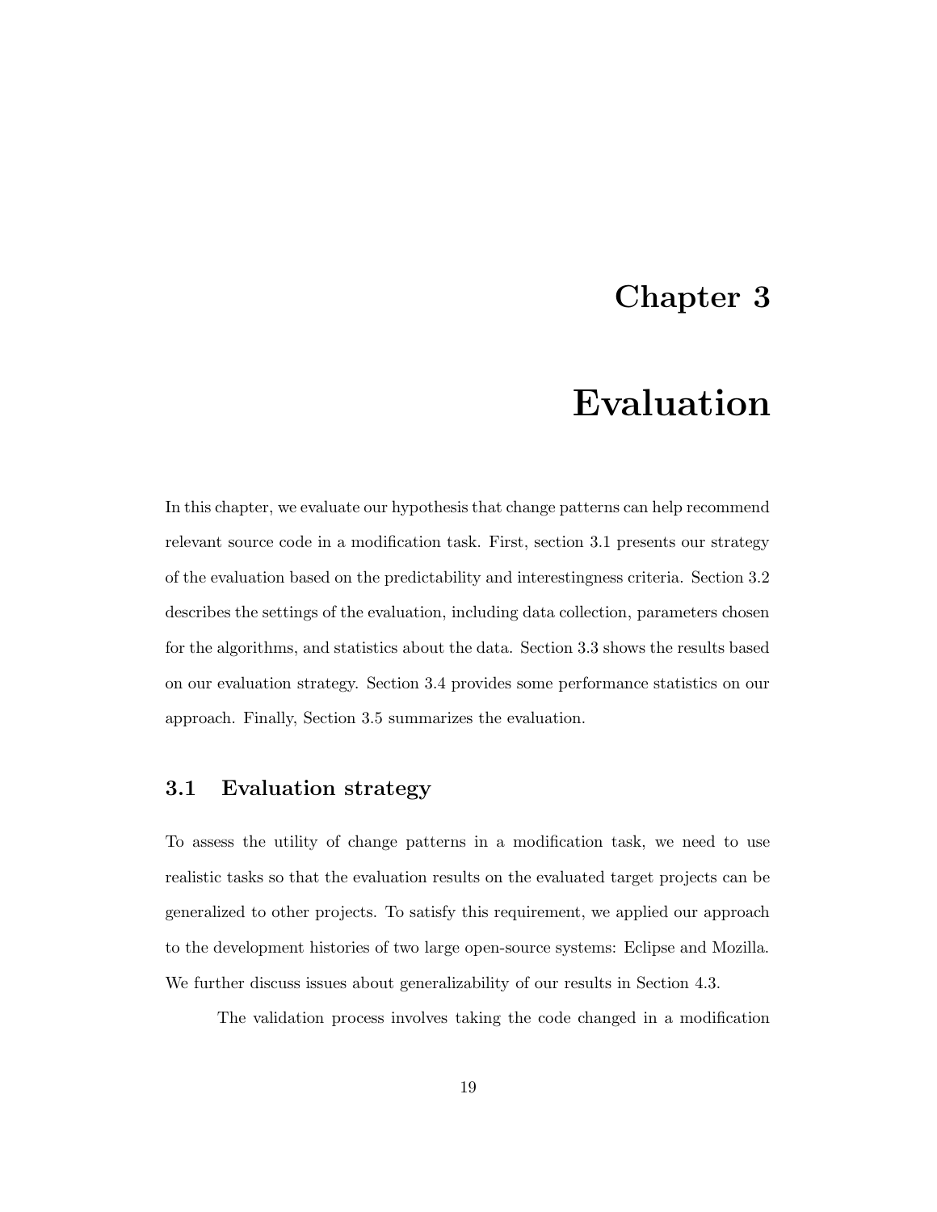# Chapter 3

# Evaluation

In this chapter, we evaluate our hypothesis that change patterns can help recommend relevant source code in a modification task. First, section 3.1 presents our strategy of the evaluation based on the predictability and interestingness criteria. Section 3.2 describes the settings of the evaluation, including data collection, parameters chosen for the algorithms, and statistics about the data. Section 3.3 shows the results based on our evaluation strategy. Section 3.4 provides some performance statistics on our approach. Finally, Section 3.5 summarizes the evaluation.

## 3.1 Evaluation strategy

To assess the utility of change patterns in a modification task, we need to use realistic tasks so that the evaluation results on the evaluated target projects can be generalized to other projects. To satisfy this requirement, we applied our approach to the development histories of two large open-source systems: Eclipse and Mozilla. We further discuss issues about generalizability of our results in Section 4.3.

The validation process involves taking the code changed in a modification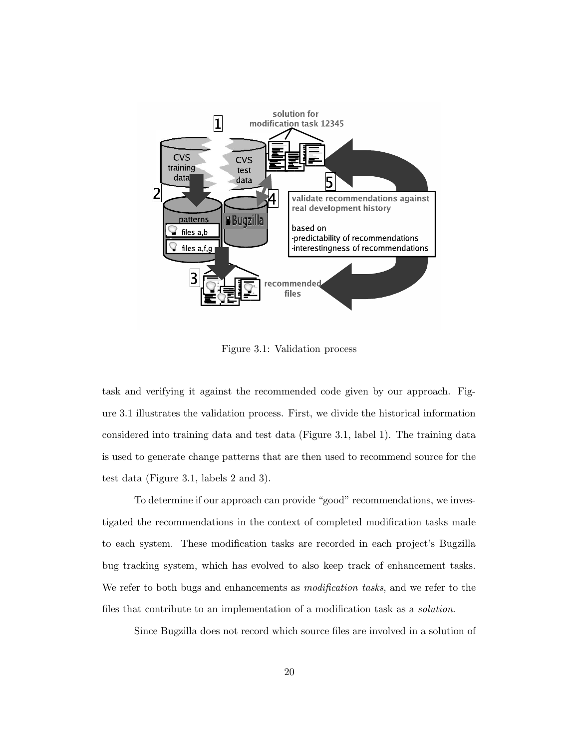Figure 3.1: Validation process

task and verifying it against the recommended code given by our approach. Figure 3.1 illustrates the validation process. First, we divide the historical information considered into training data and test data (Figure 3.1, label 1). The training data is used to generate change patterns that are then used to recommend source for the test data (Figure 3.1, labels 2 and 3).

To determine if our approach can provide "good" recommendations, we investigated the recommendations in the context of completed modification tasks made to each system. These modification tasks are recorded in each project's Bugzilla bug tracking system, which has evolved to also keep track of enhancement tasks. We refer to both bugs and enhancements as *modification tasks*, and we refer to the files that contribute to an implementation of a modification task as a *solution*.

Since Bugzilla does not record which source files are involved in a solution of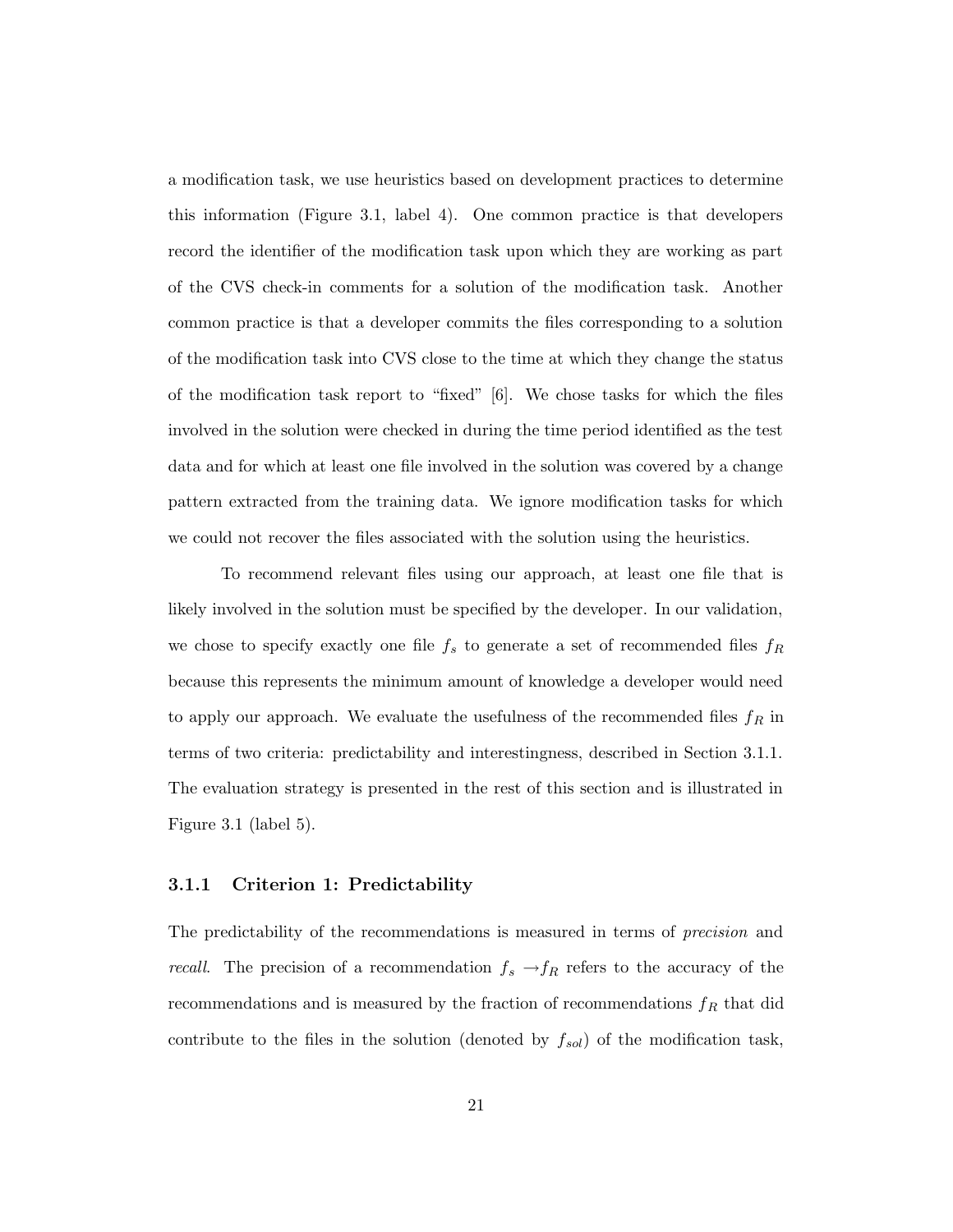a modification task, we use heuristics based on development practices to determine this information (Figure 3.1, label 4). One common practice is that developers record the identifier of the modification task upon which they are working as part of the CVS check-in comments for a solution of the modification task. Another common practice is that a developer commits the files corresponding to a solution of the modification task into CVS close to the time at which they change the status of the modification task report to "fixed" [6]. We chose tasks for which the files involved in the solution were checked in during the time period identified as the test data and for which at least one file involved in the solution was covered by a change pattern extracted from the training data. We ignore modification tasks for which we could not recover the files associated with the solution using the heuristics.

To recommend relevant files using our approach, at least one file that is likely involved in the solution must be specified by the developer. In our validation, we chose to specify exactly one file $f_s$ to generate a set of recommended files $f_R$ because this represents the minimum amount of knowledge a developer would need to apply our approach. We evaluate the usefulness of the recommended files $f_R$ in terms of two criteria: predictability and interestingness, described in Section 3.1.1. The evaluation strategy is presented in the rest of this section and is illustrated in Figure 3.1 (label 5).

### 3.1.1 Criterion 1: Predictability

The predictability of the recommendations is measured in terms of *precision* and *recall*. The precision of a recommendation $f_s \rightarrow f_R$ refers to the accuracy of the recommendations and is measured by the fraction of recommendations $f_R$ that did contribute to the files in the solution (denoted by $f_{sol}$) of the modification task,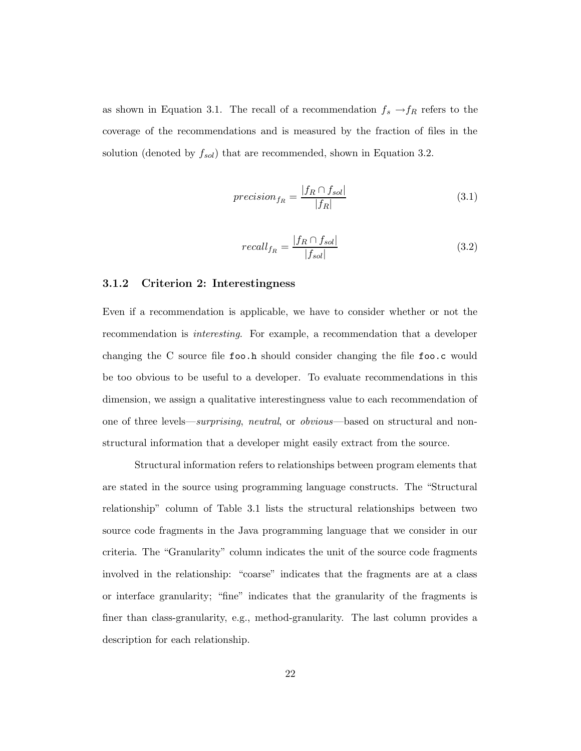as shown in Equation 3.1. The recall of a recommendation $f_s \rightarrow f_R$ refers to the coverage of the recommendations and is measured by the fraction of files in the solution (denoted by $f_{sol}$) that are recommended, shown in Equation 3.2.

$$precision_{f_R} = \frac{|f_R \cap f_{sol}|}{|f_R|} \tag{3.1}$$

$$recall_{f_R} = \frac{|f_R \cap f_{sol}|}{|f_{sol}|} \tag{3.2}$$

### 3.1.2 Criterion 2: Interestingness

Even if a recommendation is applicable, we have to consider whether or not the recommendation is *interesting*. For example, a recommendation that a developer changing the C source file `foo.h` should consider changing the file `foo.c` would be too obvious to be useful to a developer. To evaluate recommendations in this dimension, we assign a qualitative interestingness value to each recommendation of one of three levels—*surprising*, *neutral*, or *obvious*—based on structural and non-structural information that a developer might easily extract from the source.

Structural information refers to relationships between program elements that are stated in the source using programming language constructs. The "Structural relationship" column of Table 3.1 lists the structural relationships between two source code fragments in the Java programming language that we consider in our criteria. The "Granularity" column indicates the unit of the source code fragments involved in the relationship: "coarse" indicates that the fragments are at a class or interface granularity; "fine" indicates that the granularity of the fragments is finer than class-granularity, e.g., method-granularity. The last column provides a description for each relationship.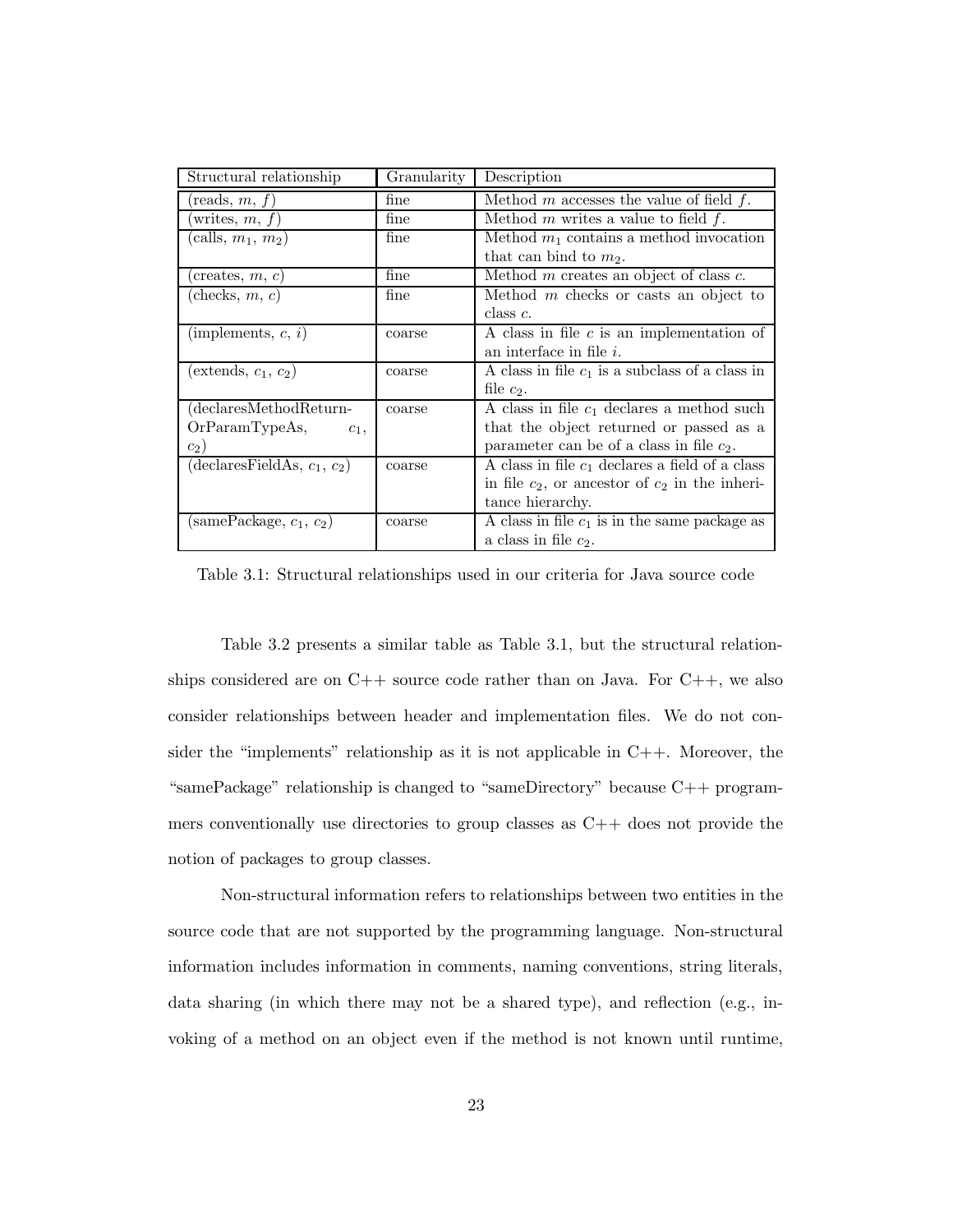| Structural relationship | Granularity | Description |
|---|---|---|
| (reads, $m$, $f$) | fine | Method $m$ accesses the value of field $f$. |
| (writes, $m$, $f$) | fine | Method $m$ writes a value to field $f$. |
| (calls, $m_1$, $m_2$) | fine | Method $m_1$ contains a method invocation that can bind to $m_2$. |
| (creates, $m$, $c$) | fine | Method $m$ creates an object of class $c$. |
| (checks, $m$, $c$) | fine | Method $m$ checks or casts an object to class $c$. |
| (implements, $c$, $i$) | coarse | A class in file $c$ is an implementation of an interface in file $i$. |
| (extends, $c_1$, $c_2$) | coarse | A class in file $c_1$ is a subclass of a class in file $c_2$. |
| (declaresMethodReturnOrParamTypeAs, $c_1$, $c_2$) | coarse | A class in file $c_1$ declares a method such that the object returned or passed as a parameter can be of a class in file $c_2$. |
| (declaresFieldAs, $c_1$, $c_2$) | coarse | A class in file $c_1$ declares a field of a class in file $c_2$, or ancestor of $c_2$ in the inheritance hierarchy. |
| (samePackage, $c_1$, $c_2$) | coarse | A class in file $c_1$ is in the same package as a class in file $c_2$. |

Table 3.1: Structural relationships used in our criteria for Java source code

Table 3.2 presents a similar table as Table 3.1, but the structural relationships considered are on C++ source code rather than on Java. For C++, we also consider relationships between header and implementation files. We do not consider the "implements" relationship as it is not applicable in C++. Moreover, the "samePackage" relationship is changed to "sameDirectory" because C++ programmers conventionally use directories to group classes as C++ does not provide the notion of packages to group classes.

Non-structural information refers to relationships between two entities in the source code that are not supported by the programming language. Non-structural information includes information in comments, naming conventions, string literals, data sharing (in which there may not be a shared type), and reflection (e.g., invoking of a method on an object even if the method is not known until runtime,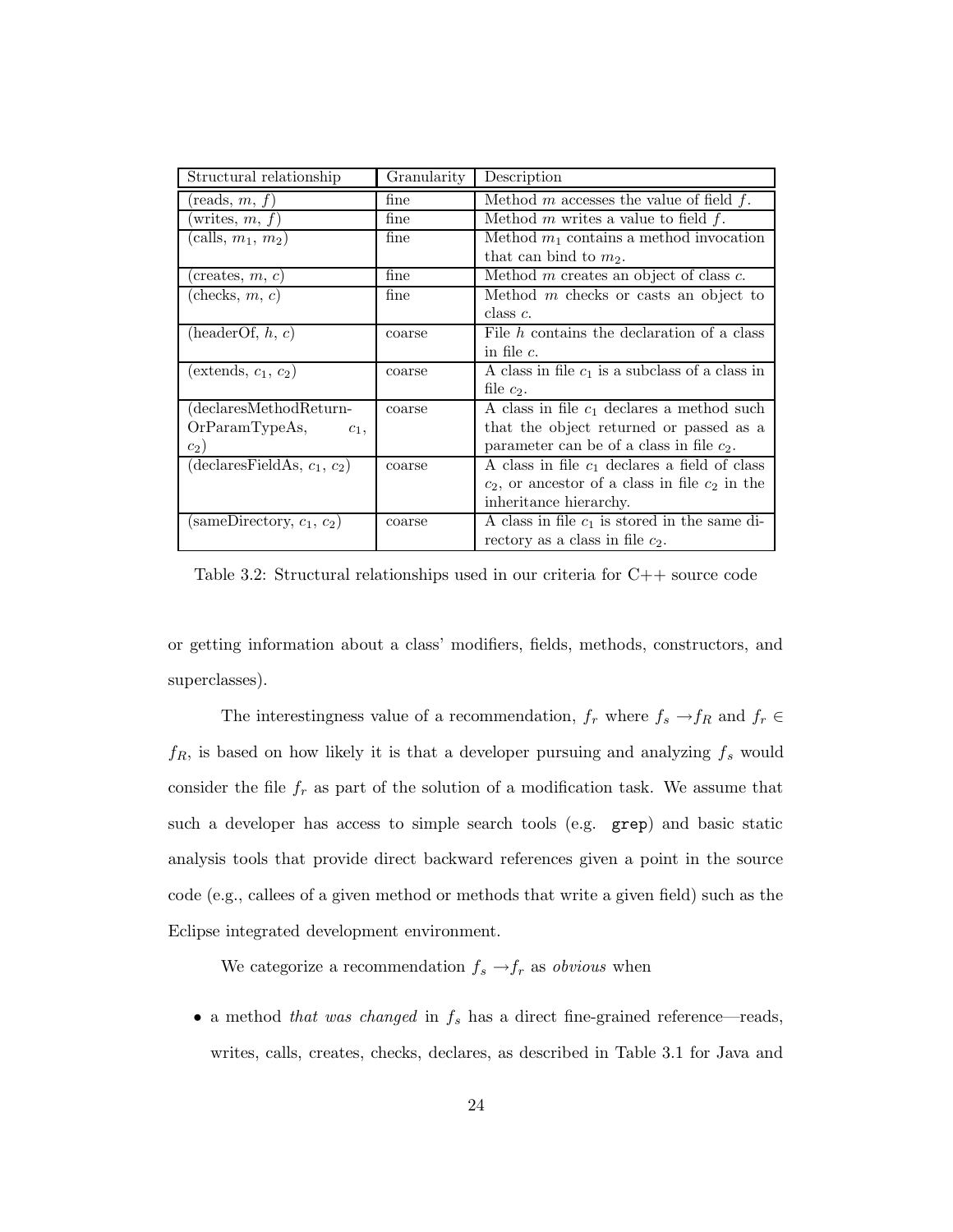| Structural relationship | Granularity | Description |
|---|---|---|
| (reads, $m$, $f$) | fine | Method $m$ accesses the value of field $f$. |
| (writes, $m$, $f$) | fine | Method $m$ writes a value to field $f$. |
| (calls, $m_1$, $m_2$) | fine | Method $m_1$ contains a method invocation that can bind to $m_2$. |
| (creates, $m$, $c$) | fine | Method $m$ creates an object of class $c$. |
| (checks, $m$, $c$) | fine | Method $m$ checks or casts an object to class $c$. |
| (headerOf, $h$, $c$) | coarse | File $h$ contains the declaration of a class in file $c$. |
| (extends, $c_1$, $c_2$) | coarse | A class in file $c_1$ is a subclass of a class in file $c_2$. |
| (declaresMethodReturnOrParamTypeAs, $c_1$, $c_2$) | coarse | A class in file $c_1$ declares a method such that the object returned or passed as a parameter can be of a class in file $c_2$. |
| (declaresFieldAs, $c_1$, $c_2$) | coarse | A class in file $c_1$ declares a field of class $c_2$, or ancestor of a class in file $c_2$ in the inheritance hierarchy. |
| (sameDirectory, $c_1$, $c_2$) | coarse | A class in file $c_1$ is stored in the same directory as a class in file $c_2$. |

Table 3.2: Structural relationships used in our criteria for C++ source code

or getting information about a class' modifiers, fields, methods, constructors, and superclasses).

The interestingness value of a recommendation, $f_r$ where $f_s \rightarrow f_R$ and $f_r \in f_R$, is based on how likely it is that a developer pursuing and analyzing $f_s$ would consider the file $f_r$ as part of the solution of a modification task. We assume that such a developer has access to simple search tools (e.g. `grep`) and basic static analysis tools that provide direct backward references given a point in the source code (e.g., callees of a given method or methods that write a given field) such as the Eclipse integrated development environment.

We categorize a recommendation $f_s \rightarrow f_r$ as *obvious* when

- a method *that was changed* in $f_s$ has a direct fine-grained reference—reads, writes, calls, creates, checks, declares, as described in Table 3.1 for Java and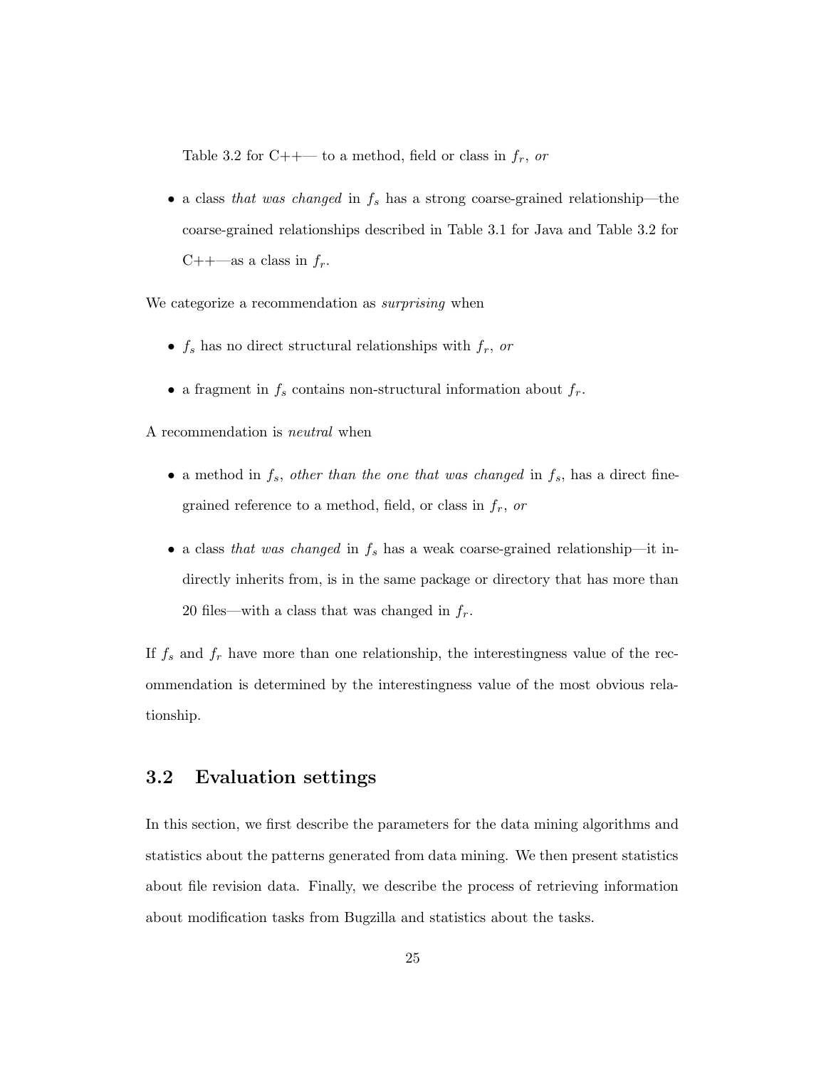Table 3.2 for C++— to a method, field or class in $f_r$, *or*

- a class *that was changed* in $f_s$ has a strong coarse-grained relationship—the coarse-grained relationships described in Table 3.1 for Java and Table 3.2 for C++—as a class in $f_r$.

We categorize a recommendation as *surprising* when

- $f_s$ has no direct structural relationships with $f_r$, *or*
- a fragment in $f_s$ contains non-structural information about $f_r$.

A recommendation is *neutral* when

- a method in $f_s$, *other than the one that was changed* in $f_s$, has a direct fine-grained reference to a method, field, or class in $f_r$, *or*
- a class *that was changed* in $f_s$ has a weak coarse-grained relationship—it indirectly inherits from, is in the same package or directory that has more than 20 files—with a class that was changed in $f_r$.

If $f_s$ and $f_r$ have more than one relationship, the interestingness value of the recommendation is determined by the interestingness value of the most obvious relationship.

## 3.2 Evaluation settings

In this section, we first describe the parameters for the data mining algorithms and statistics about the patterns generated from data mining. We then present statistics about file revision data. Finally, we describe the process of retrieving information about modification tasks from Bugzilla and statistics about the tasks.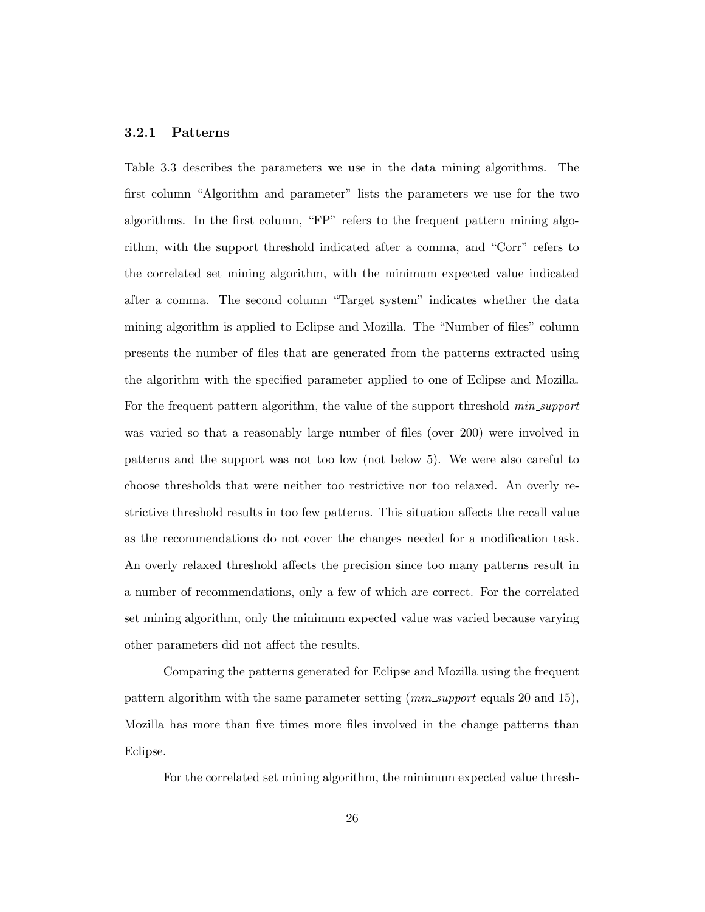### 3.2.1 Patterns

Table 3.3 describes the parameters we use in the data mining algorithms. The first column "Algorithm and parameter" lists the parameters we use for the two algorithms. In the first column, "FP" refers to the frequent pattern mining algorithm, with the support threshold indicated after a comma, and "Corr" refers to the correlated set mining algorithm, with the minimum expected value indicated after a comma. The second column "Target system" indicates whether the data mining algorithm is applied to Eclipse and Mozilla. The "Number of files" column presents the number of files that are generated from the patterns extracted using the algorithm with the specified parameter applied to one of Eclipse and Mozilla. For the frequent pattern algorithm, the value of the support threshold *min_support* was varied so that a reasonably large number of files (over 200) were involved in patterns and the support was not too low (not below 5). We were also careful to choose thresholds that were neither too restrictive nor too relaxed. An overly restrictive threshold results in too few patterns. This situation affects the recall value as the recommendations do not cover the changes needed for a modification task. An overly relaxed threshold affects the precision since too many patterns result in a number of recommendations, only a few of which are correct. For the correlated set mining algorithm, only the minimum expected value was varied because varying other parameters did not affect the results.

Comparing the patterns generated for Eclipse and Mozilla using the frequent pattern algorithm with the same parameter setting (*min_support* equals 20 and 15), Mozilla has more than five times more files involved in the change patterns than Eclipse.

For the correlated set mining algorithm, the minimum expected value thresh-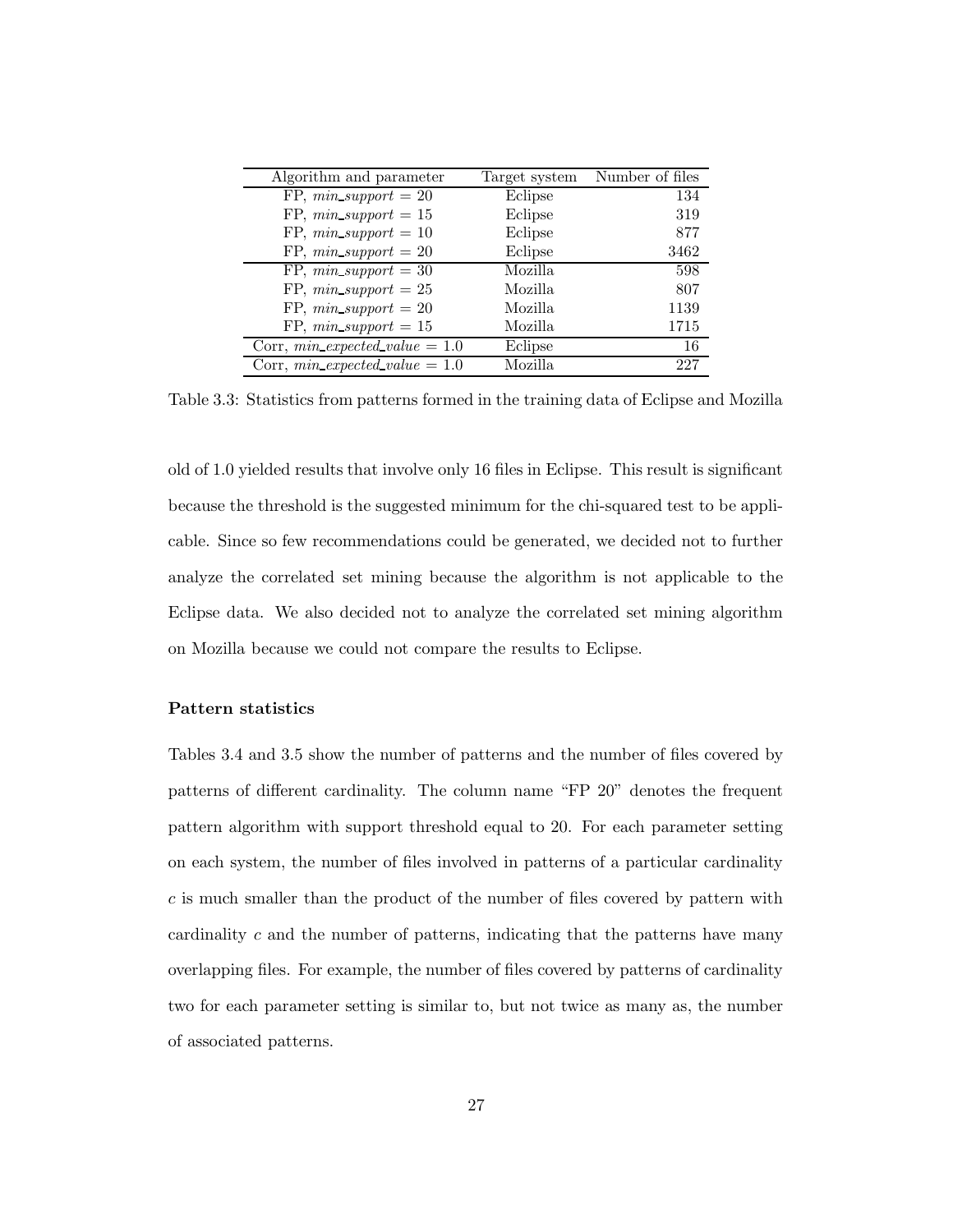| Algorithm and parameter | Target system | Number of files |
| --- | --- | --- |
| FP, $min\_support = 20$ | Eclipse | 134 |
| FP, $min\_support = 15$ | Eclipse | 319 |
| FP, $min\_support = 10$ | Eclipse | 877 |
| FP, $min\_support = 20$ | Eclipse | 3462 |
| FP, $min\_support = 30$ | Mozilla | 598 |
| FP, $min\_support = 25$ | Mozilla | 807 |
| FP, $min\_support = 20$ | Mozilla | 1139 |
| FP, $min\_support = 15$ | Mozilla | 1715 |
| Corr, $min\_expected\_value = 1.0$ | Eclipse | 16 |
| Corr, $min\_expected\_value = 1.0$ | Mozilla | 227 |

Table 3.3: Statistics from patterns formed in the training data of Eclipse and Mozilla

old of 1.0 yielded results that involve only 16 files in Eclipse. This result is significant because the threshold is the suggested minimum for the chi-squared test to be applicable. Since so few recommendations could be generated, we decided not to further analyze the correlated set mining because the algorithm is not applicable to the Eclipse data. We also decided not to analyze the correlated set mining algorithm on Mozilla because we could not compare the results to Eclipse.

**Pattern statistics**

Tables 3.4 and 3.5 show the number of patterns and the number of files covered by patterns of different cardinality. The column name "FP 20" denotes the frequent pattern algorithm with support threshold equal to 20. For each parameter setting on each system, the number of files involved in patterns of a particular cardinality $c$ is much smaller than the product of the number of files covered by pattern with cardinality $c$ and the number of patterns, indicating that the patterns have many overlapping files. For example, the number of files covered by patterns of cardinality two for each parameter setting is similar to, but not twice as many as, the number of associated patterns.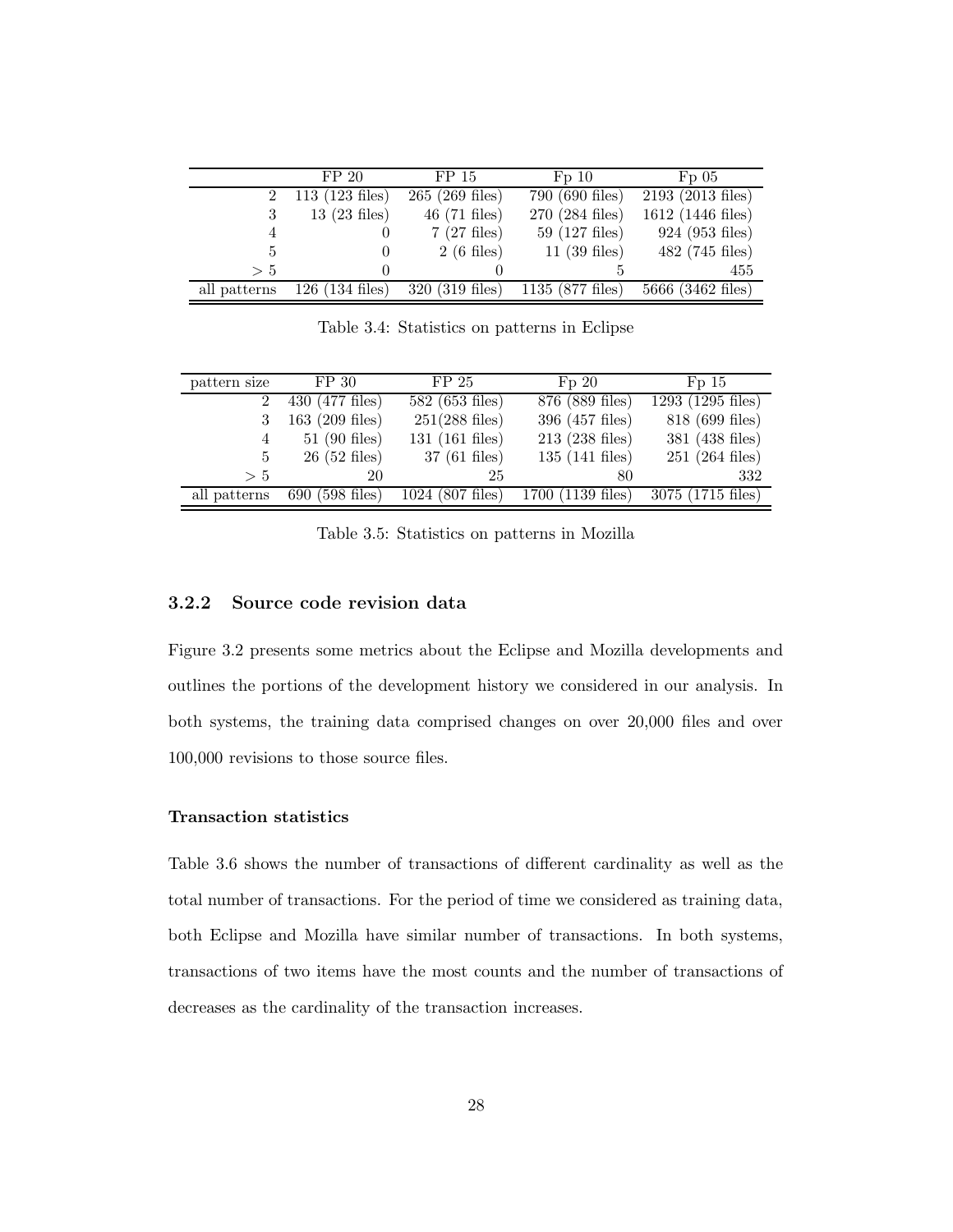| | FP 20 | FP 15 | Fp 10 | Fp 05 |
|---|---|---|---|---|
| 2 | 113 (123 files) | 265 (269 files) | 790 (690 files) | 2193 (2013 files) |
| 3 | 13 (23 files) | 46 (71 files) | 270 (284 files) | 1612 (1446 files) |
| 4 | 0 | 7 (27 files) | 59 (127 files) | 924 (953 files) |
| 5 | 0 | 2 (6 files) | 11 (39 files) | 482 (745 files) |
| $> 5$ | 0 | 0 | 5 | 455 |
| all patterns | 126 (134 files) | 320 (319 files) | 1135 (877 files) | 5666 (3462 files) |

Table 3.4: Statistics on patterns in Eclipse

| pattern size | FP 30 | FP 25 | Fp 20 | Fp 15 |
|---|---|---|---|---|
| 2 | 430 (477 files) | 582 (653 files) | 876 (889 files) | 1293 (1295 files) |
| 3 | 163 (209 files) | 251(288 files) | 396 (457 files) | 818 (699 files) |
| 4 | 51 (90 files) | 131 (161 files) | 213 (238 files) | 381 (438 files) |
| 5 | 26 (52 files) | 37 (61 files) | 135 (141 files) | 251 (264 files) |
| $> 5$ | 20 | 25 | 80 | 332 |
| all patterns | 690 (598 files) | 1024 (807 files) | 1700 (1139 files) | 3075 (1715 files) |

Table 3.5: Statistics on patterns in Mozilla

### 3.2.2 Source code revision data

Figure 3.2 presents some metrics about the Eclipse and Mozilla developments and outlines the portions of the development history we considered in our analysis. In both systems, the training data comprised changes on over 20,000 files and over 100,000 revisions to those source files.

#### Transaction statistics

Table 3.6 shows the number of transactions of different cardinality as well as the total number of transactions. For the period of time we considered as training data, both Eclipse and Mozilla have similar number of transactions. In both systems, transactions of two items have the most counts and the number of transactions of decreases as the cardinality of the transaction increases.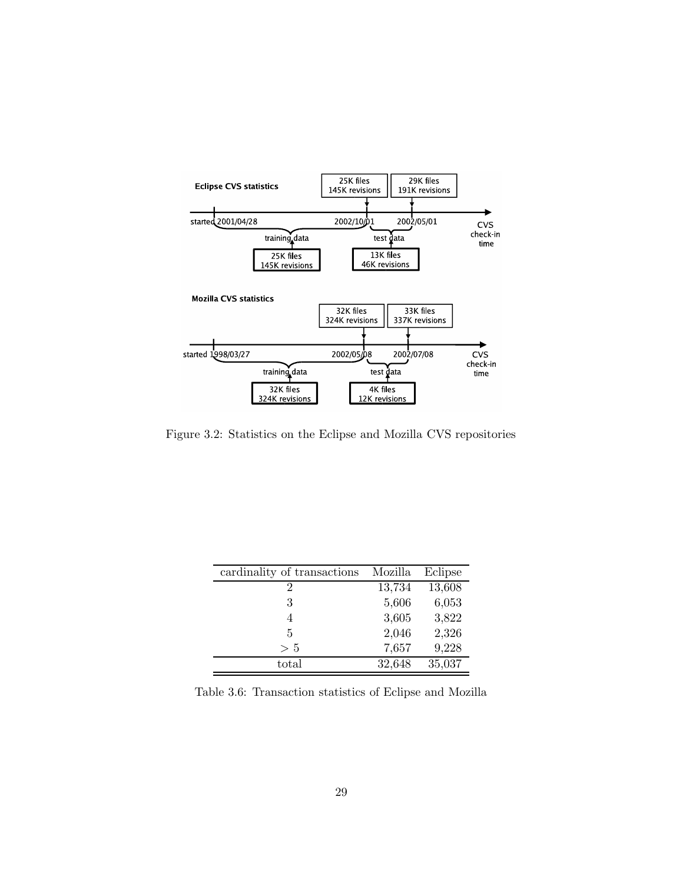Figure 3.2: Statistics on the Eclipse and Mozilla CVS repositories

| cardinality of transactions | Mozilla | Eclipse |
|---|---|---|
| 2 | 13,734 | 13,608 |
| 3 | 5,606 | 6,053 |
| 4 | 3,605 | 3,822 |
| 5 | 2,046 | 2,326 |
| $> 5$ | 7,657 | 9,228 |
| total | 32,648 | 35,037 |

Table 3.6: Transaction statistics of Eclipse and Mozilla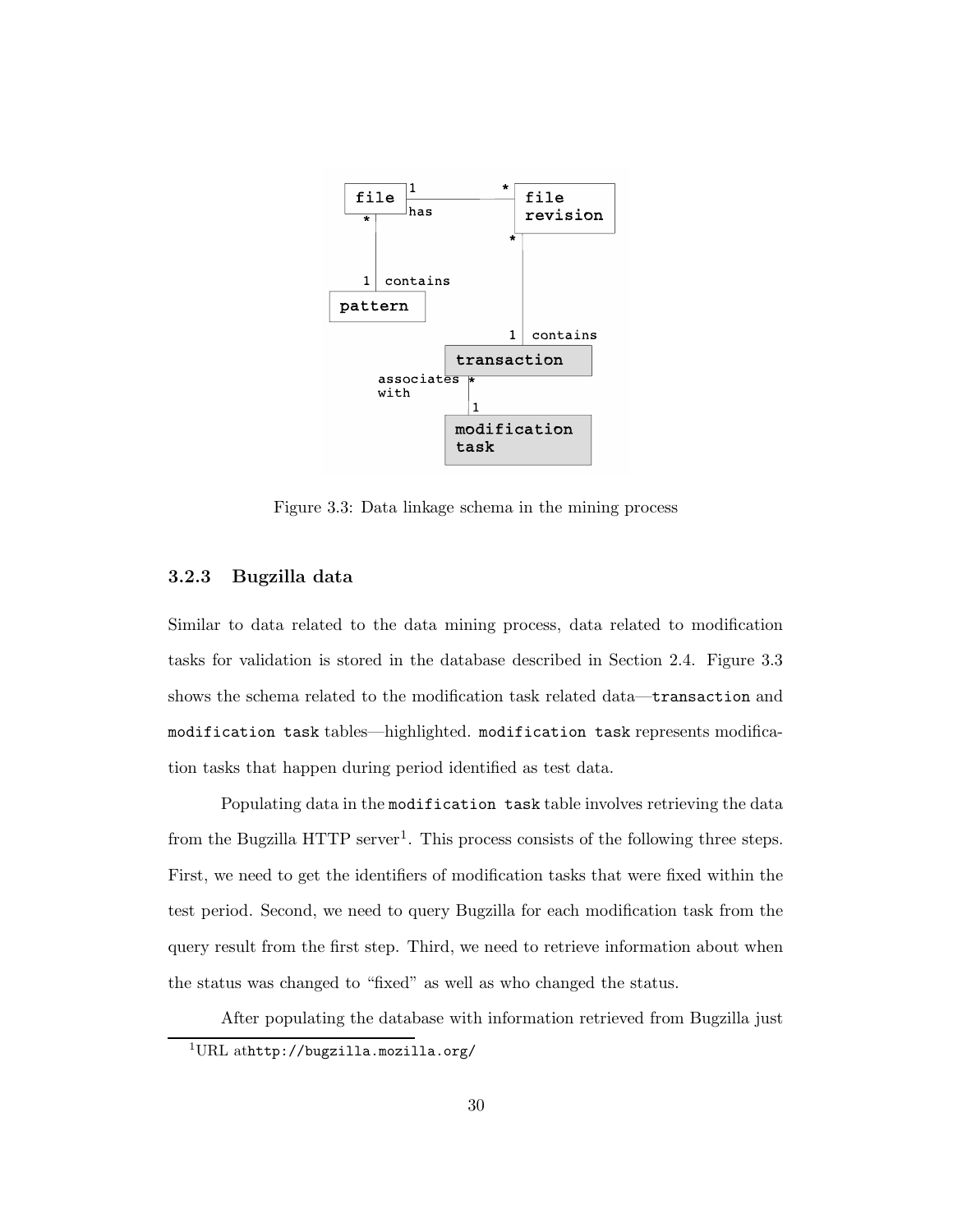Figure 3.3: Data linkage schema in the mining process

### 3.2.3 Bugzilla data

Similar to data related to the data mining process, data related to modification tasks for validation is stored in the database described in Section 2.4. Figure 3.3 shows the schema related to the modification task related data—`transaction` and `modification task` tables—highlighted. `modification task` represents modification tasks that happen during period identified as test data.

Populating data in the `modification task` table involves retrieving the data from the Bugzilla HTTP server[1]. This process consists of the following three steps. First, we need to get the identifiers of modification tasks that were fixed within the test period. Second, we need to query Bugzilla for each modification task from the query result from the first step. Third, we need to retrieve information about when the status was changed to "fixed" as well as who changed the status.

After populating the database with information retrieved from Bugzilla just

[1]URL at`http://bugzilla.mozilla.org/`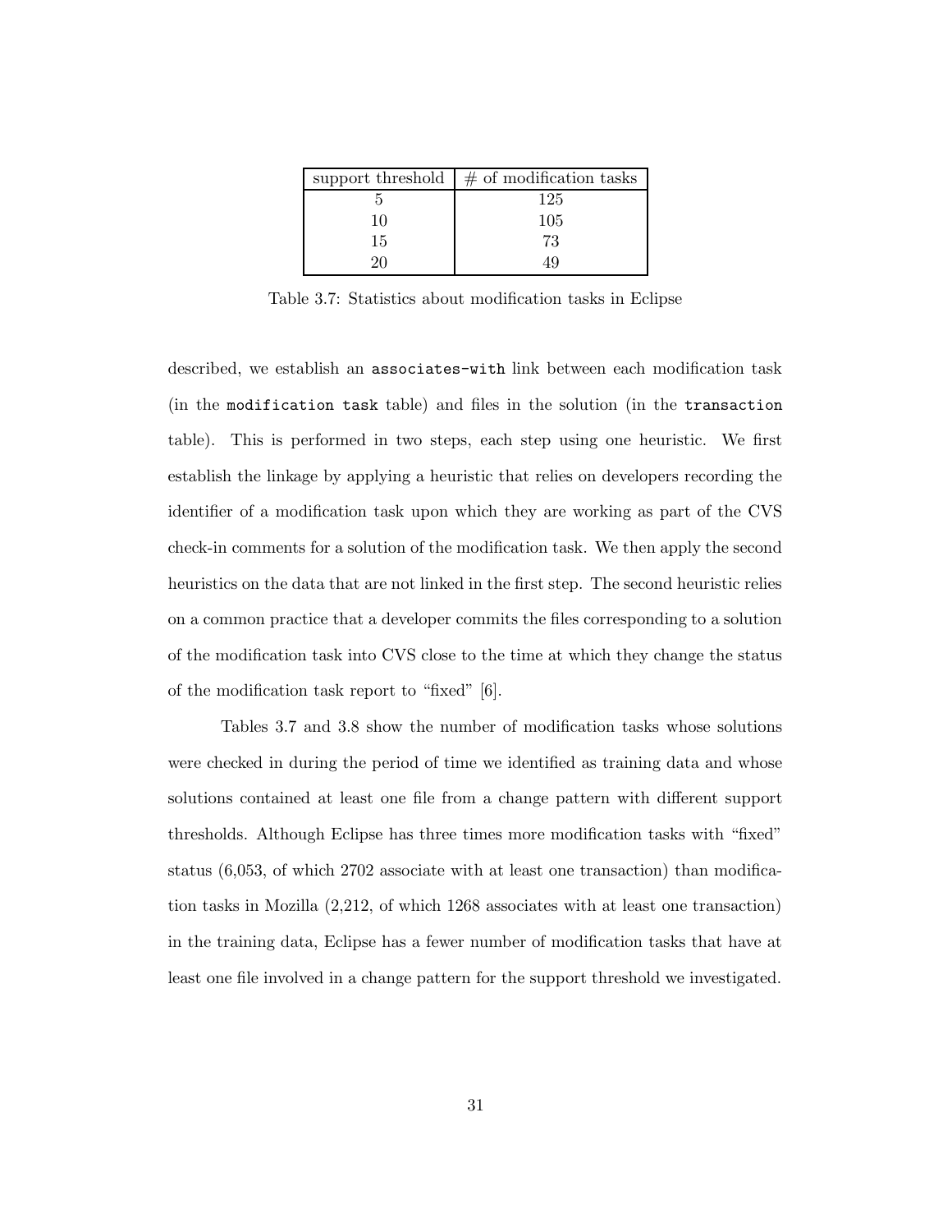| support threshold | # of modification tasks |
| --- | --- |
| 5 | 125 |
| 10 | 105 |
| 15 | 73 |
| 20 | 49 |

Table 3.7: Statistics about modification tasks in Eclipse

described, we establish an `associates-with` link between each modification task (in the `modification task` table) and files in the solution (in the `transaction` table). This is performed in two steps, each step using one heuristic. We first establish the linkage by applying a heuristic that relies on developers recording the identifier of a modification task upon which they are working as part of the CVS check-in comments for a solution of the modification task. We then apply the second heuristics on the data that are not linked in the first step. The second heuristic relies on a common practice that a developer commits the files corresponding to a solution of the modification task into CVS close to the time at which they change the status of the modification task report to "fixed" [6].

Tables 3.7 and 3.8 show the number of modification tasks whose solutions were checked in during the period of time we identified as training data and whose solutions contained at least one file from a change pattern with different support thresholds. Although Eclipse has three times more modification tasks with "fixed" status (6,053, of which 2702 associate with at least one transaction) than modification tasks in Mozilla (2,212, of which 1268 associates with at least one transaction) in the training data, Eclipse has a fewer number of modification tasks that have at least one file involved in a change pattern for the support threshold we investigated.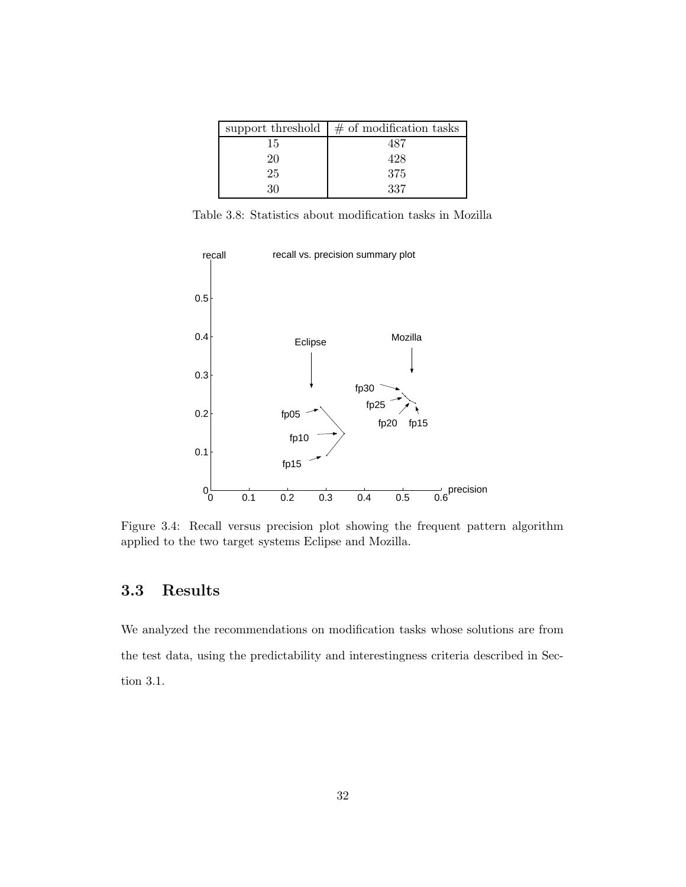| support threshold | # of modification tasks |
|---|---|
| 15 | 487 |
| 20 | 428 |
| 25 | 375 |
| 30 | 337 |

Table 3.8: Statistics about modification tasks in Mozilla

Figure 3.4: Recall versus precision plot showing the frequent pattern algorithm applied to the two target systems Eclipse and Mozilla.

## 3.3 Results

We analyzed the recommendations on modification tasks whose solutions are from the test data, using the predictability and interestingness criteria described in Section 3.1.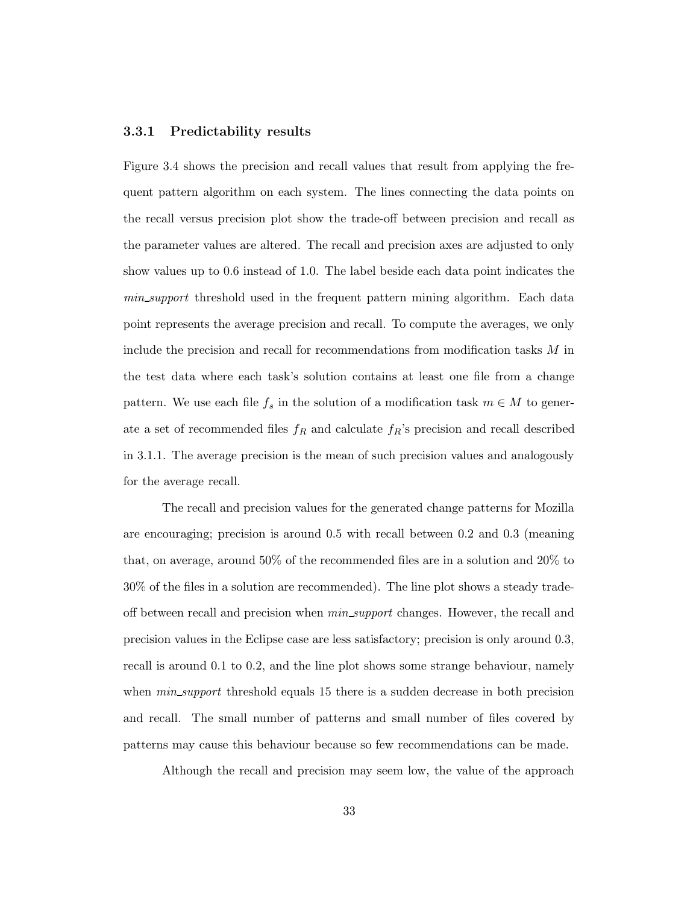### 3.3.1 Predictability results

Figure 3.4 shows the precision and recall values that result from applying the frequent pattern algorithm on each system. The lines connecting the data points on the recall versus precision plot show the trade-off between precision and recall as the parameter values are altered. The recall and precision axes are adjusted to only show values up to 0.6 instead of 1.0. The label beside each data point indicates the *min_support* threshold used in the frequent pattern mining algorithm. Each data point represents the average precision and recall. To compute the averages, we only include the precision and recall for recommendations from modification tasks $M$ in the test data where each task's solution contains at least one file from a change pattern. We use each file $f_s$ in the solution of a modification task $m \in M$ to generate a set of recommended files $f_R$ and calculate $f_R$'s precision and recall described in 3.1.1. The average precision is the mean of such precision values and analogously for the average recall.

The recall and precision values for the generated change patterns for Mozilla are encouraging; precision is around 0.5 with recall between 0.2 and 0.3 (meaning that, on average, around 50% of the recommended files are in a solution and 20% to 30% of the files in a solution are recommended). The line plot shows a steady trade-off between recall and precision when *min_support* changes. However, the recall and precision values in the Eclipse case are less satisfactory; precision is only around 0.3, recall is around 0.1 to 0.2, and the line plot shows some strange behaviour, namely when *min_support* threshold equals 15 there is a sudden decrease in both precision and recall. The small number of patterns and small number of files covered by patterns may cause this behaviour because so few recommendations can be made.

Although the recall and precision may seem low, the value of the approach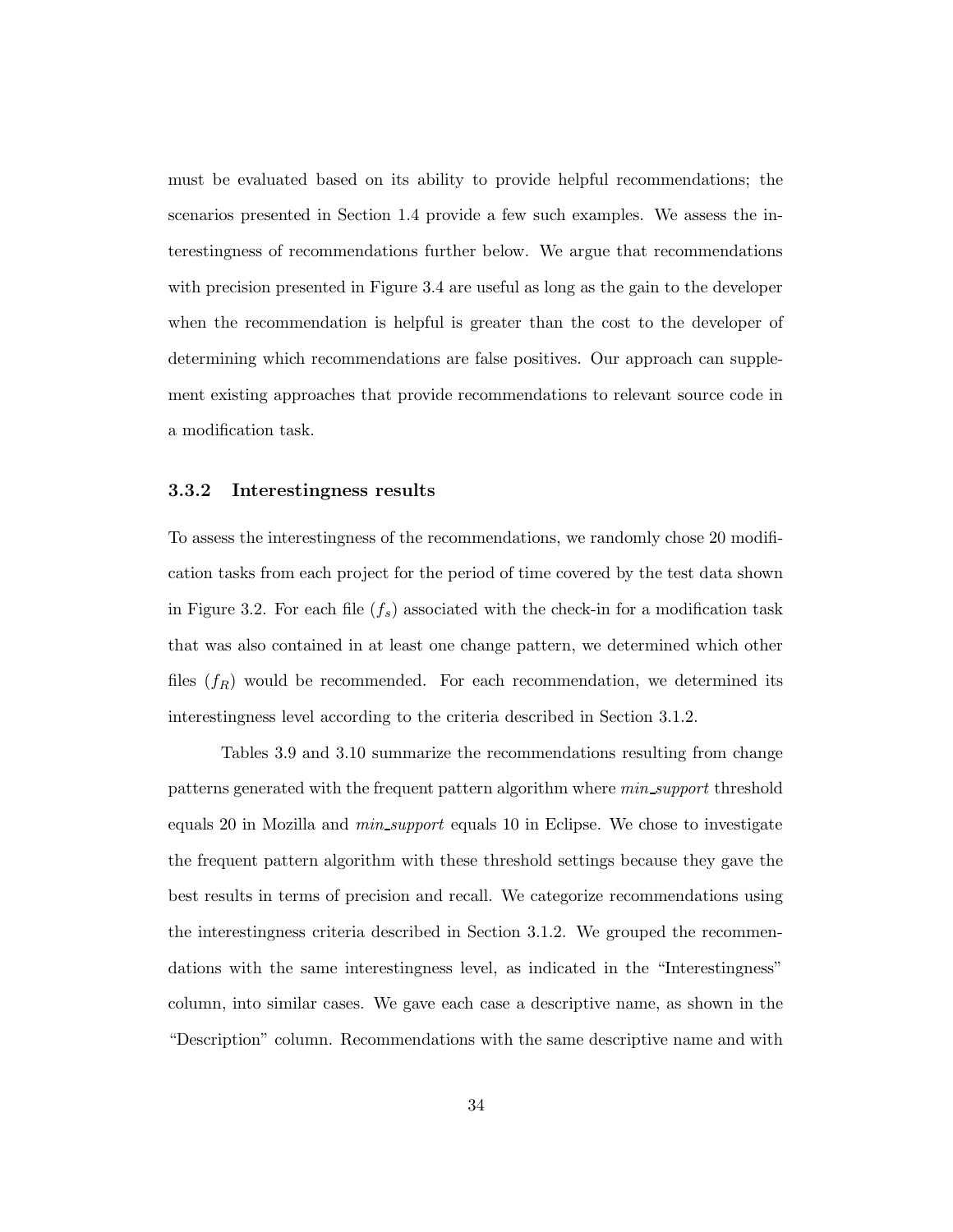must be evaluated based on its ability to provide helpful recommendations; the scenarios presented in Section 1.4 provide a few such examples. We assess the interestingness of recommendations further below. We argue that recommendations with precision presented in Figure 3.4 are useful as long as the gain to the developer when the recommendation is helpful is greater than the cost to the developer of determining which recommendations are false positives. Our approach can supplement existing approaches that provide recommendations to relevant source code in a modification task.

### 3.3.2 Interestingness results

To assess the interestingness of the recommendations, we randomly chose 20 modification tasks from each project for the period of time covered by the test data shown in Figure 3.2. For each file ($f_s$) associated with the check-in for a modification task that was also contained in at least one change pattern, we determined which other files ($f_R$) would be recommended. For each recommendation, we determined its interestingness level according to the criteria described in Section 3.1.2.

Tables 3.9 and 3.10 summarize the recommendations resulting from change patterns generated with the frequent pattern algorithm where *min_support* threshold equals 20 in Mozilla and *min_support* equals 10 in Eclipse. We chose to investigate the frequent pattern algorithm with these threshold settings because they gave the best results in terms of precision and recall. We categorize recommendations using the interestingness criteria described in Section 3.1.2. We grouped the recommendations with the same interestingness level, as indicated in the "Interestingness" column, into similar cases. We gave each case a descriptive name, as shown in the "Description" column. Recommendations with the same descriptive name and with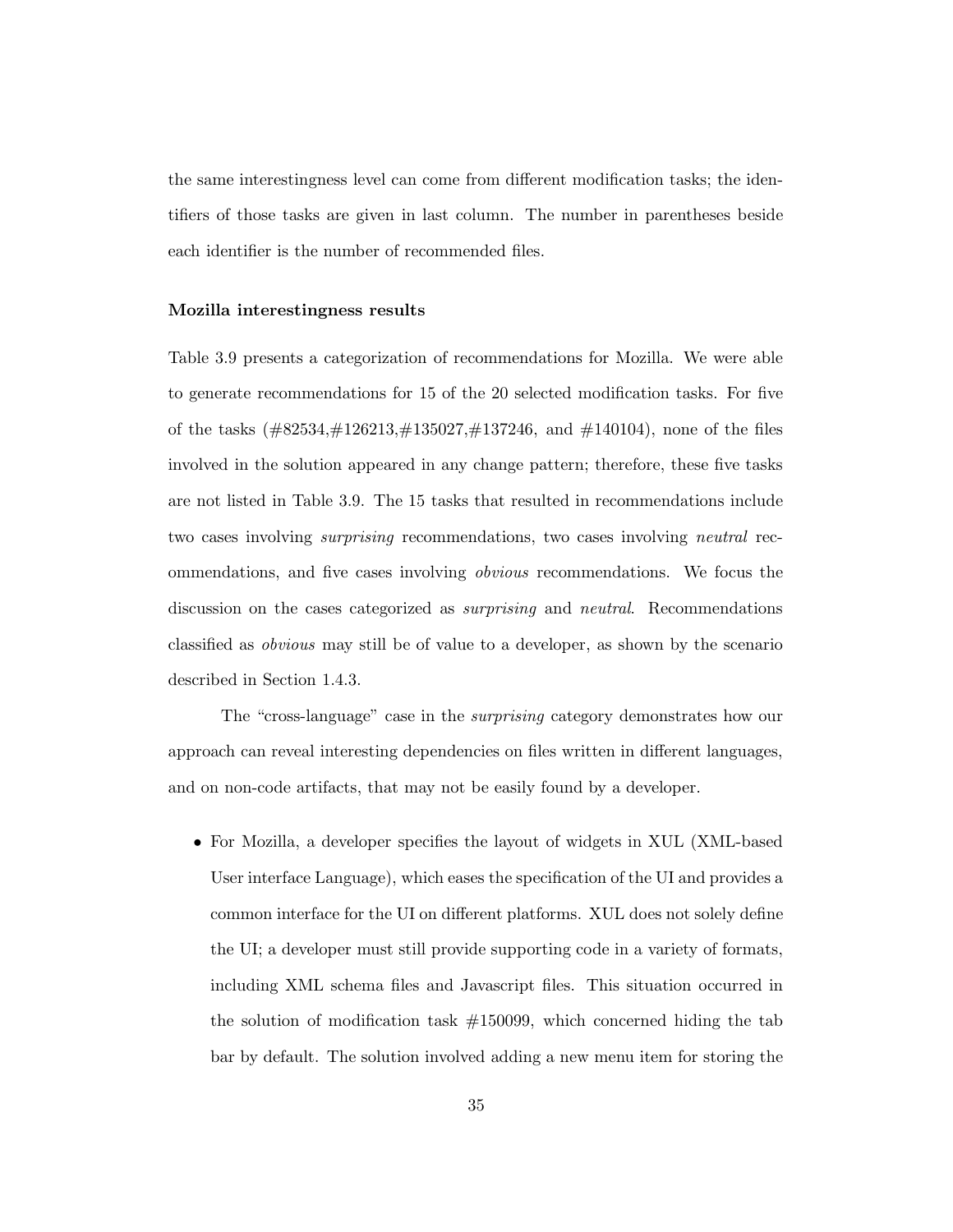the same interestingness level can come from different modification tasks; the identifiers of those tasks are given in last column. The number in parentheses beside each identifier is the number of recommended files.

#### Mozilla interestingness results

Table 3.9 presents a categorization of recommendations for Mozilla. We were able to generate recommendations for 15 of the 20 selected modification tasks. For five of the tasks (#82534,#126213,#135027,#137246, and #140104), none of the files involved in the solution appeared in any change pattern; therefore, these five tasks are not listed in Table 3.9. The 15 tasks that resulted in recommendations include two cases involving *surprising* recommendations, two cases involving *neutral* recommendations, and five cases involving *obvious* recommendations. We focus the discussion on the cases categorized as *surprising* and *neutral*. Recommendations classified as *obvious* may still be of value to a developer, as shown by the scenario described in Section 1.4.3.

The "cross-language" case in the *surprising* category demonstrates how our approach can reveal interesting dependencies on files written in different languages, and on non-code artifacts, that may not be easily found by a developer.

- For Mozilla, a developer specifies the layout of widgets in XUL (XML-based User interface Language), which eases the specification of the UI and provides a common interface for the UI on different platforms. XUL does not solely define the UI; a developer must still provide supporting code in a variety of formats, including XML schema files and Javascript files. This situation occurred in the solution of modification task #150099, which concerned hiding the tab bar by default. The solution involved adding a new menu item for storing the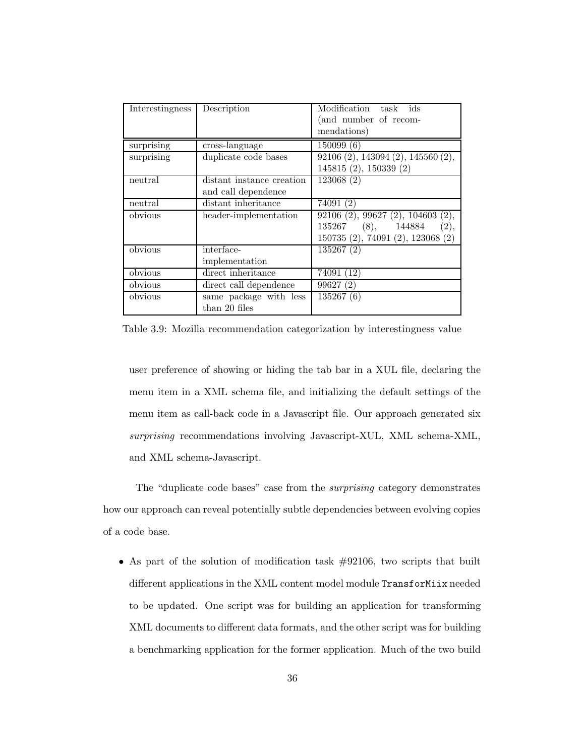| Interestingness | Description | Modification task ids (and number of recommendations) |
|---|---|---|
| surprising | cross-language | 150099 (6) |
| surprising | duplicate code bases | 92106 (2), 143094 (2), 145560 (2), 145815 (2), 150339 (2) |
| neutral | distant instance creation and call dependence | 123068 (2) |
| neutral | distant inheritance | 74091 (2) |
| obvious | header-implementation | 92106 (2), 99627 (2), 104603 (2), 135267 (8), 144884 (2), 150735 (2), 74091 (2), 123068 (2) |
| obvious | interface-implementation | 135267 (2) |
| obvious | direct inheritance | 74091 (12) |
| obvious | direct call dependence | 99627 (2) |
| obvious | same package with less than 20 files | 135267 (6) |

Table 3.9: Mozilla recommendation categorization by interestingness value

user preference of showing or hiding the tab bar in a XUL file, declaring the menu item in a XML schema file, and initializing the default settings of the menu item as call-back code in a Javascript file. Our approach generated six *surprising* recommendations involving Javascript-XUL, XML schema-XML, and XML schema-Javascript.

The "duplicate code bases" case from the *surprising* category demonstrates how our approach can reveal potentially subtle dependencies between evolving copies of a code base.

- As part of the solution of modification task #92106, two scripts that built different applications in the XML content model module `TransforMiix` needed to be updated. One script was for building an application for transforming XML documents to different data formats, and the other script was for building a benchmarking application for the former application. Much of the two build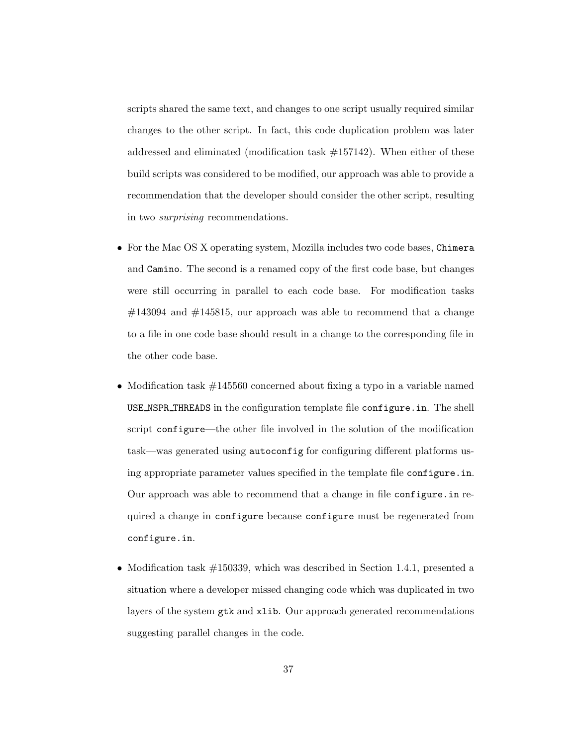scripts shared the same text, and changes to one script usually required similar changes to the other script. In fact, this code duplication problem was later addressed and eliminated (modification task #157142). When either of these build scripts was considered to be modified, our approach was able to provide a recommendation that the developer should consider the other script, resulting in two *surprising* recommendations.

- For the Mac OS X operating system, Mozilla includes two code bases, `Chimera` and `Camino`. The second is a renamed copy of the first code base, but changes were still occurring in parallel to each code base. For modification tasks #143094 and #145815, our approach was able to recommend that a change to a file in one code base should result in a change to the corresponding file in the other code base.

- Modification task #145560 concerned about fixing a typo in a variable named `USE_NSPR_THREADS` in the configuration template file `configure.in`. The shell script `configure`—the other file involved in the solution of the modification task—was generated using `autoconfig` for configuring different platforms using appropriate parameter values specified in the template file `configure.in`. Our approach was able to recommend that a change in file `configure.in` required a change in `configure` because `configure` must be regenerated from `configure.in`.

- Modification task #150339, which was described in Section 1.4.1, presented a situation where a developer missed changing code which was duplicated in two layers of the system `gtk` and `xlib`. Our approach generated recommendations suggesting parallel changes in the code.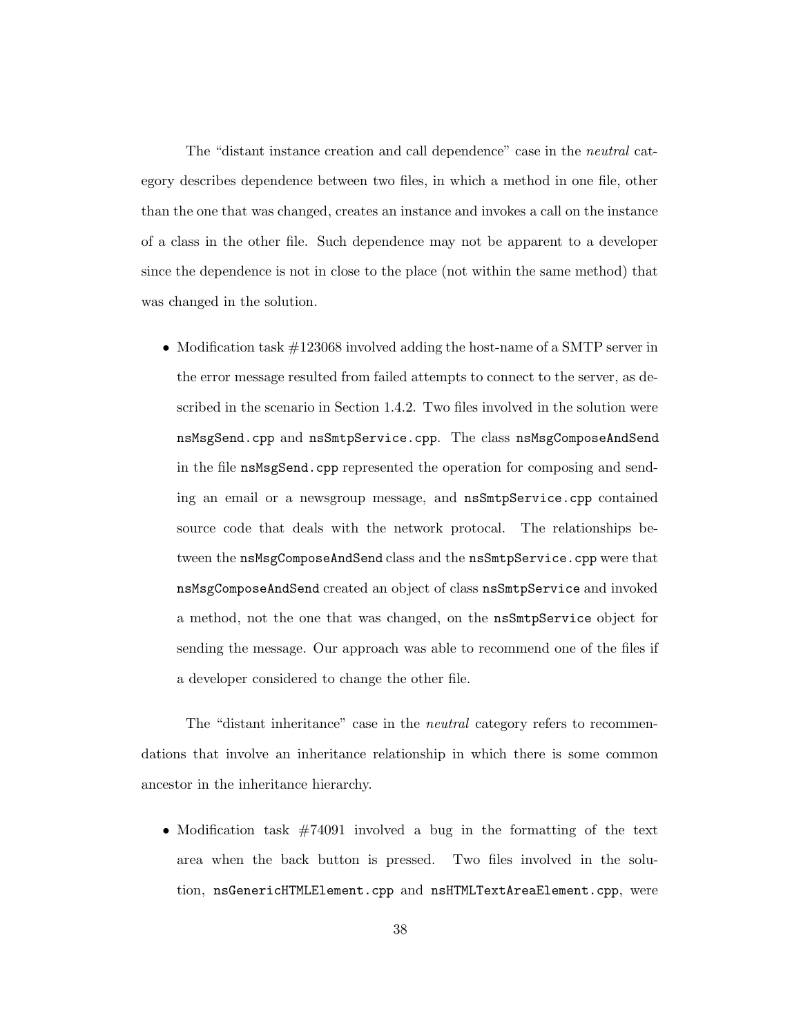The "distant instance creation and call dependence" case in the *neutral* category describes dependence between two files, in which a method in one file, other than the one that was changed, creates an instance and invokes a call on the instance of a class in the other file. Such dependence may not be apparent to a developer since the dependence is not in close to the place (not within the same method) that was changed in the solution.

- Modification task #123068 involved adding the host-name of a SMTP server in the error message resulted from failed attempts to connect to the server, as described in the scenario in Section 1.4.2. Two files involved in the solution were `nsMsgSend.cpp` and `nsSmtpService.cpp`. The class `nsMsgComposeAndSend` in the file `nsMsgSend.cpp` represented the operation for composing and sending an email or a newsgroup message, and `nsSmtpService.cpp` contained source code that deals with the network protocal. The relationships between the `nsMsgComposeAndSend` class and the `nsSmtpService.cpp` were that `nsMsgComposeAndSend` created an object of class `nsSmtpService` and invoked a method, not the one that was changed, on the `nsSmtpService` object for sending the message. Our approach was able to recommend one of the files if a developer considered to change the other file.

The "distant inheritance" case in the *neutral* category refers to recommendations that involve an inheritance relationship in which there is some common ancestor in the inheritance hierarchy.

- Modification task #74091 involved a bug in the formatting of the text area when the back button is pressed. Two files involved in the solution, `nsGenericHTMLElement.cpp` and `nsHTMLTextAreaElement.cpp`, were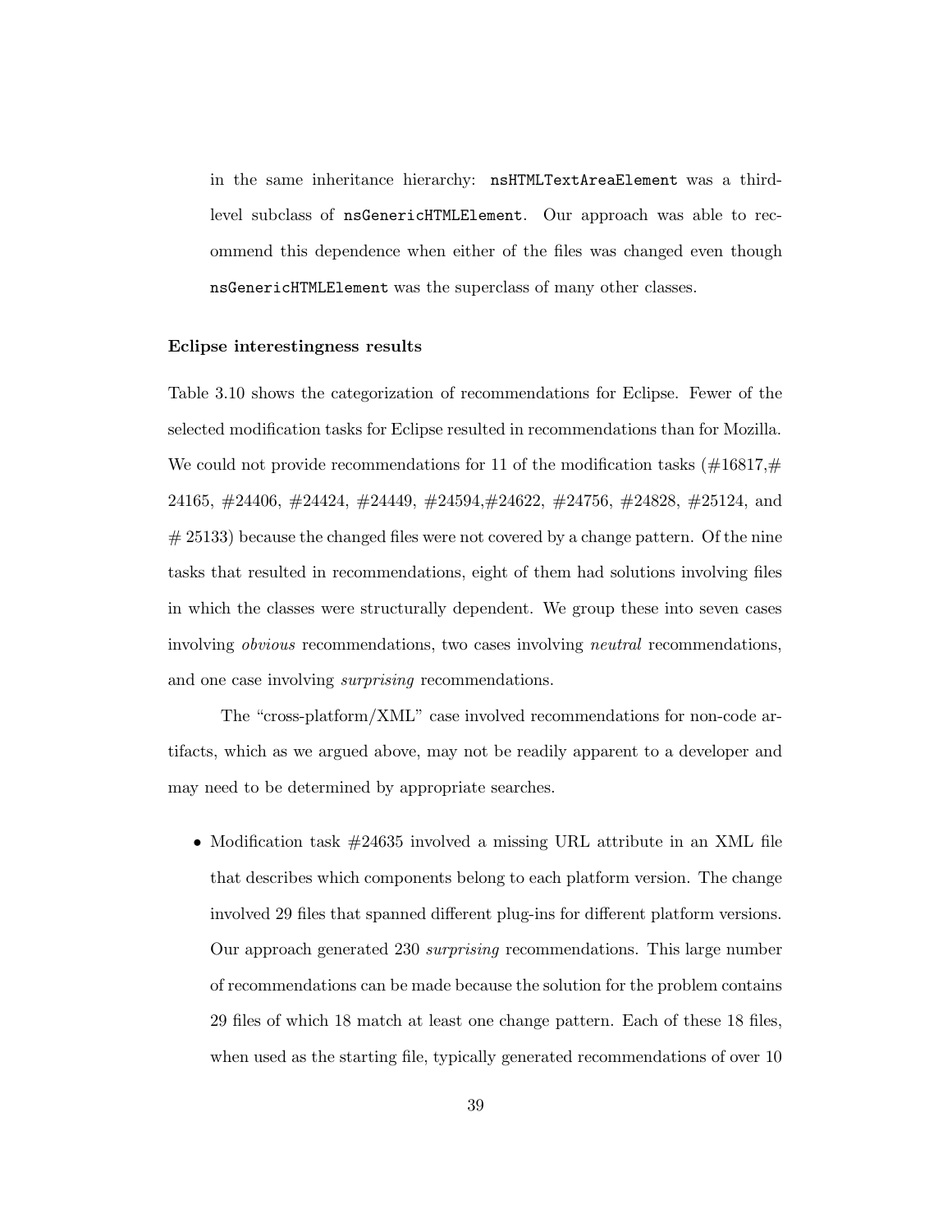in the same inheritance hierarchy: `nsHTMLTextAreaElement` was a third-level subclass of `nsGenericHTMLElement`. Our approach was able to recommend this dependence when either of the files was changed even though `nsGenericHTMLElement` was the superclass of many other classes.

**Eclipse interestingness results**

Table 3.10 shows the categorization of recommendations for Eclipse. Fewer of the selected modification tasks for Eclipse resulted in recommendations than for Mozilla. We could not provide recommendations for 11 of the modification tasks (#16817,# 24165, #24406, #24424, #24449, #24594,#24622, #24756, #24828, #25124, and # 25133) because the changed files were not covered by a change pattern. Of the nine tasks that resulted in recommendations, eight of them had solutions involving files in which the classes were structurally dependent. We group these into seven cases involving *obvious* recommendations, two cases involving *neutral* recommendations, and one case involving *surprising* recommendations.

The "cross-platform/XML" case involved recommendations for non-code artifacts, which as we argued above, may not be readily apparent to a developer and may need to be determined by appropriate searches.

- Modification task #24635 involved a missing URL attribute in an XML file that describes which components belong to each platform version. The change involved 29 files that spanned different plug-ins for different platform versions. Our approach generated 230 *surprising* recommendations. This large number of recommendations can be made because the solution for the problem contains 29 files of which 18 match at least one change pattern. Each of these 18 files, when used as the starting file, typically generated recommendations of over 10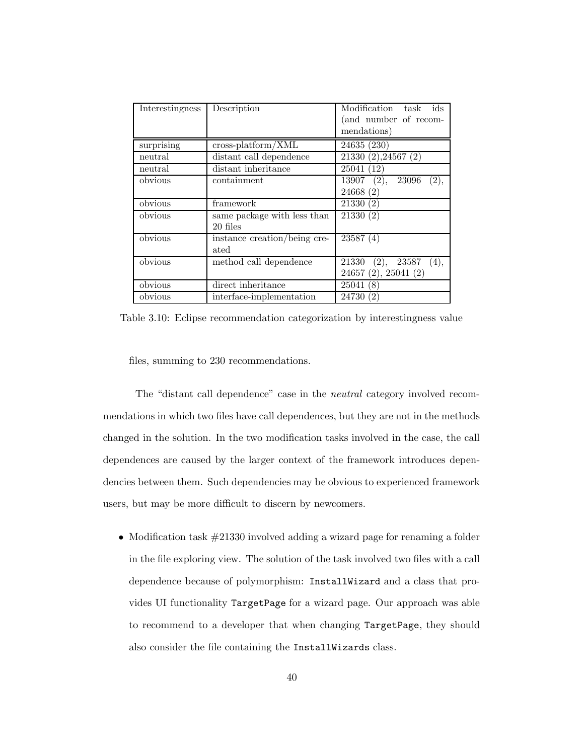| Interestingness | Description | Modification task ids (and number of recommendations) |
|---|---|---|
| surprising | cross-platform/XML | 24635 (230) |
| neutral | distant call dependence | 21330 (2),24567 (2) |
| neutral | distant inheritance | 25041 (12) |
| obvious | containment | 13907 (2), 23096 (2), 24668 (2) |
| obvious | framework | 21330 (2) |
| obvious | same package with less than 20 files | 21330 (2) |
| obvious | instance creation/being created | 23587 (4) |
| obvious | method call dependence | 21330 (2), 23587 (4), 24657 (2), 25041 (2) |
| obvious | direct inheritance | 25041 (8) |
| obvious | interface-implementation | 24730 (2) |

Table 3.10: Eclipse recommendation categorization by interestingness value

files, summing to 230 recommendations.

The "distant call dependence" case in the *neutral* category involved recommendations in which two files have call dependences, but they are not in the methods changed in the solution. In the two modification tasks involved in the case, the call dependences are caused by the larger context of the framework introduces dependencies between them. Such dependencies may be obvious to experienced framework users, but may be more difficult to discern by newcomers.

- Modification task #21330 involved adding a wizard page for renaming a folder in the file exploring view. The solution of the task involved two files with a call dependence because of polymorphism: `InstallWizard` and a class that provides UI functionality `TargetPage` for a wizard page. Our approach was able to recommend to a developer that when changing `TargetPage`, they should also consider the file containing the `InstallWizards` class.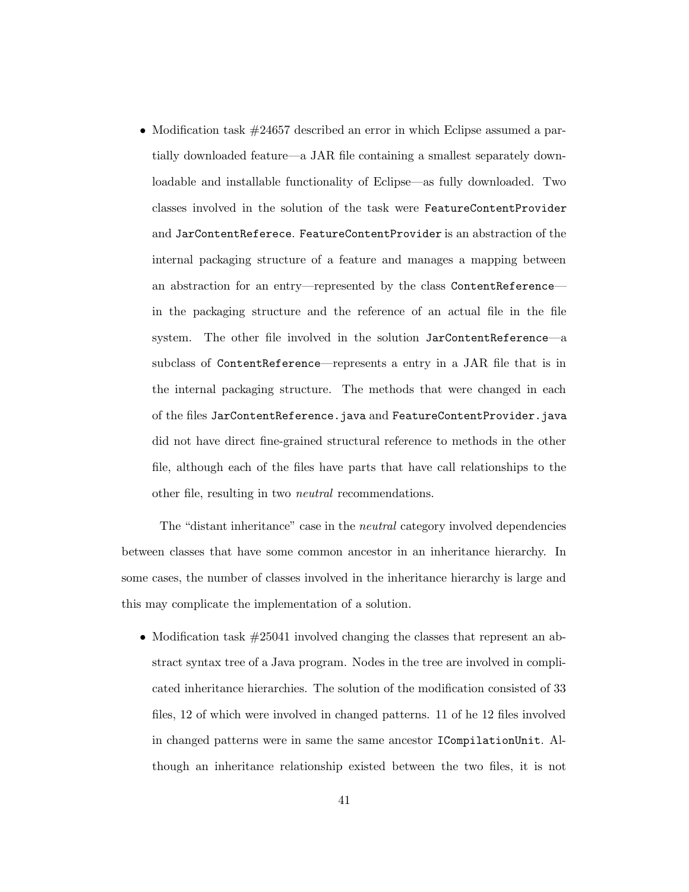- Modification task #24657 described an error in which Eclipse assumed a partially downloaded feature—a JAR file containing a smallest separately downloadable and installable functionality of Eclipse—as fully downloaded. Two classes involved in the solution of the task were `FeatureContentProvider` and `JarContentReferece`. `FeatureContentProvider` is an abstraction of the internal packaging structure of a feature and manages a mapping between an abstraction for an entry—represented by the class `ContentReference`—in the packaging structure and the reference of an actual file in the file system. The other file involved in the solution `JarContentReference`—a subclass of `ContentReference`—represents a entry in a JAR file that is in the internal packaging structure. The methods that were changed in each of the files `JarContentReference.java` and `FeatureContentProvider.java` did not have direct fine-grained structural reference to methods in the other file, although each of the files have parts that have call relationships to the other file, resulting in two *neutral* recommendations.

The "distant inheritance" case in the *neutral* category involved dependencies between classes that have some common ancestor in an inheritance hierarchy. In some cases, the number of classes involved in the inheritance hierarchy is large and this may complicate the implementation of a solution.

- Modification task #25041 involved changing the classes that represent an abstract syntax tree of a Java program. Nodes in the tree are involved in complicated inheritance hierarchies. The solution of the modification consisted of 33 files, 12 of which were involved in changed patterns. 11 of he 12 files involved in changed patterns were in same the same ancestor `ICompilationUnit`. Although an inheritance relationship existed between the two files, it is not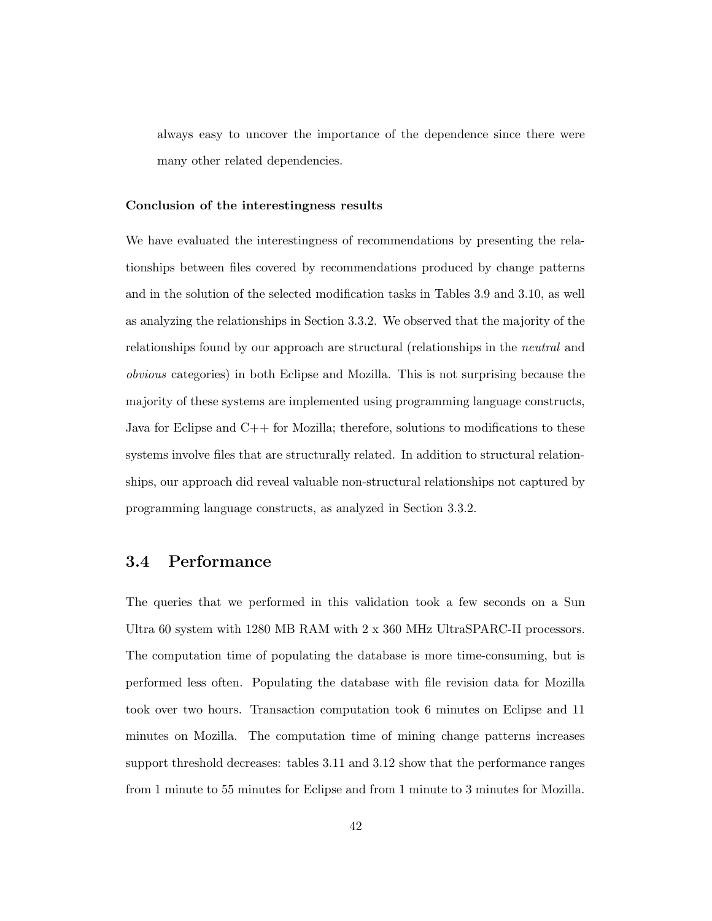always easy to uncover the importance of the dependence since there were many other related dependencies.

**Conclusion of the interestingness results**

We have evaluated the interestingness of recommendations by presenting the relationships between files covered by recommendations produced by change patterns and in the solution of the selected modification tasks in Tables 3.9 and 3.10, as well as analyzing the relationships in Section 3.3.2. We observed that the majority of the relationships found by our approach are structural (relationships in the *neutral* and *obvious* categories) in both Eclipse and Mozilla. This is not surprising because the majority of these systems are implemented using programming language constructs, Java for Eclipse and C++ for Mozilla; therefore, solutions to modifications to these systems involve files that are structurally related. In addition to structural relationships, our approach did reveal valuable non-structural relationships not captured by programming language constructs, as analyzed in Section 3.3.2.

## 3.4 Performance

The queries that we performed in this validation took a few seconds on a Sun Ultra 60 system with 1280 MB RAM with 2 x 360 MHz UltraSPARC-II processors. The computation time of populating the database is more time-consuming, but is performed less often. Populating the database with file revision data for Mozilla took over two hours. Transaction computation took 6 minutes on Eclipse and 11 minutes on Mozilla. The computation time of mining change patterns increases support threshold decreases: tables 3.11 and 3.12 show that the performance ranges from 1 minute to 55 minutes for Eclipse and from 1 minute to 3 minutes for Mozilla.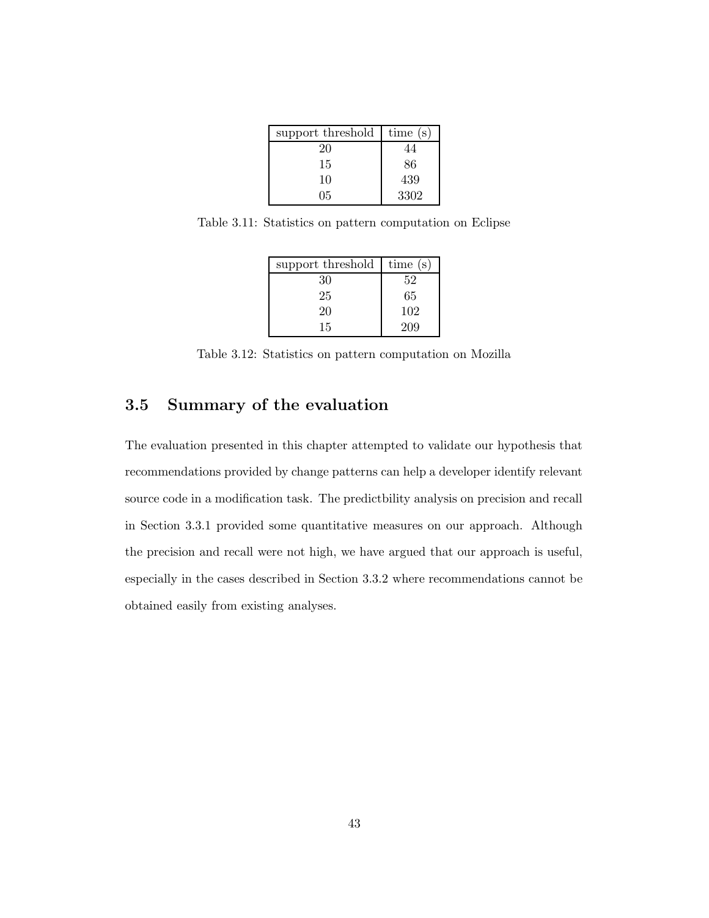| support threshold | time (s) |
|---|---|
| 20 | 44 |
| 15 | 86 |
| 10 | 439 |
| 05 | 3302 |

Table 3.11: Statistics on pattern computation on Eclipse

| support threshold | time (s) |
|---|---|
| 30 | 52 |
| 25 | 65 |
| 20 | 102 |
| 15 | 209 |

Table 3.12: Statistics on pattern computation on Mozilla

## 3.5 Summary of the evaluation

The evaluation presented in this chapter attempted to validate our hypothesis that recommendations provided by change patterns can help a developer identify relevant source code in a modification task. The predictbility analysis on precision and recall in Section 3.3.1 provided some quantitative measures on our approach. Although the precision and recall were not high, we have argued that our approach is useful, especially in the cases described in Section 3.3.2 where recommendations cannot be obtained easily from existing analyses.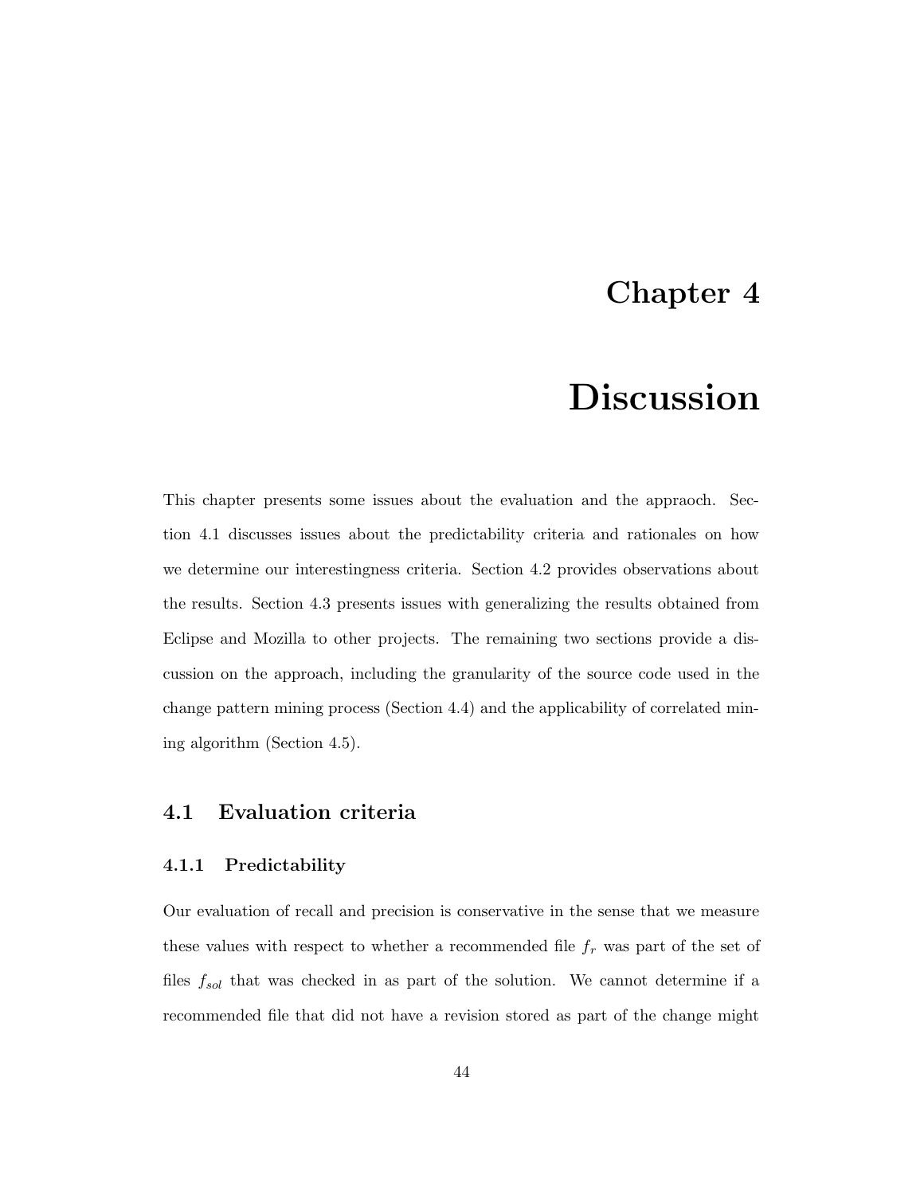# Chapter 4

# Discussion

This chapter presents some issues about the evaluation and the appraoch. Section 4.1 discusses issues about the predictability criteria and rationales on how we determine our interestingness criteria. Section 4.2 provides observations about the results. Section 4.3 presents issues with generalizing the results obtained from Eclipse and Mozilla to other projects. The remaining two sections provide a discussion on the approach, including the granularity of the source code used in the change pattern mining process (Section 4.4) and the applicability of correlated mining algorithm (Section 4.5).

## 4.1 Evaluation criteria

### 4.1.1 Predictability

Our evaluation of recall and precision is conservative in the sense that we measure these values with respect to whether a recommended file $f_r$ was part of the set of files $f_{sol}$ that was checked in as part of the solution. We cannot determine if a recommended file that did not have a revision stored as part of the change might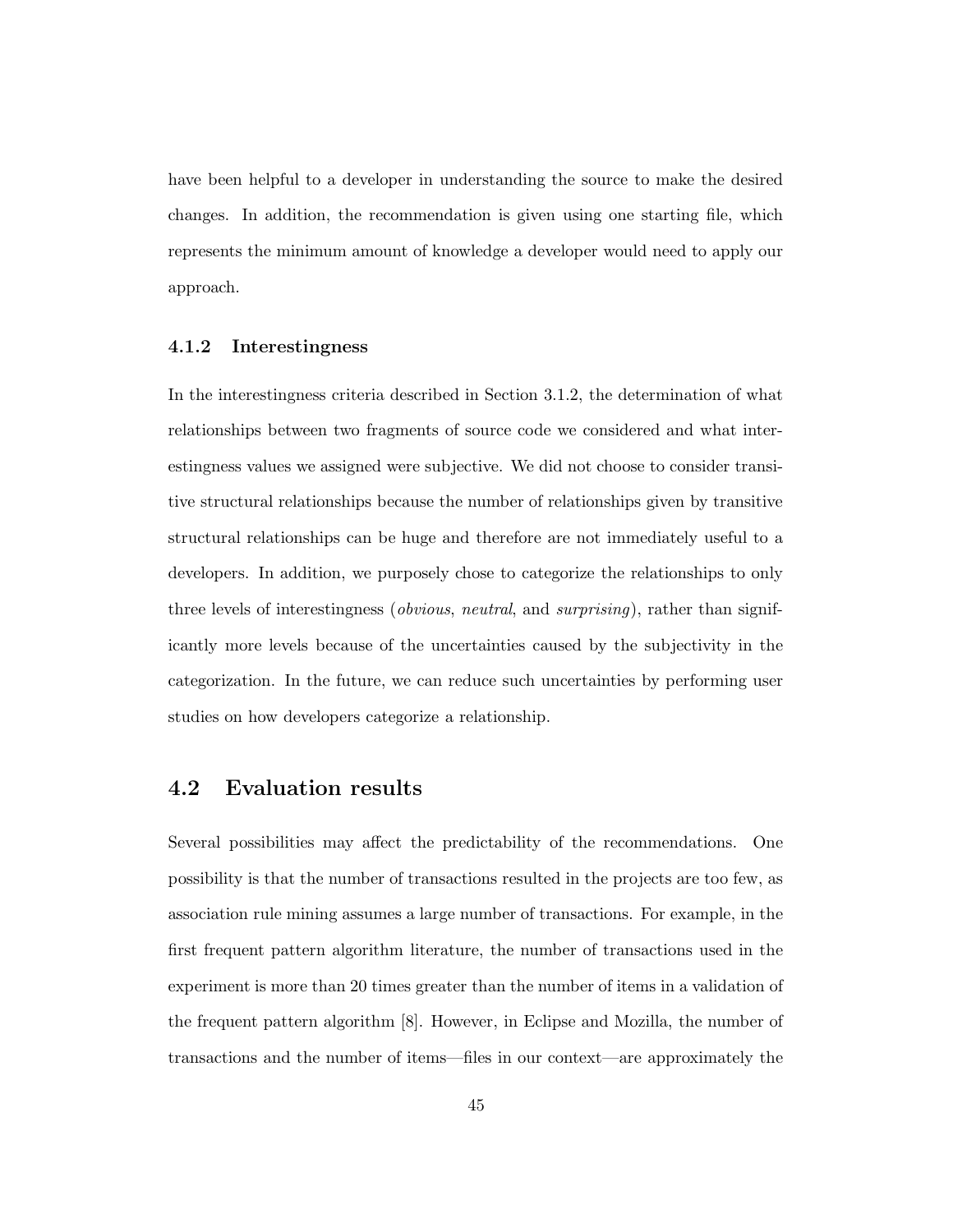have been helpful to a developer in understanding the source to make the desired changes. In addition, the recommendation is given using one starting file, which represents the minimum amount of knowledge a developer would need to apply our approach.

### 4.1.2 Interestingness

In the interestingness criteria described in Section 3.1.2, the determination of what relationships between two fragments of source code we considered and what interestingness values we assigned were subjective. We did not choose to consider transitive structural relationships because the number of relationships given by transitive structural relationships can be huge and therefore are not immediately useful to a developers. In addition, we purposely chose to categorize the relationships to only three levels of interestingness (*obvious*, *neutral*, and *surprising*), rather than significantly more levels because of the uncertainties caused by the subjectivity in the categorization. In the future, we can reduce such uncertainties by performing user studies on how developers categorize a relationship.

## 4.2 Evaluation results

Several possibilities may affect the predictability of the recommendations. One possibility is that the number of transactions resulted in the projects are too few, as association rule mining assumes a large number of transactions. For example, in the first frequent pattern algorithm literature, the number of transactions used in the experiment is more than 20 times greater than the number of items in a validation of the frequent pattern algorithm [8]. However, in Eclipse and Mozilla, the number of transactions and the number of items—files in our context—are approximately the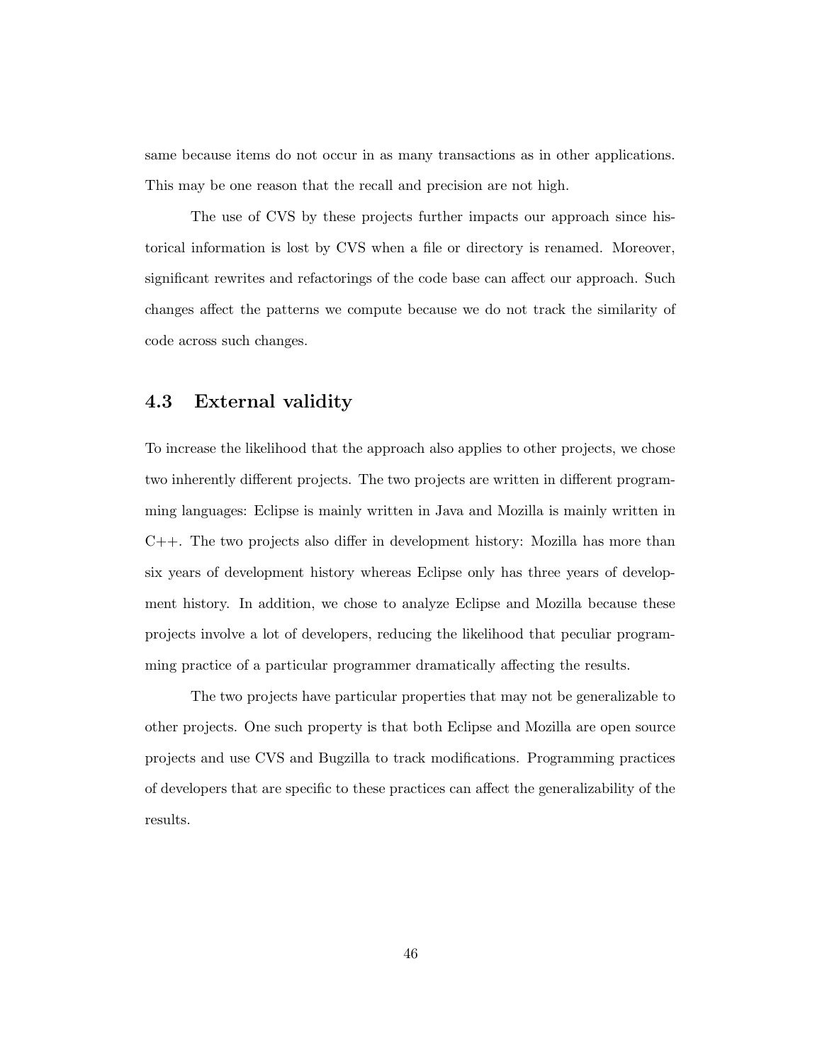same because items do not occur in as many transactions as in other applications. This may be one reason that the recall and precision are not high.

The use of CVS by these projects further impacts our approach since historical information is lost by CVS when a file or directory is renamed. Moreover, significant rewrites and refactorings of the code base can affect our approach. Such changes affect the patterns we compute because we do not track the similarity of code across such changes.

## 4.3 External validity

To increase the likelihood that the approach also applies to other projects, we chose two inherently different projects. The two projects are written in different programming languages: Eclipse is mainly written in Java and Mozilla is mainly written in C++. The two projects also differ in development history: Mozilla has more than six years of development history whereas Eclipse only has three years of development history. In addition, we chose to analyze Eclipse and Mozilla because these projects involve a lot of developers, reducing the likelihood that peculiar programming practice of a particular programmer dramatically affecting the results.

The two projects have particular properties that may not be generalizable to other projects. One such property is that both Eclipse and Mozilla are open source projects and use CVS and Bugzilla to track modifications. Programming practices of developers that are specific to these practices can affect the generalizability of the results.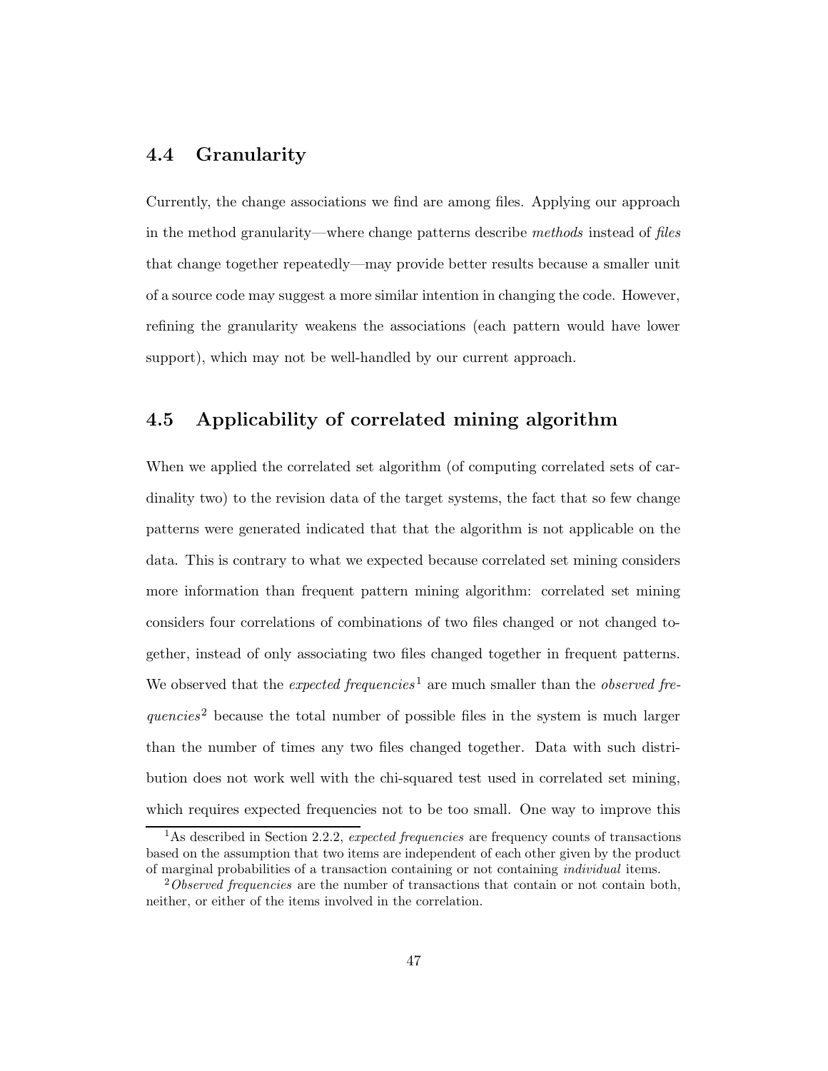## 4.4 Granularity

Currently, the change associations we find are among files. Applying our approach in the method granularity—where change patterns describe *methods* instead of *files* that change together repeatedly—may provide better results because a smaller unit of a source code may suggest a more similar intention in changing the code. However, refining the granularity weakens the associations (each pattern would have lower support), which may not be well-handled by our current approach.

## 4.5 Applicability of correlated mining algorithm

When we applied the correlated set algorithm (of computing correlated sets of cardinality two) to the revision data of the target systems, the fact that so few change patterns were generated indicated that that the algorithm is not applicable on the data. This is contrary to what we expected because correlated set mining considers more information than frequent pattern mining algorithm: correlated set mining considers four correlations of combinations of two files changed or not changed together, instead of only associating two files changed together in frequent patterns. We observed that the *expected frequencies*[1] are much smaller than the *observed frequencies*[2] because the total number of possible files in the system is much larger than the number of times any two files changed together. Data with such distribution does not work well with the chi-squared test used in correlated set mining, which requires expected frequencies not to be too small. One way to improve this

[1] As described in Section 2.2.2, *expected frequencies* are frequency counts of transactions based on the assumption that two items are independent of each other given by the product of marginal probabilities of a transaction containing or not containing *individual* items.

[2] *Observed frequencies* are the number of transactions that contain or not contain both, neither, or either of the items involved in the correlation.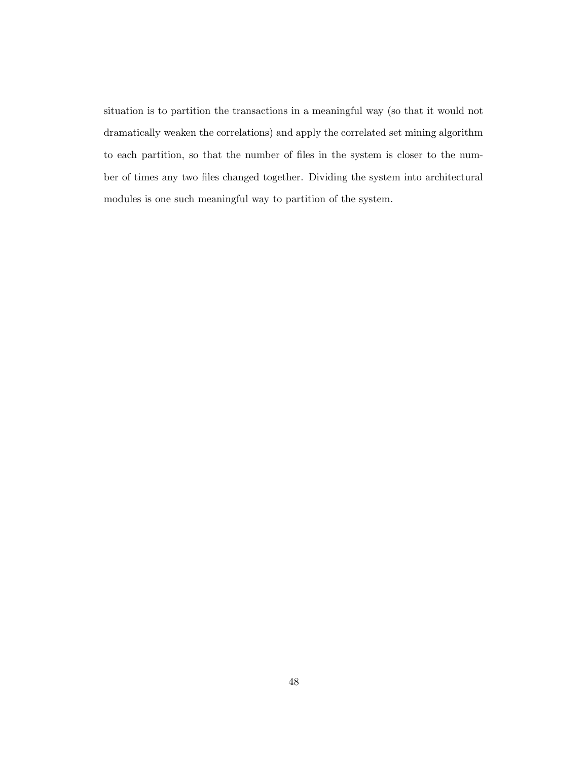situation is to partition the transactions in a meaningful way (so that it would not dramatically weaken the correlations) and apply the correlated set mining algorithm to each partition, so that the number of files in the system is closer to the number of times any two files changed together. Dividing the system into architectural modules is one such meaningful way to partition of the system.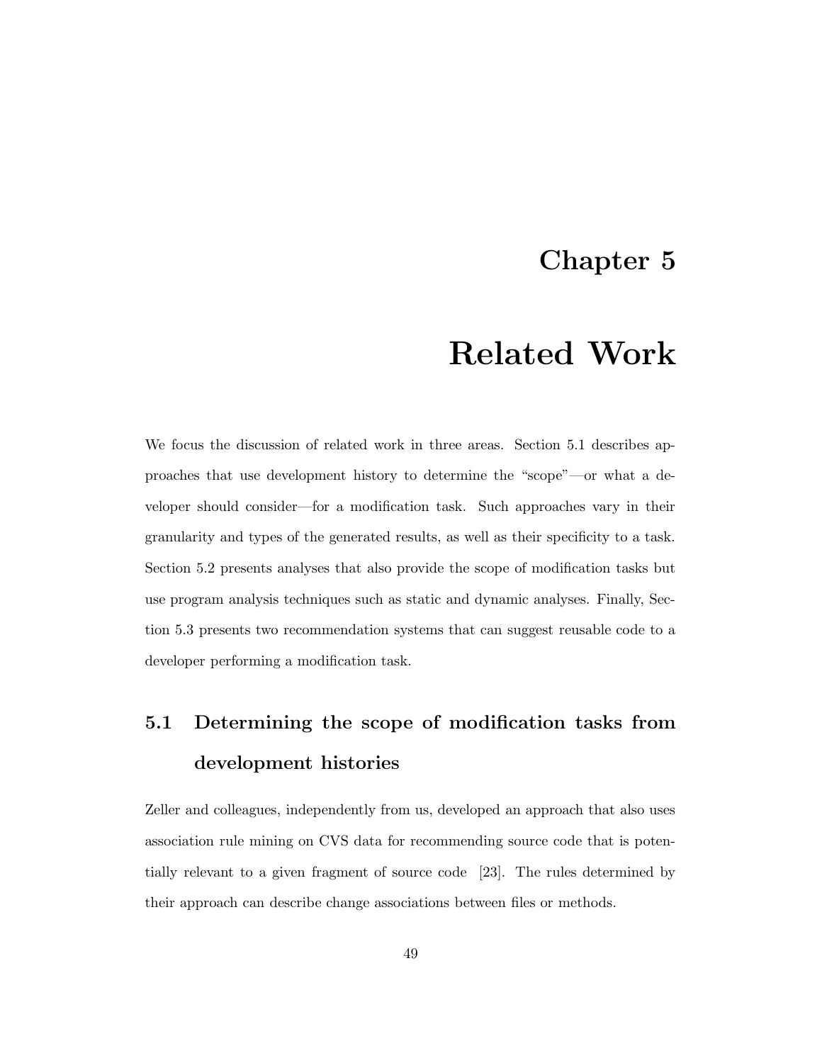# Chapter 5

# Related Work

We focus the discussion of related work in three areas. Section 5.1 describes approaches that use development history to determine the "scope"—or what a developer should consider—for a modification task. Such approaches vary in their granularity and types of the generated results, as well as their specificity to a task. Section 5.2 presents analyses that also provide the scope of modification tasks but use program analysis techniques such as static and dynamic analyses. Finally, Section 5.3 presents two recommendation systems that can suggest reusable code to a developer performing a modification task.

## 5.1 Determining the scope of modification tasks from development histories

Zeller and colleagues, independently from us, developed an approach that also uses association rule mining on CVS data for recommending source code that is potentially relevant to a given fragment of source code [23]. The rules determined by their approach can describe change associations between files or methods.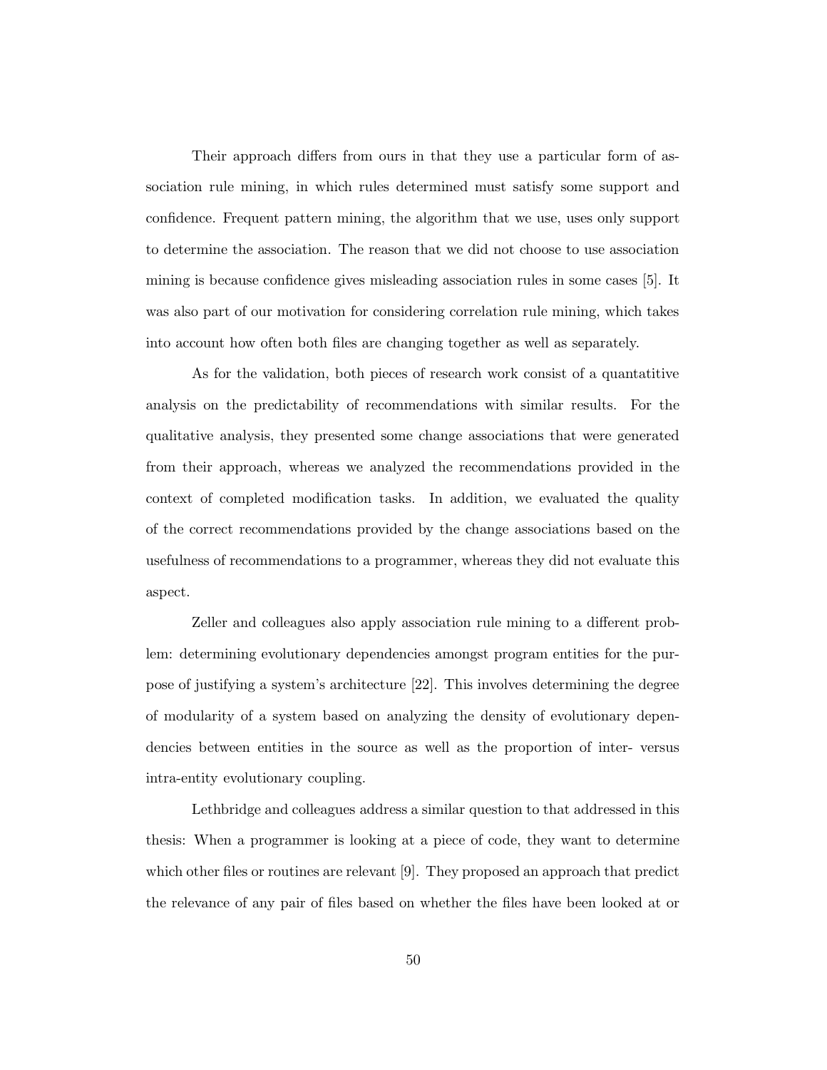Their approach differs from ours in that they use a particular form of association rule mining, in which rules determined must satisfy some support and confidence. Frequent pattern mining, the algorithm that we use, uses only support to determine the association. The reason that we did not choose to use association mining is because confidence gives misleading association rules in some cases [5]. It was also part of our motivation for considering correlation rule mining, which takes into account how often both files are changing together as well as separately.

As for the validation, both pieces of research work consist of a quantatitive analysis on the predictability of recommendations with similar results. For the qualitative analysis, they presented some change associations that were generated from their approach, whereas we analyzed the recommendations provided in the context of completed modification tasks. In addition, we evaluated the quality of the correct recommendations provided by the change associations based on the usefulness of recommendations to a programmer, whereas they did not evaluate this aspect.

Zeller and colleagues also apply association rule mining to a different problem: determining evolutionary dependencies amongst program entities for the purpose of justifying a system's architecture [22]. This involves determining the degree of modularity of a system based on analyzing the density of evolutionary dependencies between entities in the source as well as the proportion of inter- versus intra-entity evolutionary coupling.

Lethbridge and colleagues address a similar question to that addressed in this thesis: When a programmer is looking at a piece of code, they want to determine which other files or routines are relevant [9]. They proposed an approach that predict the relevance of any pair of files based on whether the files have been looked at or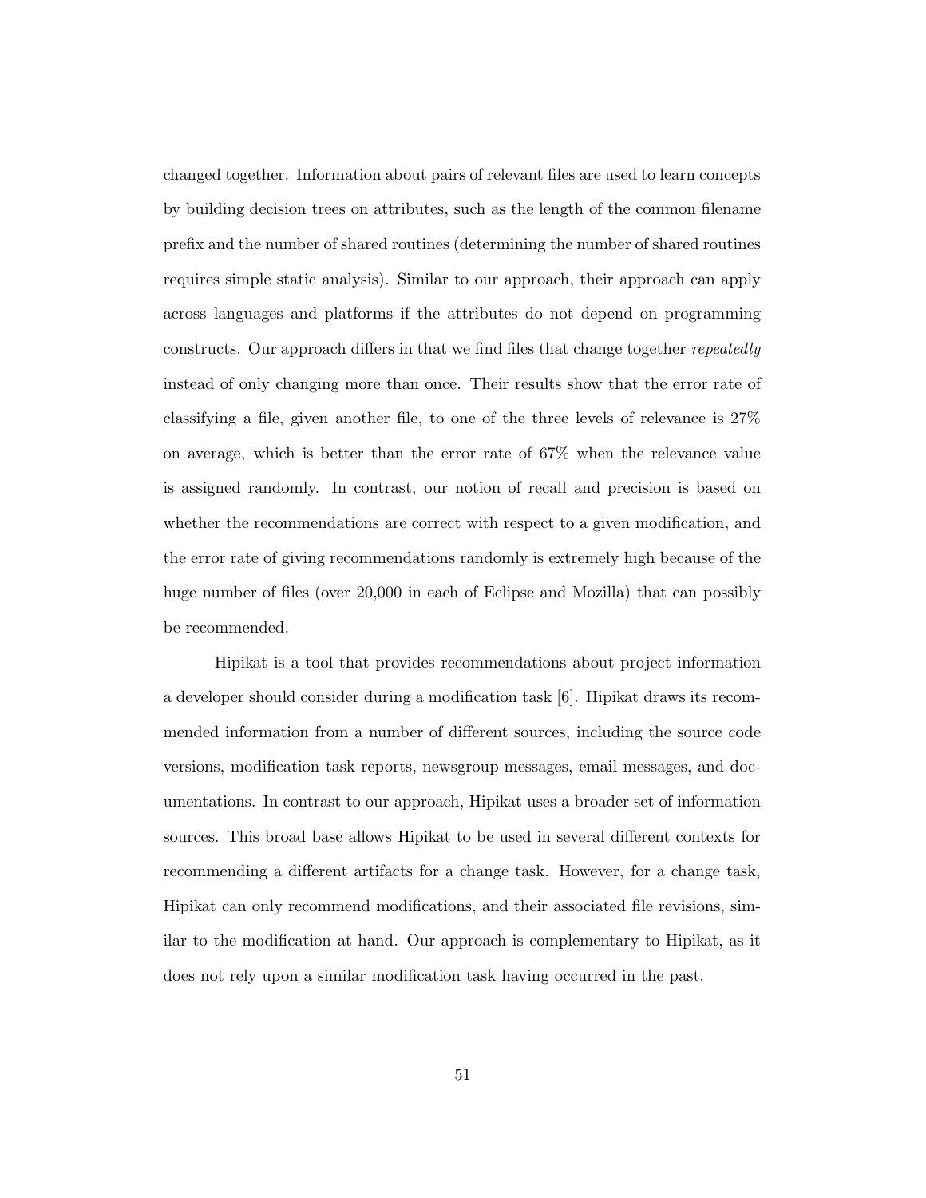changed together. Information about pairs of relevant files are used to learn concepts by building decision trees on attributes, such as the length of the common filename prefix and the number of shared routines (determining the number of shared routines requires simple static analysis). Similar to our approach, their approach can apply across languages and platforms if the attributes do not depend on programming constructs. Our approach differs in that we find files that change together *repeatedly* instead of only changing more than once. Their results show that the error rate of classifying a file, given another file, to one of the three levels of relevance is 27% on average, which is better than the error rate of 67% when the relevance value is assigned randomly. In contrast, our notion of recall and precision is based on whether the recommendations are correct with respect to a given modification, and the error rate of giving recommendations randomly is extremely high because of the huge number of files (over 20,000 in each of Eclipse and Mozilla) that can possibly be recommended.

Hipikat is a tool that provides recommendations about project information a developer should consider during a modification task [6]. Hipikat draws its recommended information from a number of different sources, including the source code versions, modification task reports, newsgroup messages, email messages, and documentations. In contrast to our approach, Hipikat uses a broader set of information sources. This broad base allows Hipikat to be used in several different contexts for recommending a different artifacts for a change task. However, for a change task, Hipikat can only recommend modifications, and their associated file revisions, similar to the modification at hand. Our approach is complementary to Hipikat, as it does not rely upon a similar modification task having occurred in the past.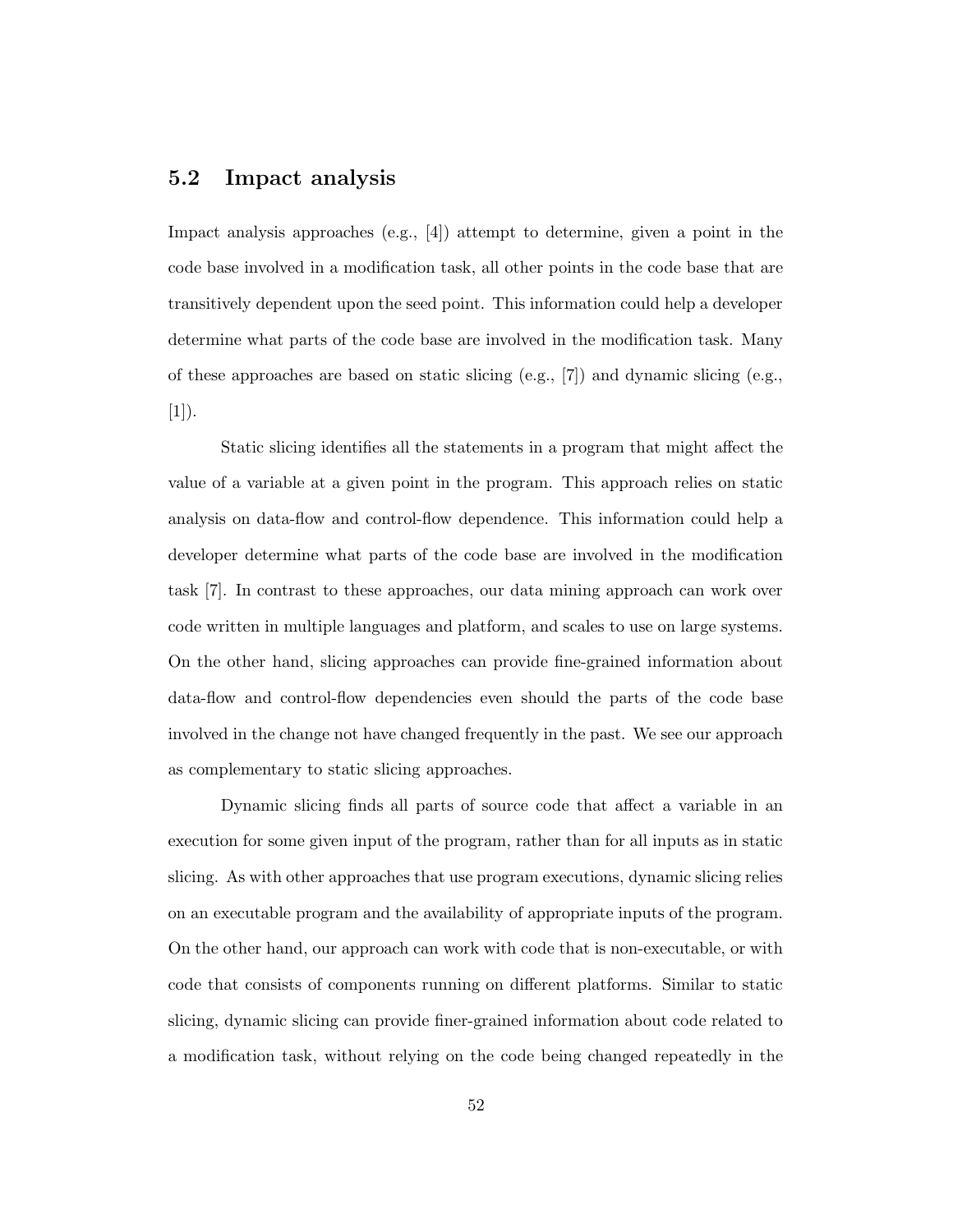## 5.2 Impact analysis

Impact analysis approaches (e.g., [4]) attempt to determine, given a point in the code base involved in a modification task, all other points in the code base that are transitively dependent upon the seed point. This information could help a developer determine what parts of the code base are involved in the modification task. Many of these approaches are based on static slicing (e.g., [7]) and dynamic slicing (e.g., [1]).

Static slicing identifies all the statements in a program that might affect the value of a variable at a given point in the program. This approach relies on static analysis on data-flow and control-flow dependence. This information could help a developer determine what parts of the code base are involved in the modification task [7]. In contrast to these approaches, our data mining approach can work over code written in multiple languages and platform, and scales to use on large systems. On the other hand, slicing approaches can provide fine-grained information about data-flow and control-flow dependencies even should the parts of the code base involved in the change not have changed frequently in the past. We see our approach as complementary to static slicing approaches.

Dynamic slicing finds all parts of source code that affect a variable in an execution for some given input of the program, rather than for all inputs as in static slicing. As with other approaches that use program executions, dynamic slicing relies on an executable program and the availability of appropriate inputs of the program. On the other hand, our approach can work with code that is non-executable, or with code that consists of components running on different platforms. Similar to static slicing, dynamic slicing can provide finer-grained information about code related to a modification task, without relying on the code being changed repeatedly in the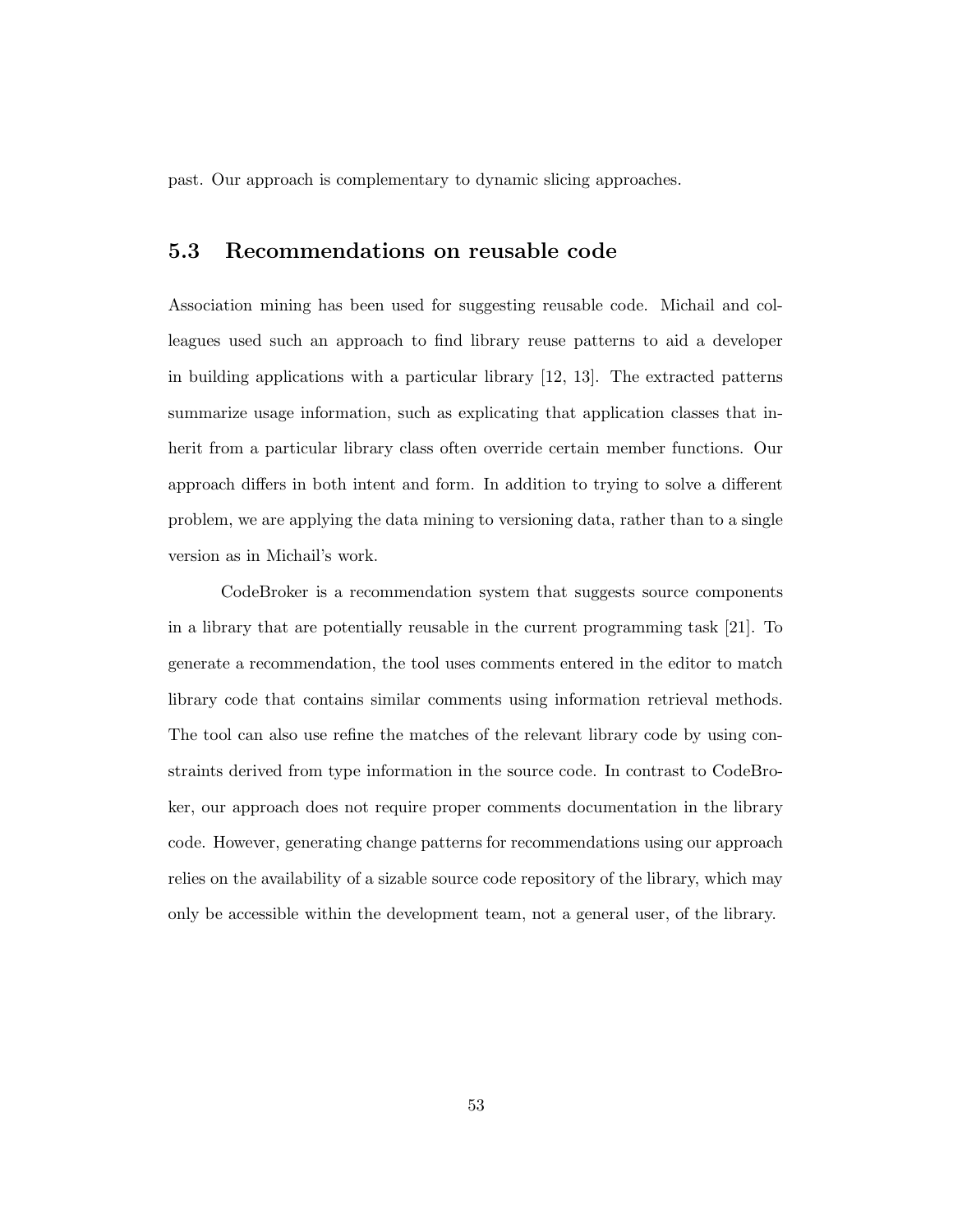past. Our approach is complementary to dynamic slicing approaches.

## 5.3 Recommendations on reusable code

Association mining has been used for suggesting reusable code. Michail and colleagues used such an approach to find library reuse patterns to aid a developer in building applications with a particular library [12, 13]. The extracted patterns summarize usage information, such as explicating that application classes that inherit from a particular library class often override certain member functions. Our approach differs in both intent and form. In addition to trying to solve a different problem, we are applying the data mining to versioning data, rather than to a single version as in Michail's work.

CodeBroker is a recommendation system that suggests source components in a library that are potentially reusable in the current programming task [21]. To generate a recommendation, the tool uses comments entered in the editor to match library code that contains similar comments using information retrieval methods. The tool can also use refine the matches of the relevant library code by using constraints derived from type information in the source code. In contrast to CodeBroker, our approach does not require proper comments documentation in the library code. However, generating change patterns for recommendations using our approach relies on the availability of a sizable source code repository of the library, which may only be accessible within the development team, not a general user, of the library.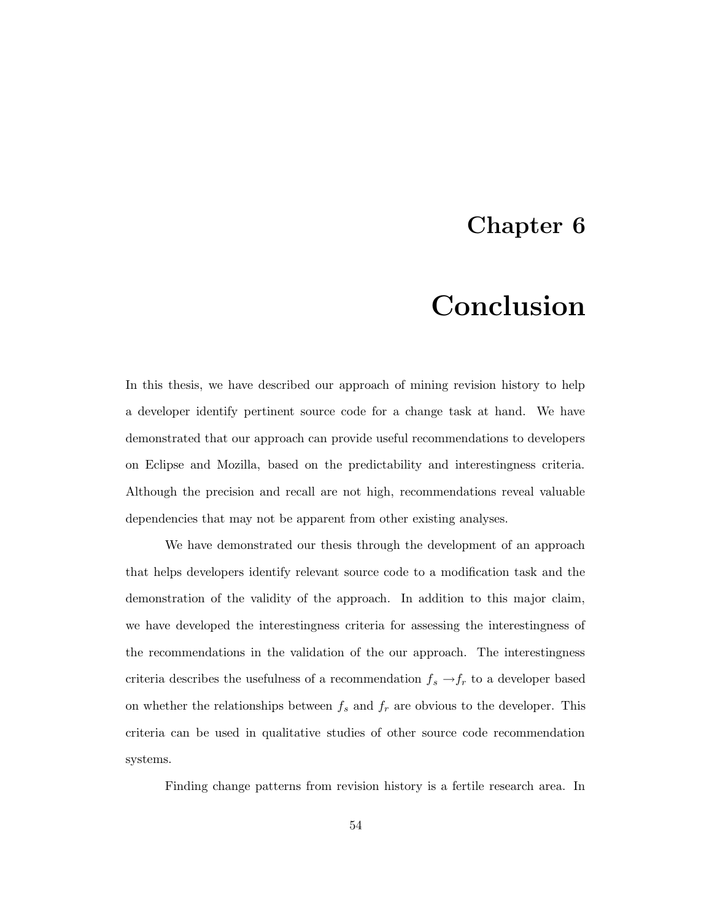# Chapter 6

# Conclusion

In this thesis, we have described our approach of mining revision history to help a developer identify pertinent source code for a change task at hand. We have demonstrated that our approach can provide useful recommendations to developers on Eclipse and Mozilla, based on the predictability and interestingness criteria. Although the precision and recall are not high, recommendations reveal valuable dependencies that may not be apparent from other existing analyses.

We have demonstrated our thesis through the development of an approach that helps developers identify relevant source code to a modification task and the demonstration of the validity of the approach. In addition to this major claim, we have developed the interestingness criteria for assessing the interestingness of the recommendations in the validation of the our approach. The interestingness criteria describes the usefulness of a recommendation $f_s \rightarrow f_r$ to a developer based on whether the relationships between $f_s$ and $f_r$ are obvious to the developer. This criteria can be used in qualitative studies of other source code recommendation systems.

Finding change patterns from revision history is a fertile research area. In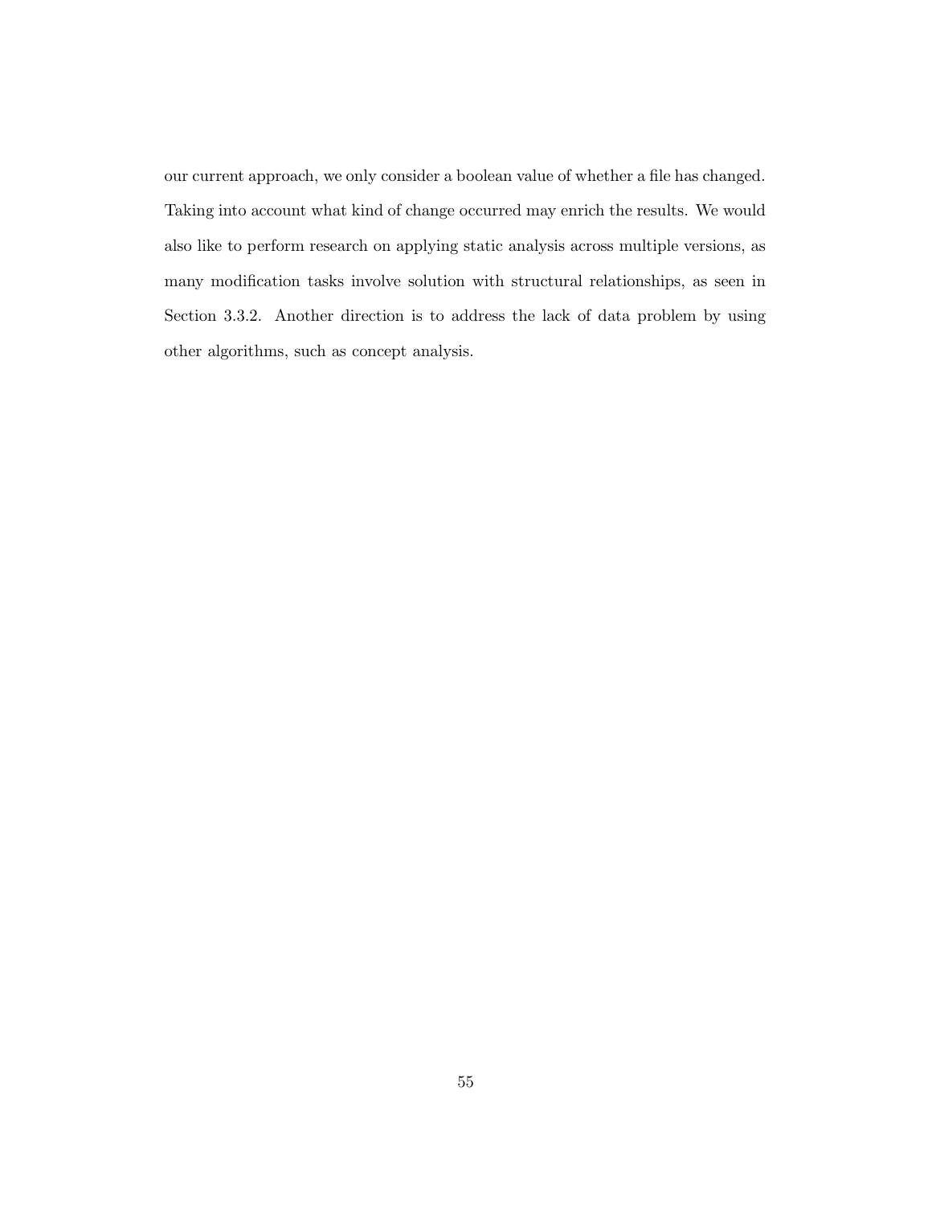our current approach, we only consider a boolean value of whether a file has changed. Taking into account what kind of change occurred may enrich the results. We would also like to perform research on applying static analysis across multiple versions, as many modification tasks involve solution with structural relationships, as seen in Section 3.3.2. Another direction is to address the lack of data problem by using other algorithms, such as concept analysis.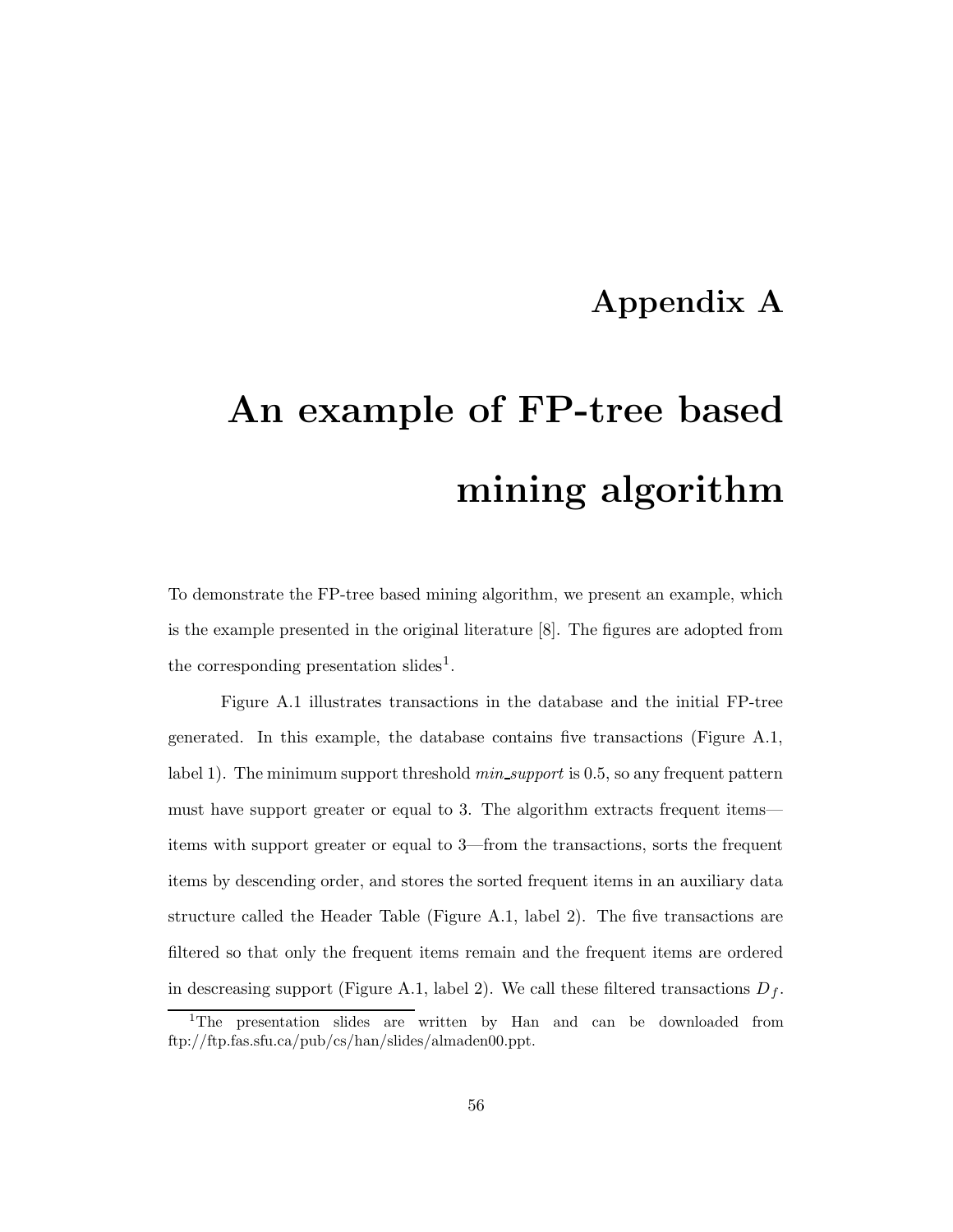# Appendix A

# An example of FP-tree based mining algorithm

To demonstrate the FP-tree based mining algorithm, we present an example, which is the example presented in the original literature [8]. The figures are adopted from the corresponding presentation slides[1].

Figure A.1 illustrates transactions in the database and the initial FP-tree generated. In this example, the database contains five transactions (Figure A.1, label 1). The minimum support threshold *min_support* is 0.5, so any frequent pattern must have support greater or equal to 3. The algorithm extracts frequent items—items with support greater or equal to 3—from the transactions, sorts the frequent items by descending order, and stores the sorted frequent items in an auxiliary data structure called the Header Table (Figure A.1, label 2). The five transactions are filtered so that only the frequent items remain and the frequent items are ordered in descreasing support (Figure A.1, label 2). We call these filtered transactions $D_f$.

[1] The presentation slides are written by Han and can be downloaded from ftp://ftp.fas.sfu.ca/pub/cs/han/slides/almaden00.ppt.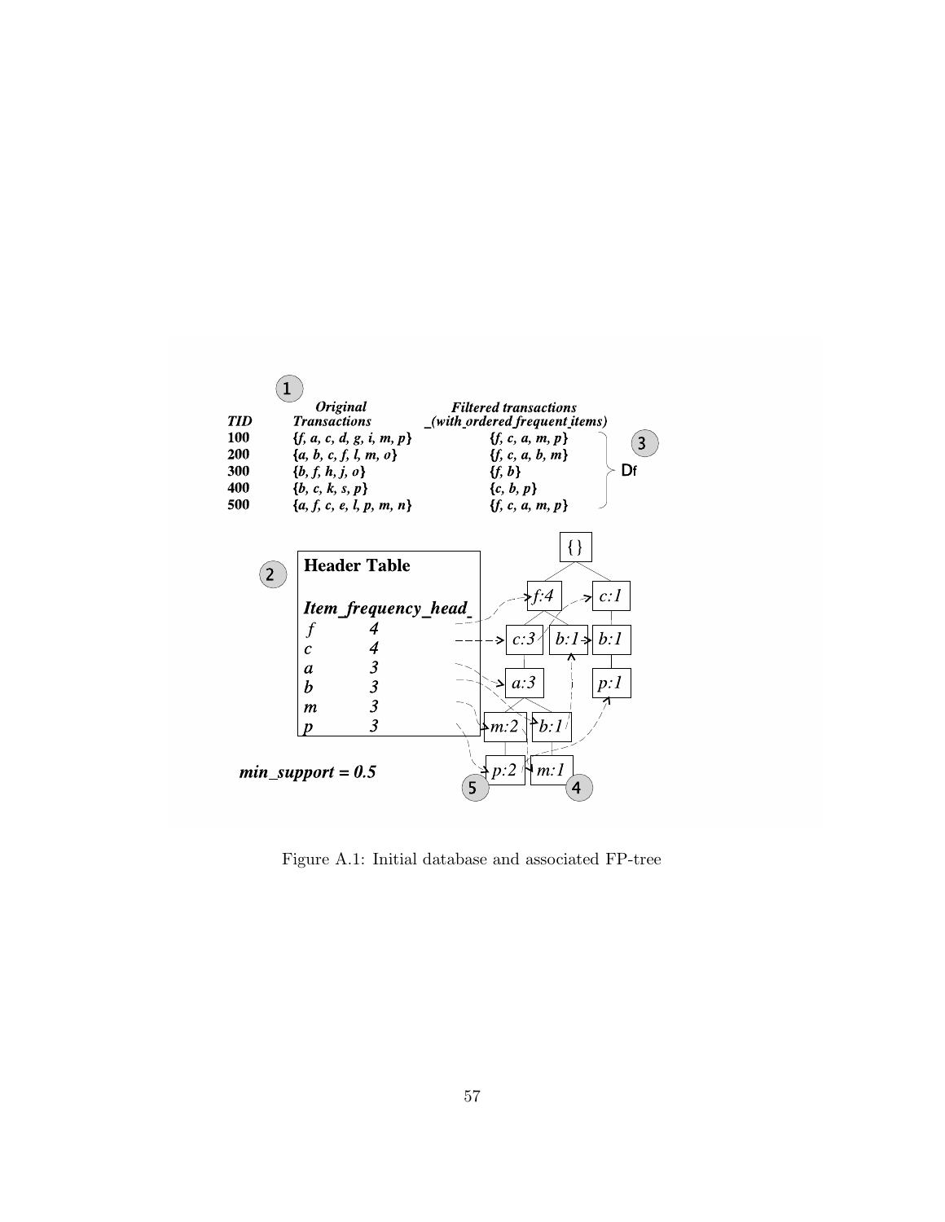| TID | Original Transactions | Filtered transactions (with ordered frequent items) |
|---|---|---|
| 100 | {f, a, c, d, g, i, m, p} | {f, c, a, m, p} |
| 200 | {a, b, c, f, l, m, o} | {f, c, a, b, m} |
| 300 | {b, f, h, j, o} | {f, b} |
| 400 | {b, c, k, s, p} | {c, b, p} |
| 500 | {a, f, c, e, l, p, m, n} | {f, c, a, m, p} |

**Header Table**

| Item | frequency | head |
|---|---|---|
| f | 4 | |
| c | 4 | |
| a | 3 | |
| b | 3 | |
| m | 3 | |
| p | 3 | |

*min_support = 0.5*

Figure A.1: Initial database and associated FP-tree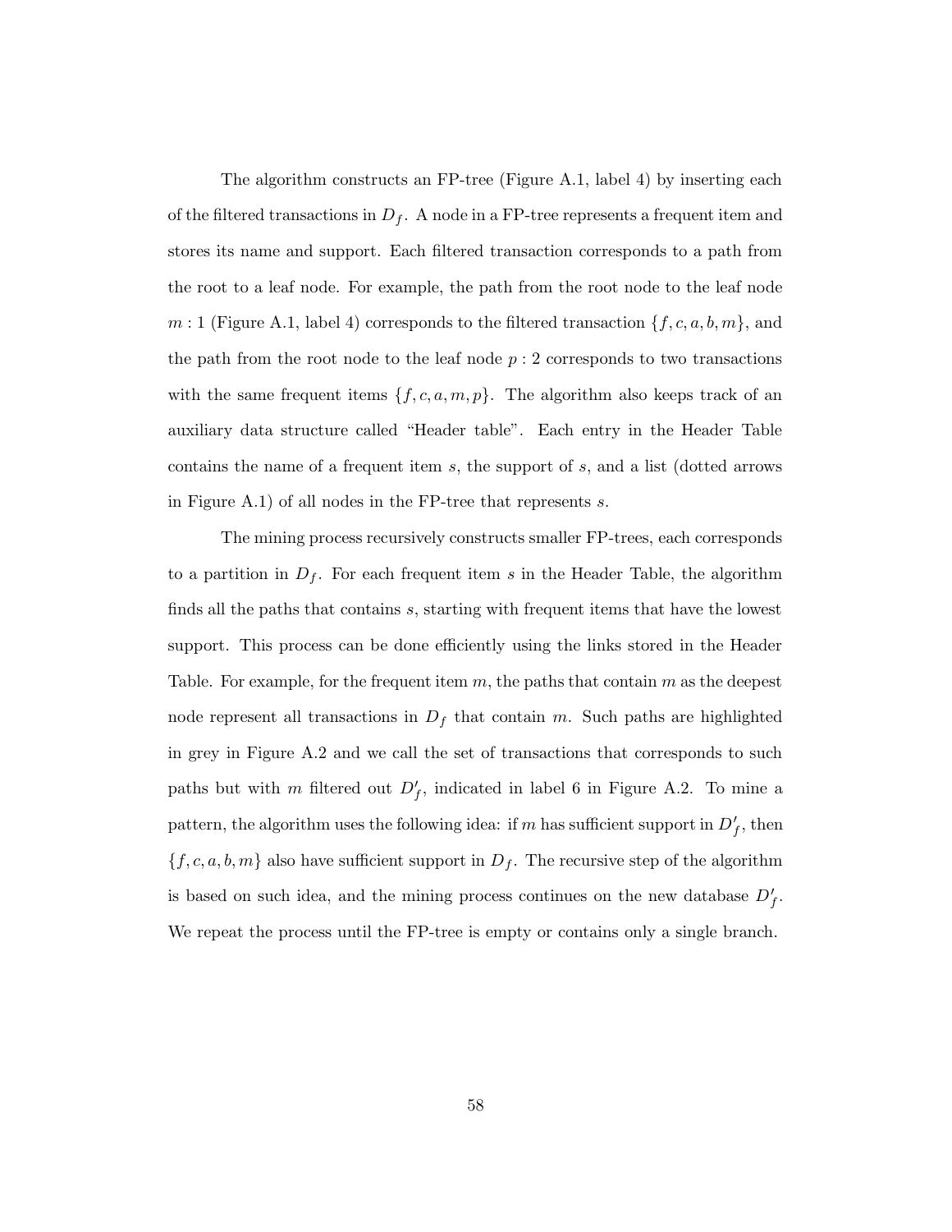The algorithm constructs an FP-tree (Figure A.1, label 4) by inserting each of the filtered transactions in $D_f$. A node in a FP-tree represents a frequent item and stores its name and support. Each filtered transaction corresponds to a path from the root to a leaf node. For example, the path from the root node to the leaf node $m : 1$ (Figure A.1, label 4) corresponds to the filtered transaction $\{f, c, a, b, m\}$, and the path from the root node to the leaf node $p : 2$ corresponds to two transactions with the same frequent items $\{f, c, a, m, p\}$. The algorithm also keeps track of an auxiliary data structure called "Header table". Each entry in the Header Table contains the name of a frequent item $s$, the support of $s$, and a list (dotted arrows in Figure A.1) of all nodes in the FP-tree that represents $s$.

The mining process recursively constructs smaller FP-trees, each corresponds to a partition in $D_f$. For each frequent item $s$ in the Header Table, the algorithm finds all the paths that contains $s$, starting with frequent items that have the lowest support. This process can be done efficiently using the links stored in the Header Table. For example, for the frequent item $m$, the paths that contain $m$ as the deepest node represent all transactions in $D_f$ that contain $m$. Such paths are highlighted in grey in Figure A.2 and we call the set of transactions that corresponds to such paths but with $m$ filtered out $D'_f$, indicated in label 6 in Figure A.2. To mine a pattern, the algorithm uses the following idea: if $m$ has sufficient support in $D'_f$, then $\{f, c, a, b, m\}$ also have sufficient support in $D_f$. The recursive step of the algorithm is based on such idea, and the mining process continues on the new database $D'_f$. We repeat the process until the FP-tree is empty or contains only a single branch.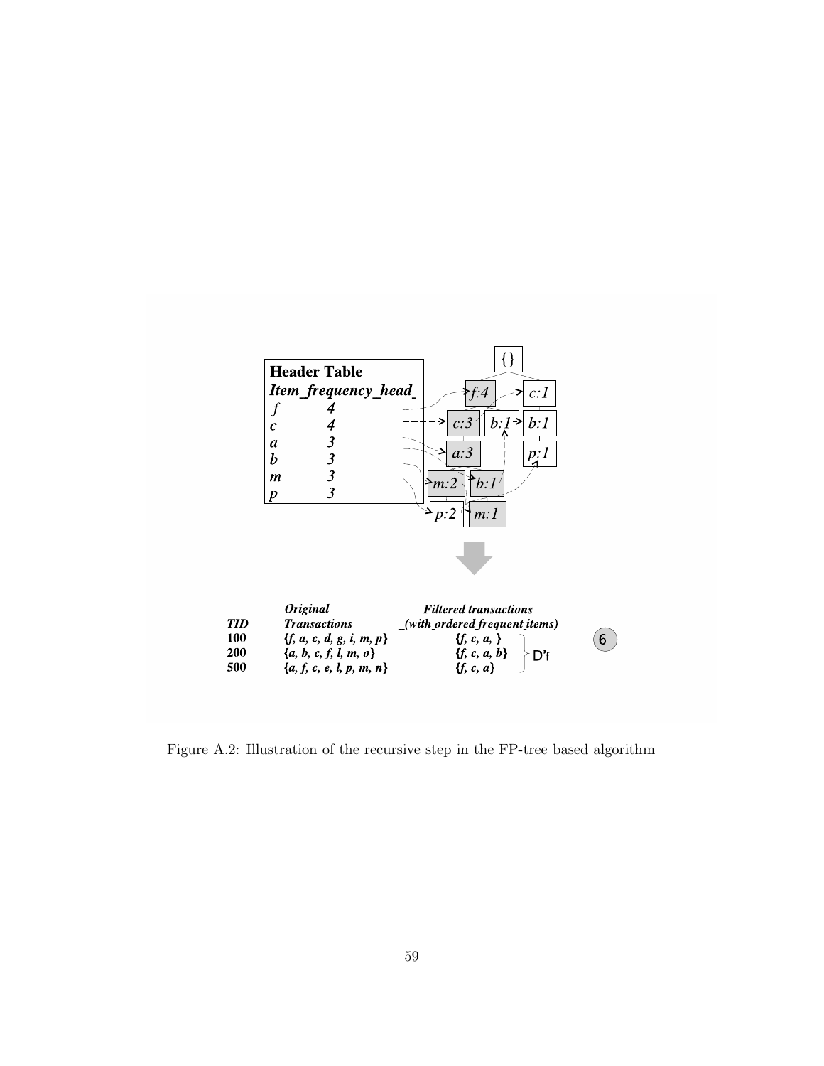**Header Table**

| *Item_frequency_head* | |
|---|---|
| *f* | *4* |
| *c* | *4* |
| *a* | *3* |
| *b* | *3* |
| *m* | *3* |
| *p* | *3* |

{}

*f:4* *c:1*

*c:3* *b:1* *b:1*

*a:3* *p:1*

*m:2* *b:1*

*p:2* *m:1*

| *TID* | *Original Transactions* | *Filtered transactions (with ordered frequent items)* |
|---|---|---|
| **100** | **{*f, a, c, d, g, i, m, p*}** | **{*f, c, a,* }** |
| **200** | **{*a, b, c, f, l, m, o*}** | **{*f, c, a, b*}** |
| **500** | **{*a, f, c, e, l, p, m, n*}** | **{*f, c, a*}** |

D'f

6

Figure A.2: Illustration of the recursive step in the FP-tree based algorithm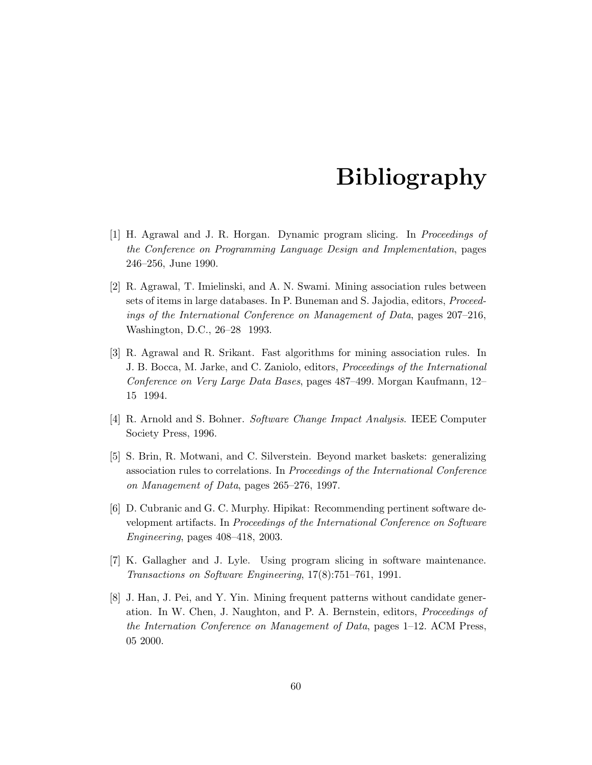# Bibliography

[1] H. Agrawal and J. R. Horgan. Dynamic program slicing. In *Proceedings of the Conference on Programming Language Design and Implementation*, pages 246–256, June 1990.

[2] R. Agrawal, T. Imielinski, and A. N. Swami. Mining association rules between sets of items in large databases. In P. Buneman and S. Jajodia, editors, *Proceedings of the International Conference on Management of Data*, pages 207–216, Washington, D.C., 26–28 1993.

[3] R. Agrawal and R. Srikant. Fast algorithms for mining association rules. In J. B. Bocca, M. Jarke, and C. Zaniolo, editors, *Proceedings of the International Conference on Very Large Data Bases*, pages 487–499. Morgan Kaufmann, 12–15 1994.

[4] R. Arnold and S. Bohner. *Software Change Impact Analysis*. IEEE Computer Society Press, 1996.

[5] S. Brin, R. Motwani, and C. Silverstein. Beyond market baskets: generalizing association rules to correlations. In *Proceedings of the International Conference on Management of Data*, pages 265–276, 1997.

[6] D. Cubranic and G. C. Murphy. Hipikat: Recommending pertinent software development artifacts. In *Proceedings of the International Conference on Software Engineering*, pages 408–418, 2003.

[7] K. Gallagher and J. Lyle. Using program slicing in software maintenance. *Transactions on Software Engineering*, 17(8):751–761, 1991.

[8] J. Han, J. Pei, and Y. Yin. Mining frequent patterns without candidate generation. In W. Chen, J. Naughton, and P. A. Bernstein, editors, *Proceedings of the Internation Conference on Management of Data*, pages 1–12. ACM Press, 05 2000.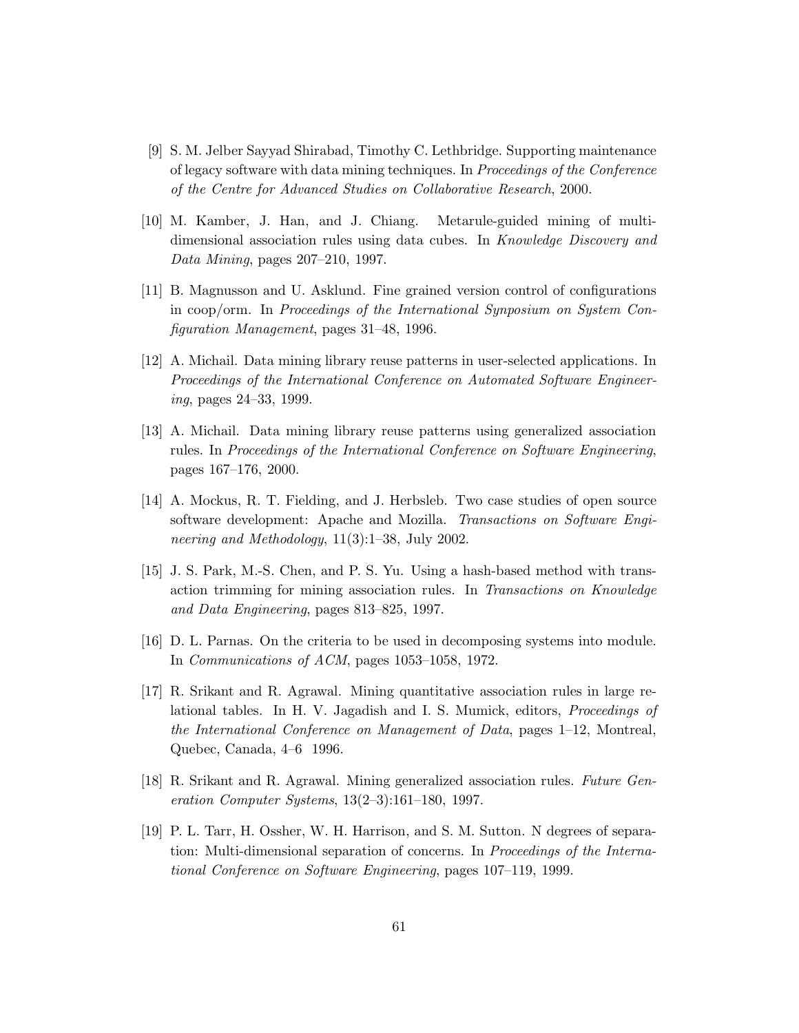[9] S. M. Jelber Sayyad Shirabad, Timothy C. Lethbridge. Supporting maintenance of legacy software with data mining techniques. In *Proceedings of the Conference of the Centre for Advanced Studies on Collaborative Research*, 2000.

[10] M. Kamber, J. Han, and J. Chiang. Metarule-guided mining of multi-dimensional association rules using data cubes. In *Knowledge Discovery and Data Mining*, pages 207–210, 1997.

[11] B. Magnusson and U. Asklund. Fine grained version control of configurations in coop/orm. In *Proceedings of the International Synposium on System Configuration Management*, pages 31–48, 1996.

[12] A. Michail. Data mining library reuse patterns in user-selected applications. In *Proceedings of the International Conference on Automated Software Engineering*, pages 24–33, 1999.

[13] A. Michail. Data mining library reuse patterns using generalized association rules. In *Proceedings of the International Conference on Software Engineering*, pages 167–176, 2000.

[14] A. Mockus, R. T. Fielding, and J. Herbsleb. Two case studies of open source software development: Apache and Mozilla. *Transactions on Software Engineering and Methodology*, 11(3):1–38, July 2002.

[15] J. S. Park, M.-S. Chen, and P. S. Yu. Using a hash-based method with transaction trimming for mining association rules. In *Transactions on Knowledge and Data Engineering*, pages 813–825, 1997.

[16] D. L. Parnas. On the criteria to be used in decomposing systems into module. In *Communications of ACM*, pages 1053–1058, 1972.

[17] R. Srikant and R. Agrawal. Mining quantitative association rules in large relational tables. In H. V. Jagadish and I. S. Mumick, editors, *Proceedings of the International Conference on Management of Data*, pages 1–12, Montreal, Quebec, Canada, 4–6 1996.

[18] R. Srikant and R. Agrawal. Mining generalized association rules. *Future Generation Computer Systems*, 13(2–3):161–180, 1997.

[19] P. L. Tarr, H. Ossher, W. H. Harrison, and S. M. Sutton. N degrees of separation: Multi-dimensional separation of concerns. In *Proceedings of the International Conference on Software Engineering*, pages 107–119, 1999.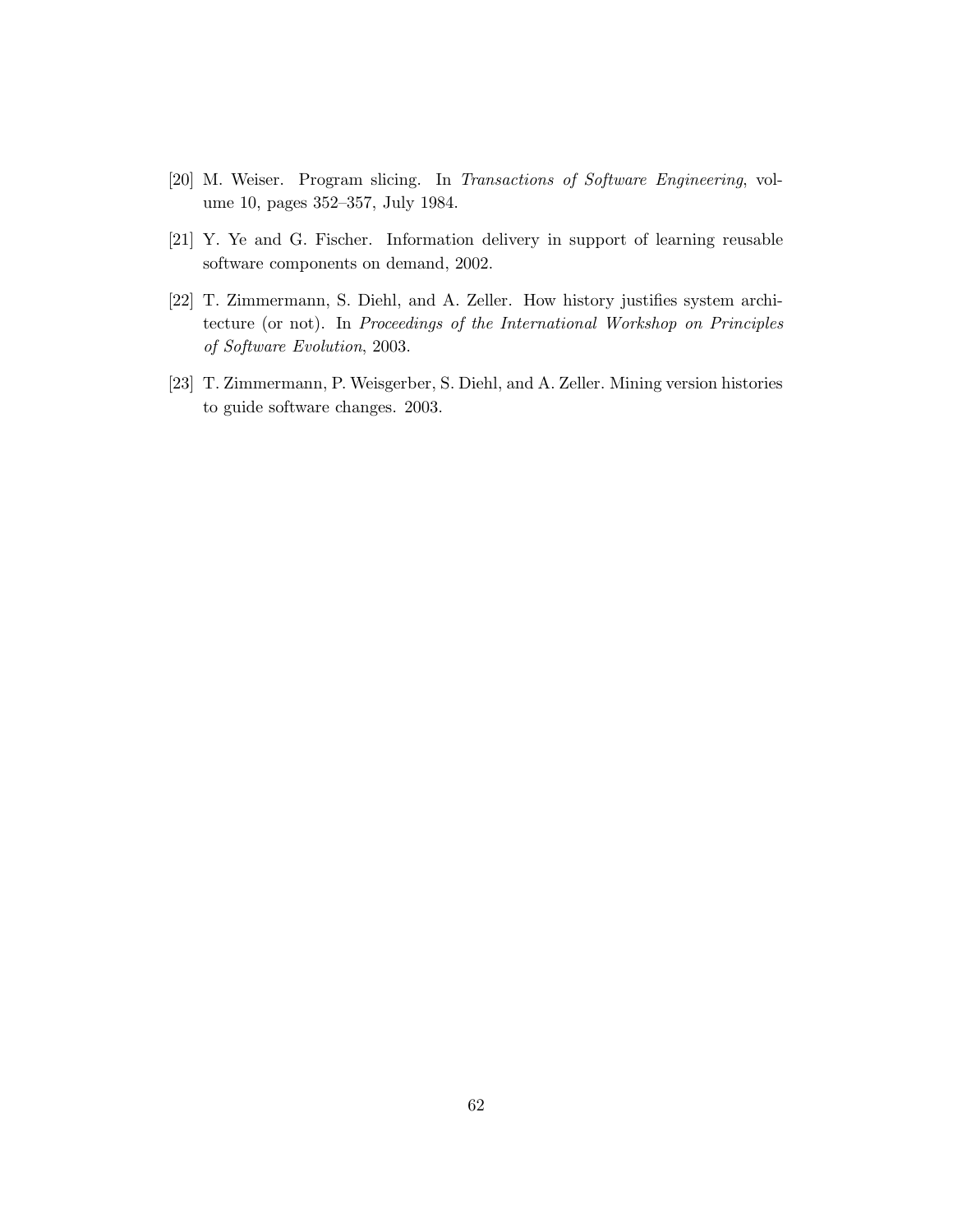[20] M. Weiser. Program slicing. In *Transactions of Software Engineering*, volume 10, pages 352–357, July 1984.

[21] Y. Ye and G. Fischer. Information delivery in support of learning reusable software components on demand, 2002.

[22] T. Zimmermann, S. Diehl, and A. Zeller. How history justifies system architecture (or not). In *Proceedings of the International Workshop on Principles of Software Evolution*, 2003.

[23] T. Zimmermann, P. Weisgerber, S. Diehl, and A. Zeller. Mining version histories to guide software changes. 2003.